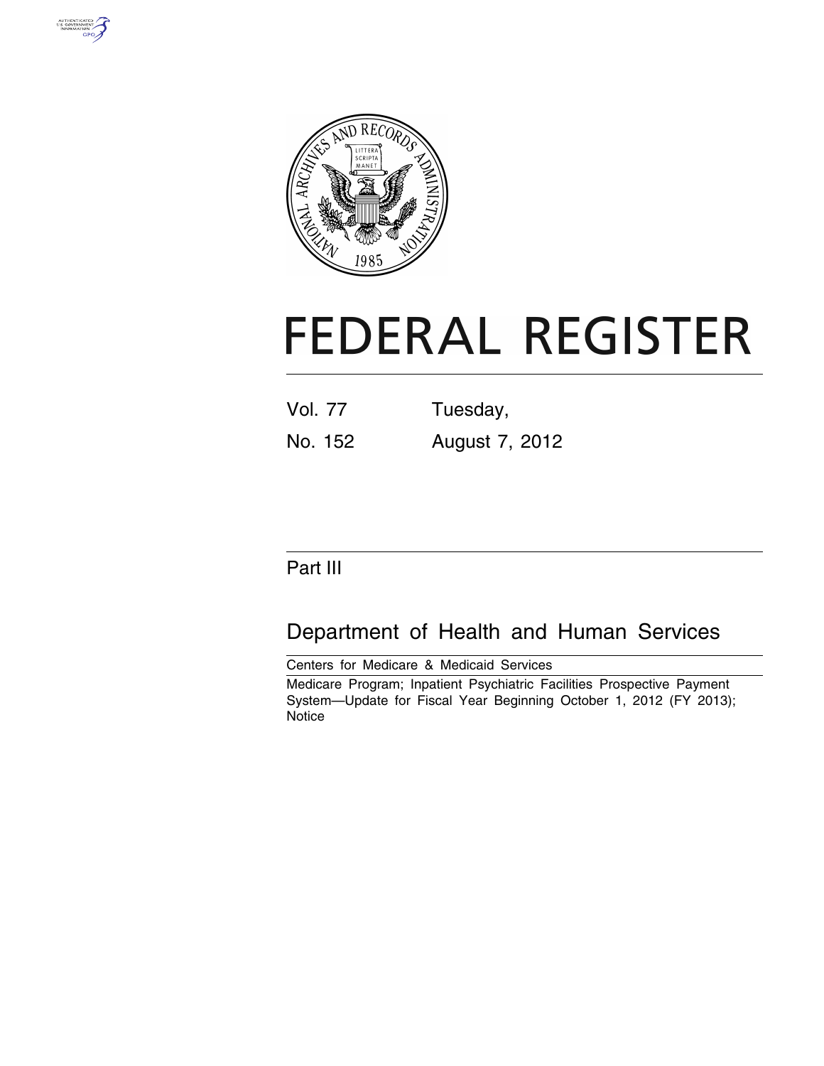# FEDERAL REGISTER

Vol. 77 Tuesday,

No. 152 August 7, 2012

Part III

## Department of Health and Human Services

Centers for Medicare & Medicaid Services

Medicare Program; Inpatient Psychiatric Facilities Prospective Payment System—Update for Fiscal Year Beginning October 1, 2012 (FY 2013); Notice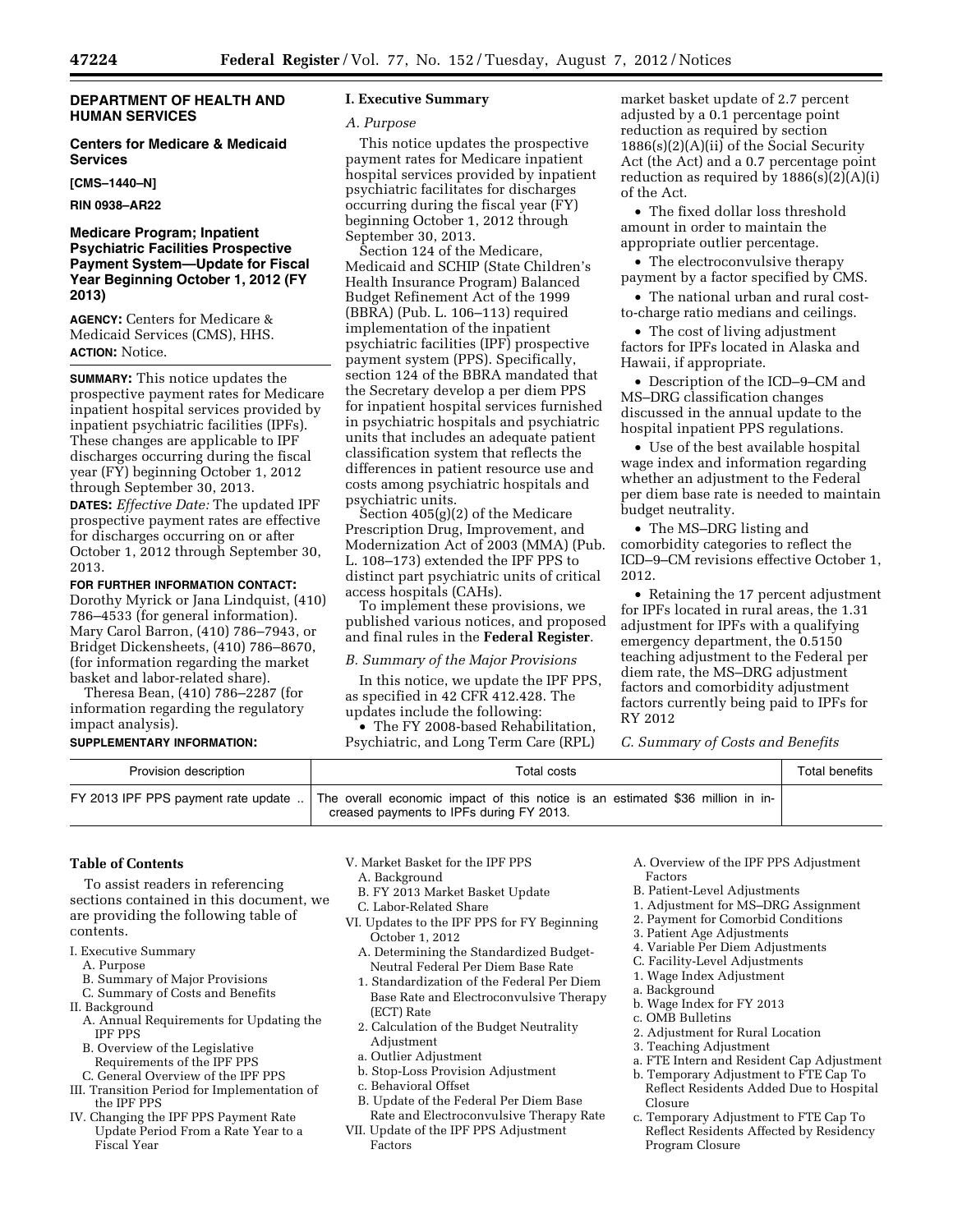**DEPARTMENT OF HEALTH AND HUMAN SERVICES**

**Centers for Medicare & Medicaid Services**

**[CMS–1440–N]**

**RIN 0938–AR22**

# Medicare Program; Inpatient Psychiatric Facilities Prospective Payment System—Update for Fiscal Year Beginning October 1, 2012 (FY 2013)

**AGENCY:** Centers for Medicare & Medicaid Services (CMS), HHS.

**ACTION:** Notice.

**SUMMARY:** This notice updates the prospective payment rates for Medicare inpatient hospital services provided by inpatient psychiatric facilities (IPFs). These changes are applicable to IPF discharges occurring during the fiscal year (FY) beginning October 1, 2012 through September 30, 2013.

**DATES:** *Effective Date:* The updated IPF prospective payment rates are effective for discharges occurring on or after October 1, 2012 through September 30, 2013.

**FOR FURTHER INFORMATION CONTACT:** Dorothy Myrick or Jana Lindquist, (410) 786–4533 (for general information). Mary Carol Barron, (410) 786–7943, or Bridget Dickensheets, (410) 786–8670, (for information regarding the market basket and labor-related share).

Theresa Bean, (410) 786–2287 (for information regarding the regulatory impact analysis).

**SUPPLEMENTARY INFORMATION:**

## I. Executive Summary

### *A. Purpose*

This notice updates the prospective payment rates for Medicare inpatient hospital services provided by inpatient psychiatric facilitates for discharges occurring during the fiscal year (FY) beginning October 1, 2012 through September 30, 2013.

Section 124 of the Medicare, Medicaid and SCHIP (State Children's Health Insurance Program) Balanced Budget Refinement Act of the 1999 (BBRA) (Pub. L. 106–113) required implementation of the inpatient psychiatric facilities (IPF) prospective payment system (PPS). Specifically, section 124 of the BBRA mandated that the Secretary develop a per diem PPS for inpatient hospital services furnished in psychiatric hospitals and psychiatric units that includes an adequate patient classification system that reflects the differences in patient resource use and costs among psychiatric hospitals and psychiatric units.

Section 405(g)(2) of the Medicare Prescription Drug, Improvement, and Modernization Act of 2003 (MMA) (Pub. L. 108–173) extended the IPF PPS to distinct part psychiatric units of critical access hospitals (CAHs).

To implement these provisions, we published various notices, and proposed and final rules in the **Federal Register**.

### *B. Summary of the Major Provisions*

In this notice, we update the IPF PPS, as specified in 42 CFR 412.428. The updates include the following:

- The FY 2008-based Rehabilitation, Psychiatric, and Long Term Care (RPL) market basket update of 2.7 percent adjusted by a 0.1 percentage point reduction as required by section 1886(s)(2)(A)(ii) of the Social Security Act (the Act) and a 0.7 percentage point reduction as required by 1886(s)(2)(A)(i) of the Act.
- The fixed dollar loss threshold amount in order to maintain the appropriate outlier percentage.
- The electroconvulsive therapy payment by a factor specified by CMS.
- The national urban and rural cost-to-charge ratio medians and ceilings.
- The cost of living adjustment factors for IPFs located in Alaska and Hawaii, if appropriate.
- Description of the ICD–9–CM and MS–DRG classification changes discussed in the annual update to the hospital inpatient PPS regulations.
- Use of the best available hospital wage index and information regarding whether an adjustment to the Federal per diem base rate is needed to maintain budget neutrality.
- The MS–DRG listing and comorbidity categories to reflect the ICD–9–CM revisions effective October 1, 2012.
- Retaining the 17 percent adjustment for IPFs located in rural areas, the 1.31 adjustment for IPFs with a qualifying emergency department, the 0.5150 teaching adjustment to the Federal per diem rate, the MS–DRG adjustment factors and comorbidity adjustment factors currently being paid to IPFs for RY 2012

### *C. Summary of Costs and Benefits*

| Provision description | Total costs | Total benefits |
|---|---|---|
| FY 2013 IPF PPS payment rate update .. | The overall economic impact of this notice is an estimated $36 million in increased payments to IPFs during FY 2013. | |

**Table of Contents**

To assist readers in referencing sections contained in this document, we are providing the following table of contents.

I. Executive Summary
  A. Purpose
  B. Summary of Major Provisions
  C. Summary of Costs and Benefits
II. Background
  A. Annual Requirements for Updating the IPF PPS
  B. Overview of the Legislative Requirements of the IPF PPS
  C. General Overview of the IPF PPS
III. Transition Period for Implementation of the IPF PPS
IV. Changing the IPF PPS Payment Rate Update Period From a Rate Year to a Fiscal Year
V. Market Basket for the IPF PPS
  A. Background
  B. FY 2013 Market Basket Update
  C. Labor-Related Share
VI. Updates to the IPF PPS for FY Beginning October 1, 2012
  A. Determining the Standardized Budget-Neutral Federal Per Diem Base Rate
  1. Standardization of the Federal Per Diem Base Rate and Electroconvulsive Therapy (ECT) Rate
  2. Calculation of the Budget Neutrality Adjustment
  a. Outlier Adjustment
  b. Stop-Loss Provision Adjustment
  c. Behavioral Offset
  B. Update of the Federal Per Diem Base Rate and Electroconvulsive Therapy Rate
VII. Update of the IPF PPS Adjustment Factors
  A. Overview of the IPF PPS Adjustment Factors
  B. Patient-Level Adjustments
  1. Adjustment for MS–DRG Assignment
  2. Payment for Comorbid Conditions
  3. Patient Age Adjustments
  4. Variable Per Diem Adjustments
  C. Facility-Level Adjustments
  1. Wage Index Adjustment
  a. Background
  b. Wage Index for FY 2013
  c. OMB Bulletins
  2. Adjustment for Rural Location
  3. Teaching Adjustment
  a. FTE Intern and Resident Cap Adjustment
  b. Temporary Adjustment to FTE Cap To Reflect Residents Added Due to Hospital Closure
  c. Temporary Adjustment to FTE Cap To Reflect Residents Affected by Residency Program Closure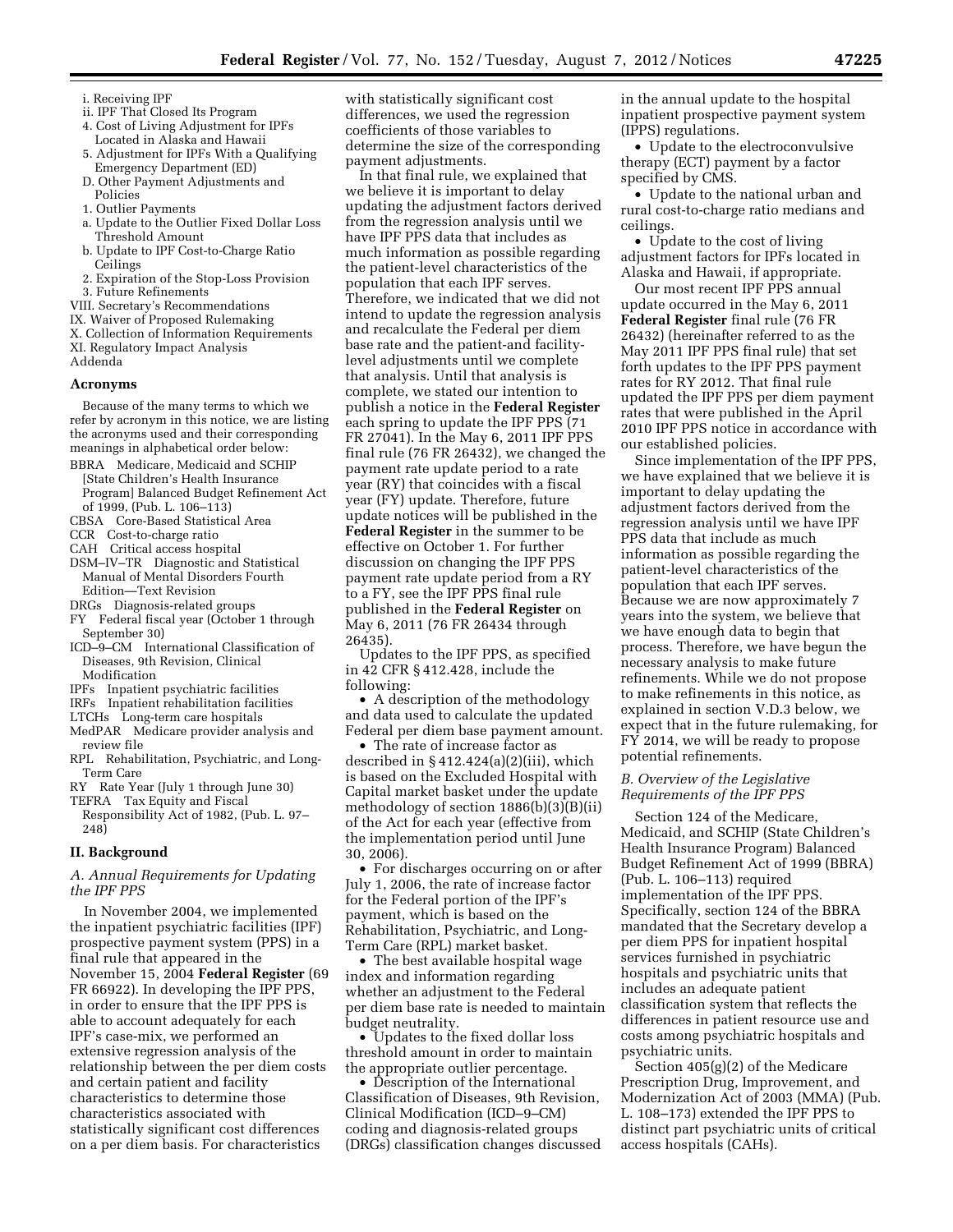i. Receiving IPF
ii. IPF That Closed Its Program
4. Cost of Living Adjustment for IPFs Located in Alaska and Hawaii
5. Adjustment for IPFs With a Qualifying Emergency Department (ED)
D. Other Payment Adjustments and Policies
1. Outlier Payments
a. Update to the Outlier Fixed Dollar Loss Threshold Amount
b. Update to IPF Cost-to-Charge Ratio Ceilings
2. Expiration of the Stop-Loss Provision
3. Future Refinements
VIII. Secretary's Recommendations
IX. Waiver of Proposed Rulemaking
X. Collection of Information Requirements
XI. Regulatory Impact Analysis
Addenda

### Acronyms

Because of the many terms to which we refer by acronym in this notice, we are listing the acronyms used and their corresponding meanings in alphabetical order below:

BBRA Medicare, Medicaid and SCHIP [State Children's Health Insurance Program] Balanced Budget Refinement Act of 1999, (Pub. L. 106–113)
CBSA Core-Based Statistical Area
CCR Cost-to-charge ratio
CAH Critical access hospital
DSM–IV–TR Diagnostic and Statistical Manual of Mental Disorders Fourth Edition—Text Revision
DRGs Diagnosis-related groups
FY Federal fiscal year (October 1 through September 30)
ICD–9–CM International Classification of Diseases, 9th Revision, Clinical Modification
IPFs Inpatient psychiatric facilities
IRFs Inpatient rehabilitation facilities
LTCHs Long-term care hospitals
MedPAR Medicare provider analysis and review file
RPL Rehabilitation, Psychiatric, and Long-Term Care
RY Rate Year (July 1 through June 30)
TEFRA Tax Equity and Fiscal Responsibility Act of 1982, (Pub. L. 97–248)

## II. Background

### A. Annual Requirements for Updating the IPF PPS

In November 2004, we implemented the inpatient psychiatric facilities (IPF) prospective payment system (PPS) in a final rule that appeared in the November 15, 2004 **Federal Register** (69 FR 66922). In developing the IPF PPS, in order to ensure that the IPF PPS is able to account adequately for each IPF's case-mix, we performed an extensive regression analysis of the relationship between the per diem costs and certain patient and facility characteristics to determine those characteristics associated with statistically significant cost differences on a per diem basis. For characteristics with statistically significant cost differences, we used the regression coefficients of those variables to determine the size of the corresponding payment adjustments.

In that final rule, we explained that we believe it is important to delay updating the adjustment factors derived from the regression analysis until we have IPF PPS data that includes as much information as possible regarding the patient-level characteristics of the population that each IPF serves. Therefore, we indicated that we did not intend to update the regression analysis and recalculate the Federal per diem base rate and the patient-and facility-level adjustments until we complete that analysis. Until that analysis is complete, we stated our intention to publish a notice in the **Federal Register** each spring to update the IPF PPS (71 FR 27041). In the May 6, 2011 IPF PPS final rule (76 FR 26432), we changed the payment rate update period to a rate year (RY) that coincides with a fiscal year (FY) update. Therefore, future update notices will be published in the **Federal Register** in the summer to be effective on October 1. For further discussion on changing the IPF PPS payment rate update period from a RY to a FY, see the IPF PPS final rule published in the **Federal Register** on May 6, 2011 (76 FR 26434 through 26435).

Updates to the IPF PPS, as specified in 42 CFR § 412.428, include the following:

- A description of the methodology and data used to calculate the updated Federal per diem base payment amount.
- The rate of increase factor as described in § 412.424(a)(2)(iii), which is based on the Excluded Hospital with Capital market basket under the update methodology of section 1886(b)(3)(B)(ii) of the Act for each year (effective from the implementation period until June 30, 2006).
- For discharges occurring on or after July 1, 2006, the rate of increase factor for the Federal portion of the IPF's payment, which is based on the Rehabilitation, Psychiatric, and Long-Term Care (RPL) market basket.
- The best available hospital wage index and information regarding whether an adjustment to the Federal per diem base rate is needed to maintain budget neutrality.
- Updates to the fixed dollar loss threshold amount in order to maintain the appropriate outlier percentage.
- Description of the International Classification of Diseases, 9th Revision, Clinical Modification (ICD–9–CM) coding and diagnosis-related groups (DRGs) classification changes discussed in the annual update to the hospital inpatient prospective payment system (IPPS) regulations.
- Update to the electroconvulsive therapy (ECT) payment by a factor specified by CMS.
- Update to the national urban and rural cost-to-charge ratio medians and ceilings.
- Update to the cost of living adjustment factors for IPFs located in Alaska and Hawaii, if appropriate.

Our most recent IPF PPS annual update occurred in the May 6, 2011 **Federal Register** final rule (76 FR 26432) (hereinafter referred to as the May 2011 IPF PPS final rule) that set forth updates to the IPF PPS payment rates for RY 2012. That final rule updated the IPF PPS per diem payment rates that were published in the April 2010 IPF PPS notice in accordance with our established policies.

Since implementation of the IPF PPS, we have explained that we believe it is important to delay updating the adjustment factors derived from the regression analysis until we have IPF PPS data that include as much information as possible regarding the patient-level characteristics of the population that each IPF serves. Because we are now approximately 7 years into the system, we believe that we have enough data to begin that process. Therefore, we have begun the necessary analysis to make future refinements. While we do not propose to make refinements in this notice, as explained in section V.D.3 below, we expect that in the future rulemaking, for FY 2014, we will be ready to propose potential refinements.

### B. Overview of the Legislative Requirements of the IPF PPS

Section 124 of the Medicare, Medicaid, and SCHIP (State Children's Health Insurance Program) Balanced Budget Refinement Act of 1999 (BBRA) (Pub. L. 106–113) required implementation of the IPF PPS. Specifically, section 124 of the BBRA mandated that the Secretary develop a per diem PPS for inpatient hospital services furnished in psychiatric hospitals and psychiatric units that includes an adequate patient classification system that reflects the differences in patient resource use and costs among psychiatric hospitals and psychiatric units.

Section 405(g)(2) of the Medicare Prescription Drug, Improvement, and Modernization Act of 2003 (MMA) (Pub. L. 108–173) extended the IPF PPS to distinct part psychiatric units of critical access hospitals (CAHs).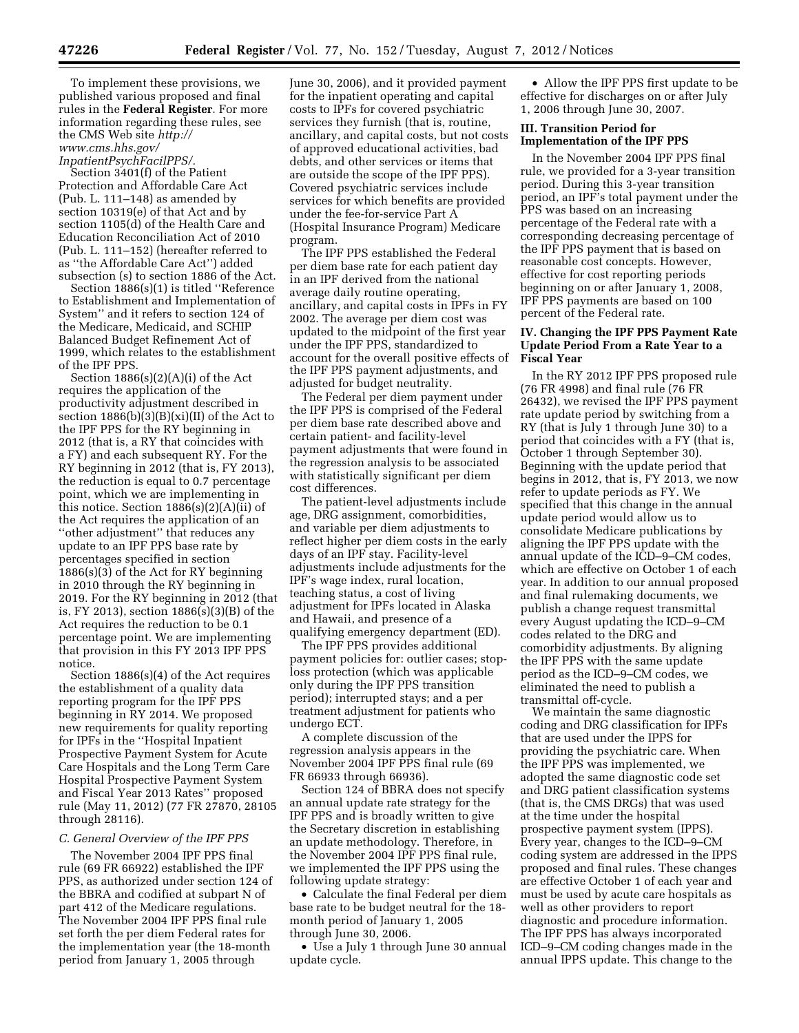To implement these provisions, we published various proposed and final rules in the **Federal Register**. For more information regarding these rules, see the CMS Web site *http://www.cms.hhs.gov/InpatientPsychFacilPPS/.*

Section 3401(f) of the Patient Protection and Affordable Care Act (Pub. L. 111–148) as amended by section 10319(e) of that Act and by section 1105(d) of the Health Care and Education Reconciliation Act of 2010 (Pub. L. 111–152) (hereafter referred to as ''the Affordable Care Act'') added subsection (s) to section 1886 of the Act.

Section 1886(s)(1) is titled ''Reference to Establishment and Implementation of System'' and it refers to section 124 of the Medicare, Medicaid, and SCHIP Balanced Budget Refinement Act of 1999, which relates to the establishment of the IPF PPS.

Section 1886(s)(2)(A)(i) of the Act requires the application of the productivity adjustment described in section 1886(b)(3)(B)(xi)(II) of the Act to the IPF PPS for the RY beginning in 2012 (that is, a RY that coincides with a FY) and each subsequent RY. For the RY beginning in 2012 (that is, FY 2013), the reduction is equal to 0.7 percentage point, which we are implementing in this notice. Section 1886(s)(2)(A)(ii) of the Act requires the application of an ''other adjustment'' that reduces any update to an IPF PPS base rate by percentages specified in section 1886(s)(3) of the Act for RY beginning in 2010 through the RY beginning in 2019. For the RY beginning in 2012 (that is, FY 2013), section 1886(s)(3)(B) of the Act requires the reduction to be 0.1 percentage point. We are implementing that provision in this FY 2013 IPF PPS notice.

Section 1886(s)(4) of the Act requires the establishment of a quality data reporting program for the IPF PPS beginning in RY 2014. We proposed new requirements for quality reporting for IPFs in the ''Hospital Inpatient Prospective Payment System for Acute Care Hospitals and the Long Term Care Hospital Prospective Payment System and Fiscal Year 2013 Rates'' proposed rule (May 11, 2012) (77 FR 27870, 28105 through 28116).

### *C. General Overview of the IPF PPS*

The November 2004 IPF PPS final rule (69 FR 66922) established the IPF PPS, as authorized under section 124 of the BBRA and codified at subpart N of part 412 of the Medicare regulations. The November 2004 IPF PPS final rule set forth the per diem Federal rates for the implementation year (the 18-month period from January 1, 2005 through June 30, 2006), and it provided payment for the inpatient operating and capital costs to IPFs for covered psychiatric services they furnish (that is, routine, ancillary, and capital costs, but not costs of approved educational activities, bad debts, and other services or items that are outside the scope of the IPF PPS). Covered psychiatric services include services for which benefits are provided under the fee-for-service Part A (Hospital Insurance Program) Medicare program.

The IPF PPS established the Federal per diem base rate for each patient day in an IPF derived from the national average daily routine operating, ancillary, and capital costs in IPFs in FY 2002. The average per diem cost was updated to the midpoint of the first year under the IPF PPS, standardized to account for the overall positive effects of the IPF PPS payment adjustments, and adjusted for budget neutrality.

The Federal per diem payment under the IPF PPS is comprised of the Federal per diem base rate described above and certain patient- and facility-level payment adjustments that were found in the regression analysis to be associated with statistically significant per diem cost differences.

The patient-level adjustments include age, DRG assignment, comorbidities, and variable per diem adjustments to reflect higher per diem costs in the early days of an IPF stay. Facility-level adjustments include adjustments for the IPF's wage index, rural location, teaching status, a cost of living adjustment for IPFs located in Alaska and Hawaii, and presence of a qualifying emergency department (ED).

The IPF PPS provides additional payment policies for: outlier cases; stop-loss protection (which was applicable only during the IPF PPS transition period); interrupted stays; and a per treatment adjustment for patients who undergo ECT.

A complete discussion of the regression analysis appears in the November 2004 IPF PPS final rule (69 FR 66933 through 66936).

Section 124 of BBRA does not specify an annual update rate strategy for the IPF PPS and is broadly written to give the Secretary discretion in establishing an update methodology. Therefore, in the November 2004 IPF PPS final rule, we implemented the IPF PPS using the following update strategy:

- Calculate the final Federal per diem base rate to be budget neutral for the 18-month period of January 1, 2005 through June 30, 2006.
- Use a July 1 through June 30 annual update cycle.
- Allow the IPF PPS first update to be effective for discharges on or after July 1, 2006 through June 30, 2007.

## III. Transition Period for Implementation of the IPF PPS

In the November 2004 IPF PPS final rule, we provided for a 3-year transition period. During this 3-year transition period, an IPF's total payment under the PPS was based on an increasing percentage of the Federal rate with a corresponding decreasing percentage of the IPF PPS payment that is based on reasonable cost concepts. However, effective for cost reporting periods beginning on or after January 1, 2008, IPF PPS payments are based on 100 percent of the Federal rate.

## IV. Changing the IPF PPS Payment Rate Update Period From a Rate Year to a Fiscal Year

In the RY 2012 IPF PPS proposed rule (76 FR 4998) and final rule (76 FR 26432), we revised the IPF PPS payment rate update period by switching from a RY (that is July 1 through June 30) to a period that coincides with a FY (that is, October 1 through September 30). Beginning with the update period that begins in 2012, that is, FY 2013, we now refer to update periods as FY. We specified that this change in the annual update period would allow us to consolidate Medicare publications by aligning the IPF PPS update with the annual update of the ICD–9–CM codes, which are effective on October 1 of each year. In addition to our annual proposed and final rulemaking documents, we publish a change request transmittal every August updating the ICD–9–CM codes related to the DRG and comorbidity adjustments. By aligning the IPF PPS with the same update period as the ICD–9–CM codes, we eliminated the need to publish a transmittal off-cycle.

We maintain the same diagnostic coding and DRG classification for IPFs that are used under the IPPS for providing the psychiatric care. When the IPF PPS was implemented, we adopted the same diagnostic code set and DRG patient classification systems (that is, the CMS DRGs) that was used at the time under the hospital prospective payment system (IPPS). Every year, changes to the ICD–9–CM coding system are addressed in the IPPS proposed and final rules. These changes are effective October 1 of each year and must be used by acute care hospitals as well as other providers to report diagnostic and procedure information. The IPF PPS has always incorporated ICD–9–CM coding changes made in the annual IPPS update. This change to the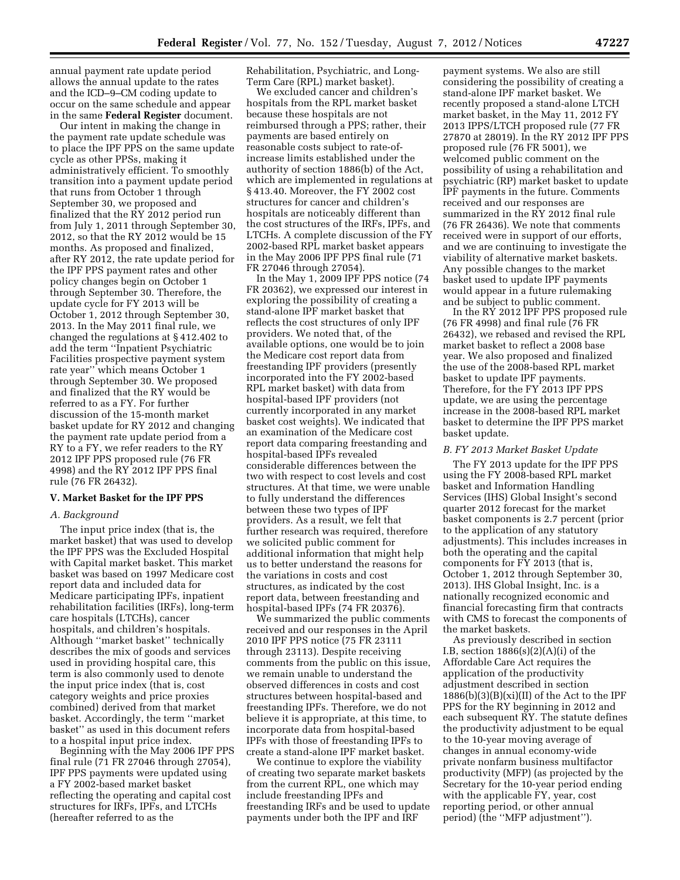annual payment rate update period allows the annual update to the rates and the ICD–9–CM coding update to occur on the same schedule and appear in the same **Federal Register** document.

Our intent in making the change in the payment rate update schedule was to place the IPF PPS on the same update cycle as other PPSs, making it administratively efficient. To smoothly transition into a payment update period that runs from October 1 through September 30, we proposed and finalized that the RY 2012 period run from July 1, 2011 through September 30, 2012, so that the RY 2012 would be 15 months. As proposed and finalized, after RY 2012, the rate update period for the IPF PPS payment rates and other policy changes begin on October 1 through September 30. Therefore, the update cycle for FY 2013 will be October 1, 2012 through September 30, 2013. In the May 2011 final rule, we changed the regulations at § 412.402 to add the term ''Inpatient Psychiatric Facilities prospective payment system rate year'' which means October 1 through September 30. We proposed and finalized that the RY would be referred to as a FY. For further discussion of the 15-month market basket update for RY 2012 and changing the payment rate update period from a RY to a FY, we refer readers to the RY 2012 IPF PPS proposed rule (76 FR 4998) and the RY 2012 IPF PPS final rule (76 FR 26432).

## V. Market Basket for the IPF PPS

### *A. Background*

The input price index (that is, the market basket) that was used to develop the IPF PPS was the Excluded Hospital with Capital market basket. This market basket was based on 1997 Medicare cost report data and included data for Medicare participating IPFs, inpatient rehabilitation facilities (IRFs), long-term care hospitals (LTCHs), cancer hospitals, and children's hospitals. Although ''market basket'' technically describes the mix of goods and services used in providing hospital care, this term is also commonly used to denote the input price index (that is, cost category weights and price proxies combined) derived from that market basket. Accordingly, the term ''market basket'' as used in this document refers to a hospital input price index.

Beginning with the May 2006 IPF PPS final rule (71 FR 27046 through 27054), IPF PPS payments were updated using a FY 2002-based market basket reflecting the operating and capital cost structures for IRFs, IPFs, and LTCHs (hereafter referred to as the Rehabilitation, Psychiatric, and Long-Term Care (RPL) market basket).

We excluded cancer and children's hospitals from the RPL market basket because these hospitals are not reimbursed through a PPS; rather, their payments are based entirely on reasonable costs subject to rate-of-increase limits established under the authority of section 1886(b) of the Act, which are implemented in regulations at § 413.40. Moreover, the FY 2002 cost structures for cancer and children's hospitals are noticeably different than the cost structures of the IRFs, IPFs, and LTCHs. A complete discussion of the FY 2002-based RPL market basket appears in the May 2006 IPF PPS final rule (71 FR 27046 through 27054).

In the May 1, 2009 IPF PPS notice (74 FR 20362), we expressed our interest in exploring the possibility of creating a stand-alone IPF market basket that reflects the cost structures of only IPF providers. We noted that, of the available options, one would be to join the Medicare cost report data from freestanding IPF providers (presently incorporated into the FY 2002-based RPL market basket) with data from hospital-based IPF providers (not currently incorporated in any market basket cost weights). We indicated that an examination of the Medicare cost report data comparing freestanding and hospital-based IPFs revealed considerable differences between the two with respect to cost levels and cost structures. At that time, we were unable to fully understand the differences between these two types of IPF providers. As a result, we felt that further research was required, therefore we solicited public comment for additional information that might help us to better understand the reasons for the variations in costs and cost structures, as indicated by the cost report data, between freestanding and hospital-based IPFs (74 FR 20376).

We summarized the public comments received and our responses in the April 2010 IPF PPS notice (75 FR 23111 through 23113). Despite receiving comments from the public on this issue, we remain unable to understand the observed differences in costs and cost structures between hospital-based and freestanding IPFs. Therefore, we do not believe it is appropriate, at this time, to incorporate data from hospital-based IPFs with those of freestanding IPFs to create a stand-alone IPF market basket.

We continue to explore the viability of creating two separate market baskets from the current RPL, one which may include freestanding IPFs and freestanding IRFs and be used to update payments under both the IPF and IRF payment systems. We also are still considering the possibility of creating a stand-alone IPF market basket. We recently proposed a stand-alone LTCH market basket, in the May 11, 2012 FY 2013 IPPS/LTCH proposed rule (77 FR 27870 at 28019). In the RY 2012 IPF PPS proposed rule (76 FR 5001), we welcomed public comment on the possibility of using a rehabilitation and psychiatric (RP) market basket to update IPF payments in the future. Comments received and our responses are summarized in the RY 2012 final rule (76 FR 26436). We note that comments received were in support of our efforts, and we are continuing to investigate the viability of alternative market baskets. Any possible changes to the market basket used to update IPF payments would appear in a future rulemaking and be subject to public comment.

In the RY 2012 IPF PPS proposed rule (76 FR 4998) and final rule (76 FR 26432), we rebased and revised the RPL market basket to reflect a 2008 base year. We also proposed and finalized the use of the 2008-based RPL market basket to update IPF payments. Therefore, for the FY 2013 IPF PPS update, we are using the percentage increase in the 2008-based RPL market basket to determine the IPF PPS market basket update.

### *B. FY 2013 Market Basket Update*

The FY 2013 update for the IPF PPS using the FY 2008-based RPL market basket and Information Handling Services (IHS) Global Insight's second quarter 2012 forecast for the market basket components is 2.7 percent (prior to the application of any statutory adjustments). This includes increases in both the operating and the capital components for FY 2013 (that is, October 1, 2012 through September 30, 2013). IHS Global Insight, Inc. is a nationally recognized economic and financial forecasting firm that contracts with CMS to forecast the components of the market baskets.

As previously described in section I.B, section 1886(s)(2)(A)(i) of the Affordable Care Act requires the application of the productivity adjustment described in section 1886(b)(3)(B)(xi)(II) of the Act to the IPF PPS for the RY beginning in 2012 and each subsequent RY. The statute defines the productivity adjustment to be equal to the 10-year moving average of changes in annual economy-wide private nonfarm business multifactor productivity (MFP) (as projected by the Secretary for the 10-year period ending with the applicable FY, year, cost reporting period, or other annual period) (the ''MFP adjustment'').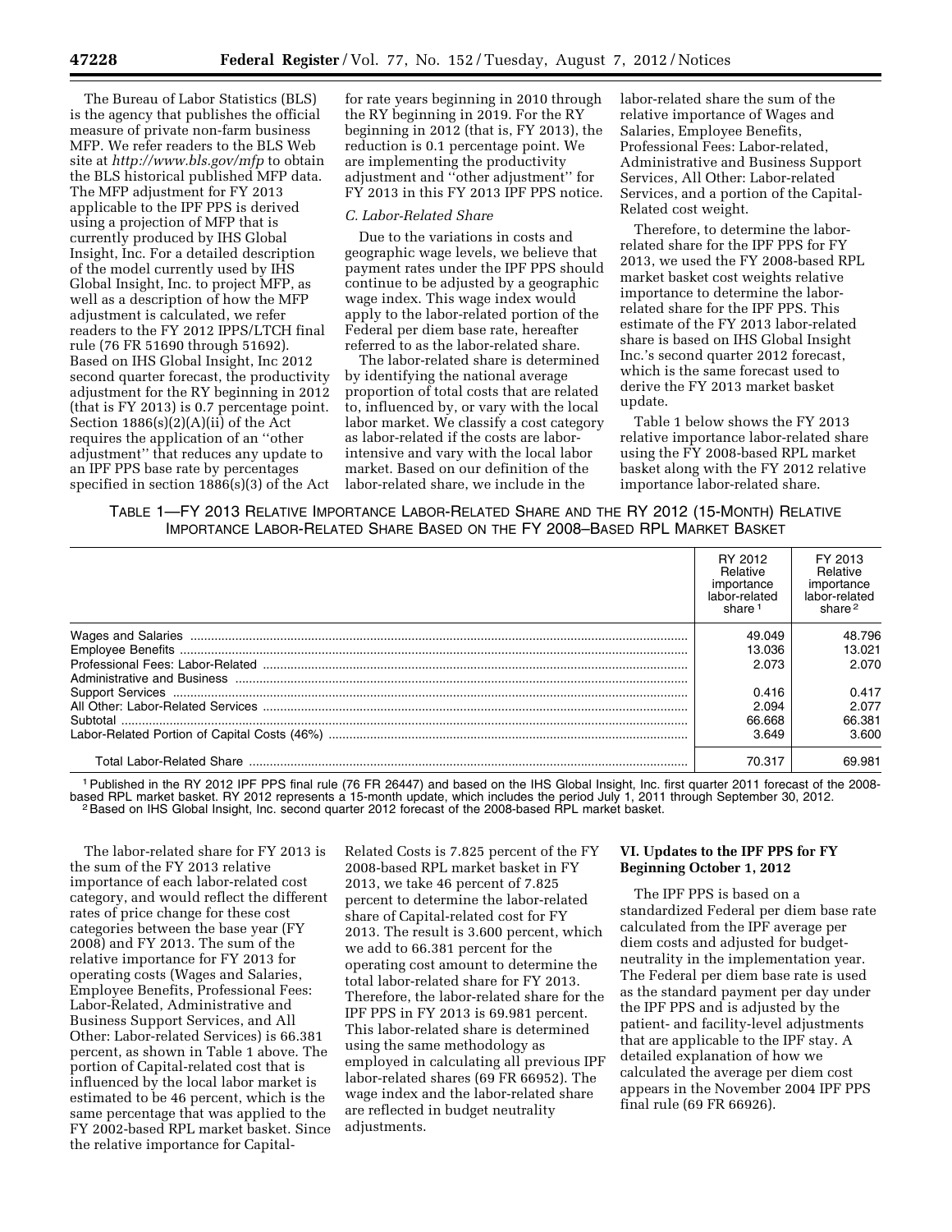The Bureau of Labor Statistics (BLS) is the agency that publishes the official measure of private non-farm business MFP. We refer readers to the BLS Web site at *http://www.bls.gov/mfp* to obtain the BLS historical published MFP data. The MFP adjustment for FY 2013 applicable to the IPF PPS is derived using a projection of MFP that is currently produced by IHS Global Insight, Inc. For a detailed description of the model currently used by IHS Global Insight, Inc. to project MFP, as well as a description of how the MFP adjustment is calculated, we refer readers to the FY 2012 IPPS/LTCH final rule (76 FR 51690 through 51692). Based on IHS Global Insight, Inc 2012 second quarter forecast, the productivity adjustment for the RY beginning in 2012 (that is FY 2013) is 0.7 percentage point. Section 1886(s)(2)(A)(ii) of the Act requires the application of an ''other adjustment'' that reduces any update to an IPF PPS base rate by percentages specified in section 1886(s)(3) of the Act for rate years beginning in 2010 through the RY beginning in 2019. For the RY beginning in 2012 (that is, FY 2013), the reduction is 0.1 percentage point. We are implementing the productivity adjustment and ''other adjustment'' for FY 2013 in this FY 2013 IPF PPS notice.

### *C. Labor-Related Share*

Due to the variations in costs and geographic wage levels, we believe that payment rates under the IPF PPS should continue to be adjusted by a geographic wage index. This wage index would apply to the labor-related portion of the Federal per diem base rate, hereafter referred to as the labor-related share.

The labor-related share is determined by identifying the national average proportion of total costs that are related to, influenced by, or vary with the local labor market. We classify a cost category as labor-related if the costs are labor-intensive and vary with the local labor market. Based on our definition of the labor-related share, we include in the labor-related share the sum of the relative importance of Wages and Salaries, Employee Benefits, Professional Fees: Labor-related, Administrative and Business Support Services, All Other: Labor-related Services, and a portion of the Capital-Related cost weight.

Therefore, to determine the labor-related share for the IPF PPS for FY 2013, we used the FY 2008-based RPL market basket cost weights relative importance to determine the labor-related share for the IPF PPS. This estimate of the FY 2013 labor-related share is based on IHS Global Insight Inc.'s second quarter 2012 forecast, which is the same forecast used to derive the FY 2013 market basket update.

Table 1 below shows the FY 2013 relative importance labor-related share using the FY 2008-based RPL market basket along with the FY 2012 relative importance labor-related share.

TABLE 1—FY 2013 RELATIVE IMPORTANCE LABOR-RELATED SHARE AND THE RY 2012 (15-MONTH) RELATIVE IMPORTANCE LABOR-RELATED SHARE BASED ON THE FY 2008–BASED RPL MARKET BASKET

| | RY 2012 Relative importance labor-related share [1] | FY 2013 Relative importance labor-related share [2] |
|---|---|---|
| Wages and Salaries | 49.049 | 48.796 |
| Employee Benefits | 13.036 | 13.021 |
| Professional Fees: Labor-Related | 2.073 | 2.070 |
| Administrative and Business Support Services | 0.416 | 0.417 |
| All Other: Labor-Related Services | 2.094 | 2.077 |
| Subtotal | 66.668 | 66.381 |
| Labor-Related Portion of Capital Costs (46%) | 3.649 | 3.600 |
| Total Labor-Related Share | 70.317 | 69.981 |

[1] Published in the RY 2012 IPF PPS final rule (76 FR 26447) and based on the IHS Global Insight, Inc. first quarter 2011 forecast of the 2008-based RPL market basket. RY 2012 represents a 15-month update, which includes the period July 1, 2011 through September 30, 2012.
[2] Based on IHS Global Insight, Inc. second quarter 2012 forecast of the 2008-based RPL market basket.

The labor-related share for FY 2013 is the sum of the FY 2013 relative importance of each labor-related cost category, and would reflect the different rates of price change for these cost categories between the base year (FY 2008) and FY 2013. The sum of the relative importance for FY 2013 for operating costs (Wages and Salaries, Employee Benefits, Professional Fees: Labor-Related, Administrative and Business Support Services, and All Other: Labor-related Services) is 66.381 percent, as shown in Table 1 above. The portion of Capital-related cost that is influenced by the local labor market is estimated to be 46 percent, which is the same percentage that was applied to the FY 2002-based RPL market basket. Since the relative importance for Capital-Related Costs is 7.825 percent of the FY 2008-based RPL market basket in FY 2013, we take 46 percent of 7.825 percent to determine the labor-related share of Capital-related cost for FY 2013. The result is 3.600 percent, which we add to 66.381 percent for the operating cost amount to determine the total labor-related share for FY 2013. Therefore, the labor-related share for the IPF PPS in FY 2013 is 69.981 percent. This labor-related share is determined using the same methodology as employed in calculating all previous IPF labor-related shares (69 FR 66952). The wage index and the labor-related share are reflected in budget neutrality adjustments.

## VI. Updates to the IPF PPS for FY Beginning October 1, 2012

The IPF PPS is based on a standardized Federal per diem base rate calculated from the IPF average per diem costs and adjusted for budget-neutrality in the implementation year. The Federal per diem base rate is used as the standard payment per day under the IPF PPS and is adjusted by the patient- and facility-level adjustments that are applicable to the IPF stay. A detailed explanation of how we calculated the average per diem cost appears in the November 2004 IPF PPS final rule (69 FR 66926).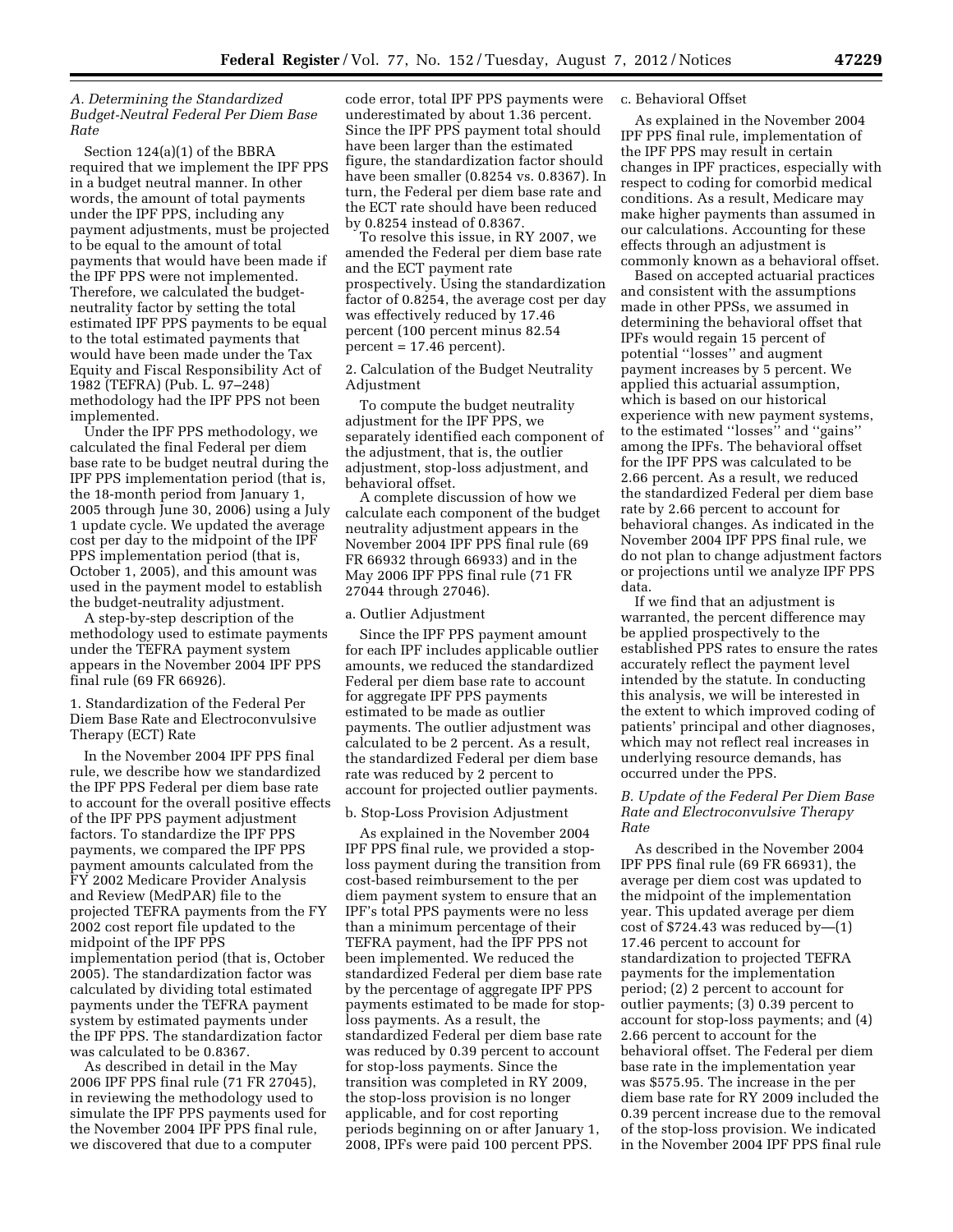### *A. Determining the Standardized Budget-Neutral Federal Per Diem Base Rate*

Section 124(a)(1) of the BBRA required that we implement the IPF PPS in a budget neutral manner. In other words, the amount of total payments under the IPF PPS, including any payment adjustments, must be projected to be equal to the amount of total payments that would have been made if the IPF PPS were not implemented. Therefore, we calculated the budget-neutrality factor by setting the total estimated IPF PPS payments to be equal to the total estimated payments that would have been made under the Tax Equity and Fiscal Responsibility Act of 1982 (TEFRA) (Pub. L. 97–248) methodology had the IPF PPS not been implemented.

Under the IPF PPS methodology, we calculated the final Federal per diem base rate to be budget neutral during the IPF PPS implementation period (that is, the 18-month period from January 1, 2005 through June 30, 2006) using a July 1 update cycle. We updated the average cost per day to the midpoint of the IPF PPS implementation period (that is, October 1, 2005), and this amount was used in the payment model to establish the budget-neutrality adjustment.

A step-by-step description of the methodology used to estimate payments under the TEFRA payment system appears in the November 2004 IPF PPS final rule (69 FR 66926).

1. Standardization of the Federal Per Diem Base Rate and Electroconvulsive Therapy (ECT) Rate

In the November 2004 IPF PPS final rule, we describe how we standardized the IPF PPS Federal per diem base rate to account for the overall positive effects of the IPF PPS payment adjustment factors. To standardize the IPF PPS payments, we compared the IPF PPS payment amounts calculated from the FY 2002 Medicare Provider Analysis and Review (MedPAR) file to the projected TEFRA payments from the FY 2002 cost report file updated to the midpoint of the IPF PPS implementation period (that is, October 2005). The standardization factor was calculated by dividing total estimated payments under the TEFRA payment system by estimated payments under the IPF PPS. The standardization factor was calculated to be 0.8367.

As described in detail in the May 2006 IPF PPS final rule (71 FR 27045), in reviewing the methodology used to simulate the IPF PPS payments used for the November 2004 IPF PPS final rule, we discovered that due to a computer code error, total IPF PPS payments were underestimated by about 1.36 percent. Since the IPF PPS payment total should have been larger than the estimated figure, the standardization factor should have been smaller (0.8254 vs. 0.8367). In turn, the Federal per diem base rate and the ECT rate should have been reduced by 0.8254 instead of 0.8367.

To resolve this issue, in RY 2007, we amended the Federal per diem base rate and the ECT payment rate prospectively. Using the standardization factor of 0.8254, the average cost per day was effectively reduced by 17.46 percent (100 percent minus 82.54 percent = 17.46 percent).

2. Calculation of the Budget Neutrality Adjustment

To compute the budget neutrality adjustment for the IPF PPS, we separately identified each component of the adjustment, that is, the outlier adjustment, stop-loss adjustment, and behavioral offset.

A complete discussion of how we calculate each component of the budget neutrality adjustment appears in the November 2004 IPF PPS final rule (69 FR 66932 through 66933) and in the May 2006 IPF PPS final rule (71 FR 27044 through 27046).

a. Outlier Adjustment

Since the IPF PPS payment amount for each IPF includes applicable outlier amounts, we reduced the standardized Federal per diem base rate to account for aggregate IPF PPS payments estimated to be made as outlier payments. The outlier adjustment was calculated to be 2 percent. As a result, the standardized Federal per diem base rate was reduced by 2 percent to account for projected outlier payments.

b. Stop-Loss Provision Adjustment

As explained in the November 2004 IPF PPS final rule, we provided a stop-loss payment during the transition from cost-based reimbursement to the per diem payment system to ensure that an IPF's total PPS payments were no less than a minimum percentage of their TEFRA payment, had the IPF PPS not been implemented. We reduced the standardized Federal per diem base rate by the percentage of aggregate IPF PPS payments estimated to be made for stop-loss payments. As a result, the standardized Federal per diem base rate was reduced by 0.39 percent to account for stop-loss payments. Since the transition was completed in RY 2009, the stop-loss provision is no longer applicable, and for cost reporting periods beginning on or after January 1, 2008, IPFs were paid 100 percent PPS.

c. Behavioral Offset

As explained in the November 2004 IPF PPS final rule, implementation of the IPF PPS may result in certain changes in IPF practices, especially with respect to coding for comorbid medical conditions. As a result, Medicare may make higher payments than assumed in our calculations. Accounting for these effects through an adjustment is commonly known as a behavioral offset.

Based on accepted actuarial practices and consistent with the assumptions made in other PPSs, we assumed in determining the behavioral offset that IPFs would regain 15 percent of potential "losses" and augment payment increases by 5 percent. We applied this actuarial assumption, which is based on our historical experience with new payment systems, to the estimated "losses" and "gains" among the IPFs. The behavioral offset for the IPF PPS was calculated to be 2.66 percent. As a result, we reduced the standardized Federal per diem base rate by 2.66 percent to account for behavioral changes. As indicated in the November 2004 IPF PPS final rule, we do not plan to change adjustment factors or projections until we analyze IPF PPS data.

If we find that an adjustment is warranted, the percent difference may be applied prospectively to the established PPS rates to ensure the rates accurately reflect the payment level intended by the statute. In conducting this analysis, we will be interested in the extent to which improved coding of patients' principal and other diagnoses, which may not reflect real increases in underlying resource demands, has occurred under the PPS.

### *B. Update of the Federal Per Diem Base Rate and Electroconvulsive Therapy Rate*

As described in the November 2004 IPF PPS final rule (69 FR 66931), the average per diem cost was updated to the midpoint of the implementation year. This updated average per diem cost of $724.43 was reduced by—(1) 17.46 percent to account for standardization to projected TEFRA payments for the implementation period; (2) 2 percent to account for outlier payments; (3) 0.39 percent to account for stop-loss payments; and (4) 2.66 percent to account for the behavioral offset. The Federal per diem base rate in the implementation year was $575.95. The increase in the per diem base rate for RY 2009 included the 0.39 percent increase due to the removal of the stop-loss provision. We indicated in the November 2004 IPF PPS final rule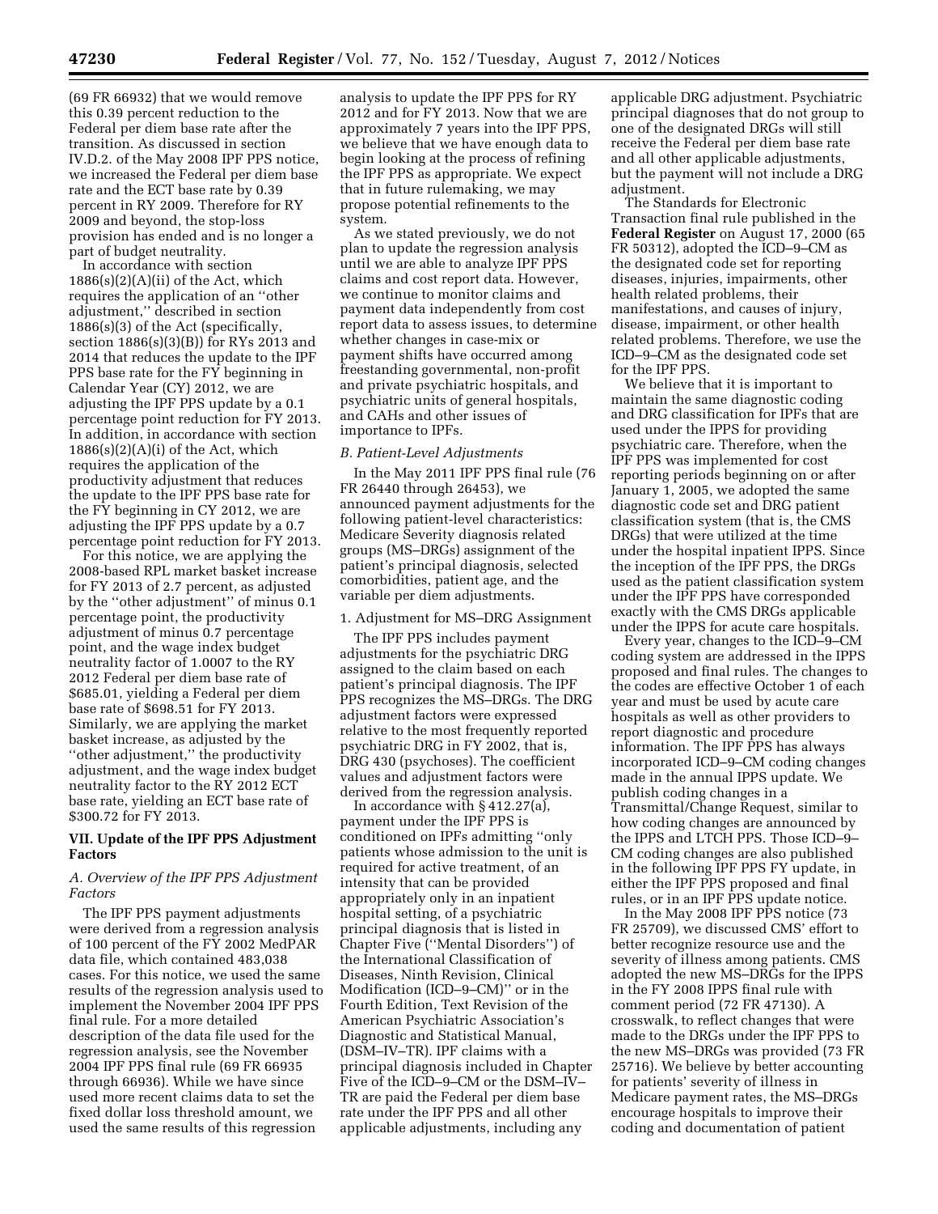(69 FR 66932) that we would remove this 0.39 percent reduction to the Federal per diem base rate after the transition. As discussed in section IV.D.2. of the May 2008 IPF PPS notice, we increased the Federal per diem base rate and the ECT base rate by 0.39 percent in RY 2009. Therefore for RY 2009 and beyond, the stop-loss provision has ended and is no longer a part of budget neutrality.

In accordance with section 1886(s)(2)(A)(ii) of the Act, which requires the application of an ''other adjustment,'' described in section 1886(s)(3) of the Act (specifically, section 1886(s)(3)(B)) for RYs 2013 and 2014 that reduces the update to the IPF PPS base rate for the FY beginning in Calendar Year (CY) 2012, we are adjusting the IPF PPS update by a 0.1 percentage point reduction for FY 2013. In addition, in accordance with section 1886(s)(2)(A)(i) of the Act, which requires the application of the productivity adjustment that reduces the update to the IPF PPS base rate for the FY beginning in CY 2012, we are adjusting the IPF PPS update by a 0.7 percentage point reduction for FY 2013.

For this notice, we are applying the 2008-based RPL market basket increase for FY 2013 of 2.7 percent, as adjusted by the ''other adjustment'' of minus 0.1 percentage point, the productivity adjustment of minus 0.7 percentage point, and the wage index budget neutrality factor of 1.0007 to the RY 2012 Federal per diem base rate of $685.01, yielding a Federal per diem base rate of $698.51 for FY 2013. Similarly, we are applying the market basket increase, as adjusted by the ''other adjustment,'' the productivity adjustment, and the wage index budget neutrality factor to the RY 2012 ECT base rate, yielding an ECT base rate of $300.72 for FY 2013.

## VII. Update of the IPF PPS Adjustment Factors

### A. Overview of the IPF PPS Adjustment Factors

The IPF PPS payment adjustments were derived from a regression analysis of 100 percent of the FY 2002 MedPAR data file, which contained 483,038 cases. For this notice, we used the same results of the regression analysis used to implement the November 2004 IPF PPS final rule. For a more detailed description of the data file used for the regression analysis, see the November 2004 IPF PPS final rule (69 FR 66935 through 66936). While we have since used more recent claims data to set the fixed dollar loss threshold amount, we used the same results of this regression analysis to update the IPF PPS for RY 2012 and for FY 2013. Now that we are approximately 7 years into the IPF PPS, we believe that we have enough data to begin looking at the process of refining the IPF PPS as appropriate. We expect that in future rulemaking, we may propose potential refinements to the system.

As we stated previously, we do not plan to update the regression analysis until we are able to analyze IPF PPS claims and cost report data. However, we continue to monitor claims and payment data independently from cost report data to assess issues, to determine whether changes in case-mix or payment shifts have occurred among freestanding governmental, non-profit and private psychiatric hospitals, and psychiatric units of general hospitals, and CAHs and other issues of importance to IPFs.

### B. Patient-Level Adjustments

In the May 2011 IPF PPS final rule (76 FR 26440 through 26453), we announced payment adjustments for the following patient-level characteristics: Medicare Severity diagnosis related groups (MS–DRGs) assignment of the patient's principal diagnosis, selected comorbidities, patient age, and the variable per diem adjustments.

#### 1. Adjustment for MS–DRG Assignment

The IPF PPS includes payment adjustments for the psychiatric DRG assigned to the claim based on each patient's principal diagnosis. The IPF PPS recognizes the MS–DRGs. The DRG adjustment factors were expressed relative to the most frequently reported psychiatric DRG in FY 2002, that is, DRG 430 (psychoses). The coefficient values and adjustment factors were derived from the regression analysis.

In accordance with § 412.27(a), payment under the IPF PPS is conditioned on IPFs admitting ''only patients whose admission to the unit is required for active treatment, of an intensity that can be provided appropriately only in an inpatient hospital setting, of a psychiatric principal diagnosis that is listed in Chapter Five (''Mental Disorders'') of the International Classification of Diseases, Ninth Revision, Clinical Modification (ICD–9–CM)'' or in the Fourth Edition, Text Revision of the American Psychiatric Association's Diagnostic and Statistical Manual, (DSM–IV–TR). IPF claims with a principal diagnosis included in Chapter Five of the ICD–9–CM or the DSM–IV–TR are paid the Federal per diem base rate under the IPF PPS and all other applicable adjustments, including any applicable DRG adjustment. Psychiatric principal diagnoses that do not group to one of the designated DRGs will still receive the Federal per diem base rate and all other applicable adjustments, but the payment will not include a DRG adjustment.

The Standards for Electronic Transaction final rule published in the **Federal Register** on August 17, 2000 (65 FR 50312), adopted the ICD–9–CM as the designated code set for reporting diseases, injuries, impairments, other health related problems, their manifestations, and causes of injury, disease, impairment, or other health related problems. Therefore, we use the ICD–9–CM as the designated code set for the IPF PPS.

We believe that it is important to maintain the same diagnostic coding and DRG classification for IPFs that are used under the IPPS for providing psychiatric care. Therefore, when the IPF PPS was implemented for cost reporting periods beginning on or after January 1, 2005, we adopted the same diagnostic code set and DRG patient classification system (that is, the CMS DRGs) that were utilized at the time under the hospital inpatient IPPS. Since the inception of the IPF PPS, the DRGs used as the patient classification system under the IPF PPS have corresponded exactly with the CMS DRGs applicable under the IPPS for acute care hospitals.

Every year, changes to the ICD–9–CM coding system are addressed in the IPPS proposed and final rules. The changes to the codes are effective October 1 of each year and must be used by acute care hospitals as well as other providers to report diagnostic and procedure information. The IPF PPS has always incorporated ICD–9–CM coding changes made in the annual IPPS update. We publish coding changes in a Transmittal/Change Request, similar to how coding changes are announced by the IPPS and LTCH PPS. Those ICD–9–CM coding changes are also published in the following IPF PPS FY update, in either the IPF PPS proposed and final rules, or in an IPF PPS update notice.

In the May 2008 IPF PPS notice (73 FR 25709), we discussed CMS' effort to better recognize resource use and the severity of illness among patients. CMS adopted the new MS–DRGs for the IPPS in the FY 2008 IPPS final rule with comment period (72 FR 47130). A crosswalk, to reflect changes that were made to the DRGs under the IPF PPS to the new MS–DRGs was provided (73 FR 25716). We believe by better accounting for patients' severity of illness in Medicare payment rates, the MS–DRGs encourage hospitals to improve their coding and documentation of patient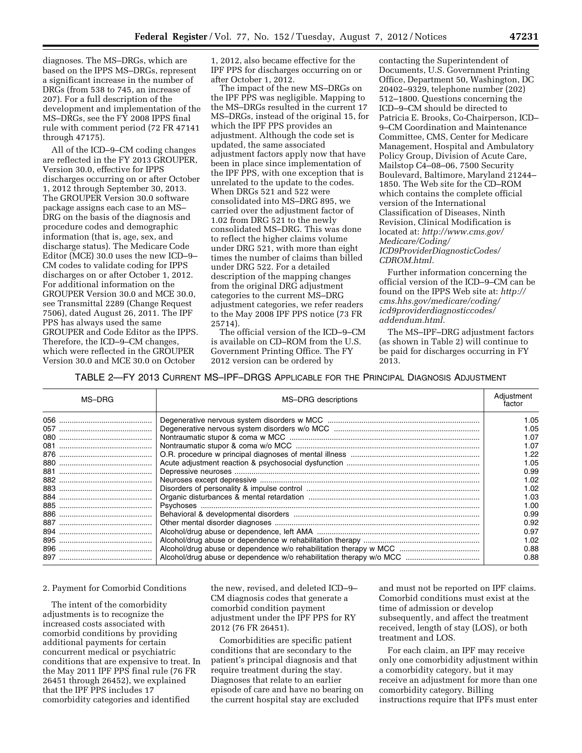diagnoses. The MS–DRGs, which are based on the IPPS MS–DRGs, represent a significant increase in the number of DRGs (from 538 to 745, an increase of 207). For a full description of the development and implementation of the MS–DRGs, see the FY 2008 IPPS final rule with comment period (72 FR 47141 through 47175).

All of the ICD–9–CM coding changes are reflected in the FY 2013 GROUPER, Version 30.0, effective for IPPS discharges occurring on or after October 1, 2012 through September 30, 2013. The GROUPER Version 30.0 software package assigns each case to an MS–DRG on the basis of the diagnosis and procedure codes and demographic information (that is, age, sex, and discharge status). The Medicare Code Editor (MCE) 30.0 uses the new ICD–9–CM codes to validate coding for IPPS discharges on or after October 1, 2012. For additional information on the GROUPER Version 30.0 and MCE 30.0, see Transmittal 2289 (Change Request 7506), dated August 26, 2011. The IPF PPS has always used the same GROUPER and Code Editor as the IPPS. Therefore, the ICD–9–CM changes, which were reflected in the GROUPER Version 30.0 and MCE 30.0 on October 1, 2012, also became effective for the IPF PPS for discharges occurring on or after October 1, 2012.

The impact of the new MS–DRGs on the IPF PPS was negligible. Mapping to the MS–DRGs resulted in the current 17 MS–DRGs, instead of the original 15, for which the IPF PPS provides an adjustment. Although the code set is updated, the same associated adjustment factors apply now that have been in place since implementation of the IPF PPS, with one exception that is unrelated to the update to the codes. When DRGs 521 and 522 were consolidated into MS–DRG 895, we carried over the adjustment factor of 1.02 from DRG 521 to the newly consolidated MS–DRG. This was done to reflect the higher claims volume under DRG 521, with more than eight times the number of claims than billed under DRG 522. For a detailed description of the mapping changes from the original DRG adjustment categories to the current MS–DRG adjustment categories, we refer readers to the May 2008 IPF PPS notice (73 FR 25714).

The official version of the ICD–9–CM is available on CD–ROM from the U.S. Government Printing Office. The FY 2012 version can be ordered by contacting the Superintendent of Documents, U.S. Government Printing Office, Department 50, Washington, DC 20402–9329, telephone number (202) 512–1800. Questions concerning the ICD–9–CM should be directed to Patricia E. Brooks, Co-Chairperson, ICD–9–CM Coordination and Maintenance Committee, CMS, Center for Medicare Management, Hospital and Ambulatory Policy Group, Division of Acute Care, Mailstop C4–08–06, 7500 Security Boulevard, Baltimore, Maryland 21244–1850. The Web site for the CD–ROM which contains the complete official version of the International Classification of Diseases, Ninth Revision, Clinical Modification is located at: *http://www.cms.gov/Medicare/Coding/ICD9ProviderDiagnosticCodes/CDROM.html.*

Further information concerning the official version of the ICD–9–CM can be found on the IPPS Web site at: *http://cms.hhs.gov/medicare/coding/icd9providerdiagnosticcodes/addendum.html.*

The MS–IPF–DRG adjustment factors (as shown in Table 2) will continue to be paid for discharges occurring in FY 2013.

TABLE 2—FY 2013 CURRENT MS–IPF–DRGS APPLICABLE FOR THE PRINCIPAL DIAGNOSIS ADJUSTMENT

| MS–DRG | MS–DRG descriptions | Adjustment factor |
|---|---|---|
| 056 | Degenerative nervous system disorders w MCC | 1.05 |
| 057 | Degenerative nervous system disorders w/o MCC | 1.05 |
| 080 | Nontraumatic stupor & coma w MCC | 1.07 |
| 081 | Nontraumatic stupor & coma w/o MCC | 1.07 |
| 876 | O.R. procedure w principal diagnoses of mental illness | 1.22 |
| 880 | Acute adjustment reaction & psychosocial dysfunction | 1.05 |
| 881 | Depressive neuroses | 0.99 |
| 882 | Neuroses except depressive | 1.02 |
| 883 | Disorders of personality & impulse control | 1.02 |
| 884 | Organic disturbances & mental retardation | 1.03 |
| 885 | Psychoses | 1.00 |
| 886 | Behavioral & developmental disorders | 0.99 |
| 887 | Other mental disorder diagnoses | 0.92 |
| 894 | Alcohol/drug abuse or dependence, left AMA | 0.97 |
| 895 | Alcohol/drug abuse or dependence w rehabilitation therapy | 1.02 |
| 896 | Alcohol/drug abuse or dependence w/o rehabilitation therapy w MCC | 0.88 |
| 897 | Alcohol/drug abuse or dependence w/o rehabilitation therapy w/o MCC | 0.88 |

2. Payment for Comorbid Conditions

The intent of the comorbidity adjustments is to recognize the increased costs associated with comorbid conditions by providing additional payments for certain concurrent medical or psychiatric conditions that are expensive to treat. In the May 2011 IPF PPS final rule (76 FR 26451 through 26452), we explained that the IPF PPS includes 17 comorbidity categories and identified the new, revised, and deleted ICD–9–CM diagnosis codes that generate a comorbid condition payment adjustment under the IPF PPS for RY 2012 (76 FR 26451).

Comorbidities are specific patient conditions that are secondary to the patient's principal diagnosis and that require treatment during the stay. Diagnoses that relate to an earlier episode of care and have no bearing on the current hospital stay are excluded and must not be reported on IPF claims. Comorbid conditions must exist at the time of admission or develop subsequently, and affect the treatment received, length of stay (LOS), or both treatment and LOS.

For each claim, an IPF may receive only one comorbidity adjustment within a comorbidity category, but it may receive an adjustment for more than one comorbidity category. Billing instructions require that IPFs must enter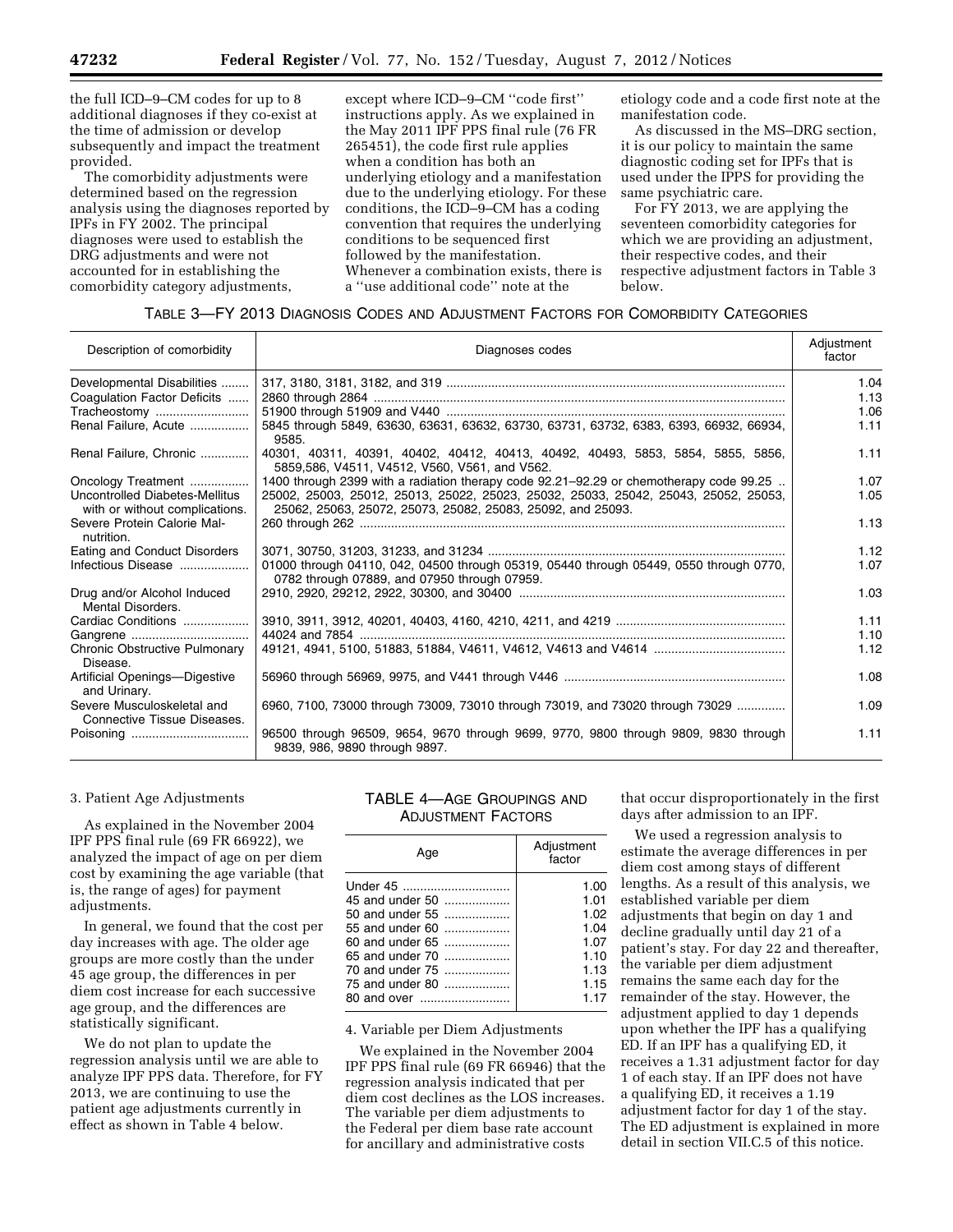the full ICD–9–CM codes for up to 8 additional diagnoses if they co-exist at the time of admission or develop subsequently and impact the treatment provided.

The comorbidity adjustments were determined based on the regression analysis using the diagnoses reported by IPFs in FY 2002. The principal diagnoses were used to establish the DRG adjustments and were not accounted for in establishing the comorbidity category adjustments, except where ICD–9–CM ''code first'' instructions apply. As we explained in the May 2011 IPF PPS final rule (76 FR 265451), the code first rule applies when a condition has both an underlying etiology and a manifestation due to the underlying etiology. For these conditions, the ICD–9–CM has a coding convention that requires the underlying conditions to be sequenced first followed by the manifestation. Whenever a combination exists, there is a ''use additional code'' note at the etiology code and a code first note at the manifestation code.

As discussed in the MS–DRG section, it is our policy to maintain the same diagnostic coding set for IPFs that is used under the IPPS for providing the same psychiatric care.

For FY 2013, we are applying the seventeen comorbidity categories for which we are providing an adjustment, their respective codes, and their respective adjustment factors in Table 3 below.

TABLE 3—FY 2013 DIAGNOSIS CODES AND ADJUSTMENT FACTORS FOR COMORBIDITY CATEGORIES

| Description of comorbidity | Diagnoses codes | Adjustment factor |
|---|---|---|
| Developmental Disabilities | 317, 3180, 3181, 3182, and 319 | 1.04 |
| Coagulation Factor Deficits | 2860 through 2864 | 1.13 |
| Tracheostomy | 51900 through 51909 and V440 | 1.06 |
| Renal Failure, Acute | 5845 through 5849, 63630, 63631, 63632, 63730, 63731, 63732, 6383, 6393, 66932, 66934, 9585. | 1.11 |
| Renal Failure, Chronic | 40301, 40311, 40391, 40402, 40412, 40413, 40492, 40493, 5853, 5854, 5855, 5856, 5859,586, V4511, V4512, V560, V561, and V562. | 1.11 |
| Oncology Treatment | 1400 through 2399 with a radiation therapy code 92.21–92.29 or chemotherapy code 99.25 | 1.07 |
| Uncontrolled Diabetes-Mellitus with or without complications. | 25002, 25003, 25012, 25013, 25022, 25023, 25032, 25033, 25042, 25043, 25052, 25053, 25062, 25063, 25072, 25073, 25082, 25083, 25092, and 25093. | 1.05 |
| Severe Protein Calorie Malnutrition. | 260 through 262 | 1.13 |
| Eating and Conduct Disorders | 3071, 30750, 31203, 31233, and 31234 | 1.12 |
| Infectious Disease | 01000 through 04110, 042, 04500 through 05319, 05440 through 05449, 0550 through 0770, 0782 through 07889, and 07950 through 07959. | 1.07 |
| Drug and/or Alcohol Induced Mental Disorders. | 2910, 2920, 29212, 2922, 30300, and 30400 | 1.03 |
| Cardiac Conditions | 3910, 3911, 3912, 40201, 40403, 4160, 4210, 4211, and 4219 | 1.11 |
| Gangrene | 44024 and 7854 | 1.10 |
| Chronic Obstructive Pulmonary Disease. | 49121, 4941, 5100, 51883, 51884, V4611, V4612, V4613 and V4614 | 1.12 |
| Artificial Openings—Digestive and Urinary. | 56960 through 56969, 9975, and V441 through V446 | 1.08 |
| Severe Musculoskeletal and Connective Tissue Diseases. | 6960, 7100, 73000 through 73009, 73010 through 73019, and 73020 through 73029 | 1.09 |
| Poisoning | 96500 through 96509, 9654, 9670 through 9699, 9770, 9800 through 9809, 9830 through 9839, 986, 9890 through 9897. | 1.11 |

3. Patient Age Adjustments

As explained in the November 2004 IPF PPS final rule (69 FR 66922), we analyzed the impact of age on per diem cost by examining the age variable (that is, the range of ages) for payment adjustments.

In general, we found that the cost per day increases with age. The older age groups are more costly than the under 45 age group, the differences in per diem cost increase for each successive age group, and the differences are statistically significant.

We do not plan to update the regression analysis until we are able to analyze IPF PPS data. Therefore, for FY 2013, we are continuing to use the patient age adjustments currently in effect as shown in Table 4 below.

TABLE 4—AGE GROUPINGS AND ADJUSTMENT FACTORS

| Age | Adjustment factor |
|---|---|
| Under 45 | 1.00 |
| 45 and under 50 | 1.01 |
| 50 and under 55 | 1.02 |
| 55 and under 60 | 1.04 |
| 60 and under 65 | 1.07 |
| 65 and under 70 | 1.10 |
| 70 and under 75 | 1.13 |
| 75 and under 80 | 1.15 |
| 80 and over | 1.17 |

4. Variable per Diem Adjustments

We explained in the November 2004 IPF PPS final rule (69 FR 66946) that the regression analysis indicated that per diem cost declines as the LOS increases. The variable per diem adjustments to the Federal per diem base rate account for ancillary and administrative costs that occur disproportionately in the first days after admission to an IPF.

We used a regression analysis to estimate the average differences in per diem cost among stays of different lengths. As a result of this analysis, we established variable per diem adjustments that begin on day 1 and decline gradually until day 21 of a patient's stay. For day 22 and thereafter, the variable per diem adjustment remains the same each day for the remainder of the stay. However, the adjustment applied to day 1 depends upon whether the IPF has a qualifying ED. If an IPF has a qualifying ED, it receives a 1.31 adjustment factor for day 1 of each stay. If an IPF does not have a qualifying ED, it receives a 1.19 adjustment factor for day 1 of the stay. The ED adjustment is explained in more detail in section VII.C.5 of this notice.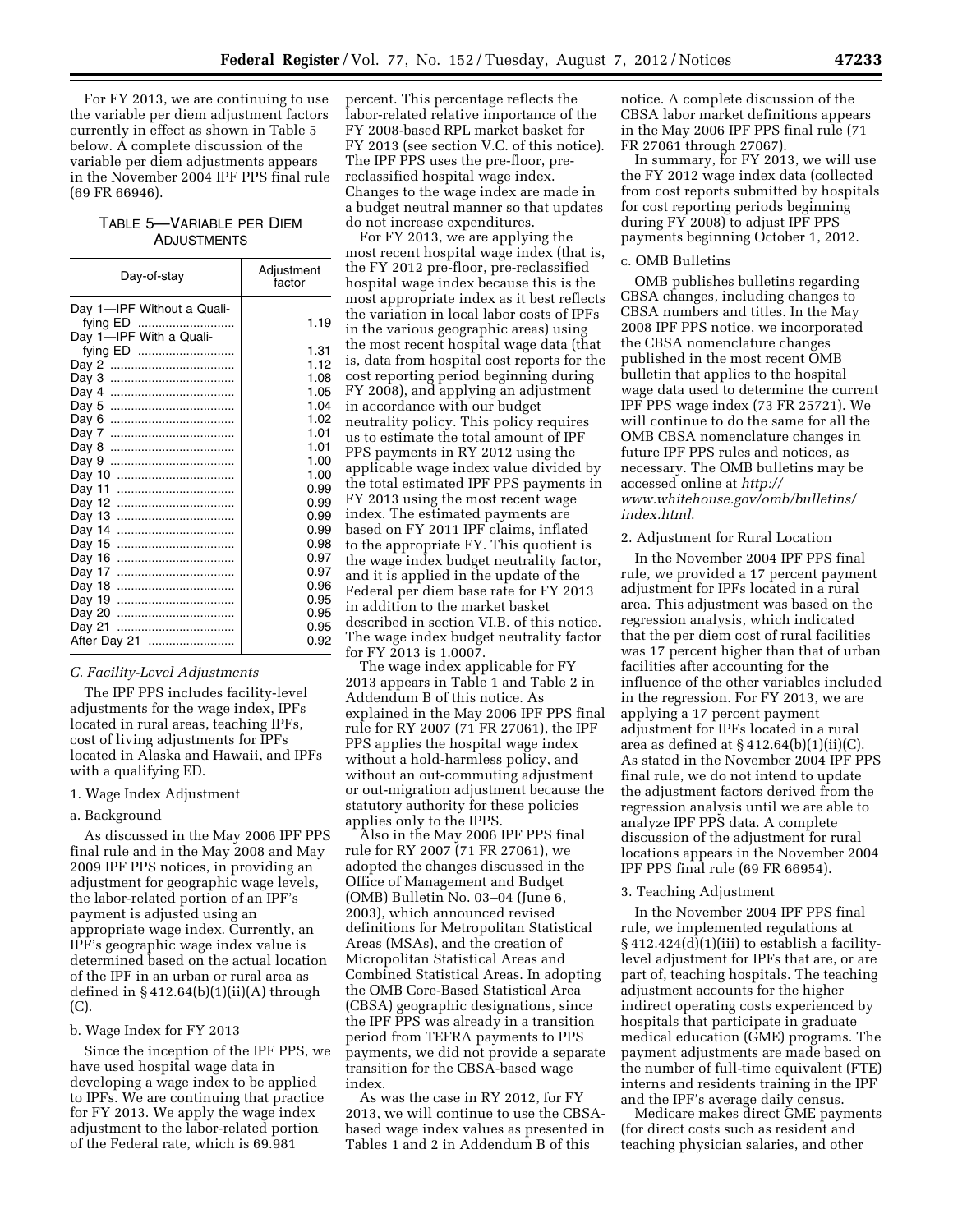For FY 2013, we are continuing to use the variable per diem adjustment factors currently in effect as shown in Table 5 below. A complete discussion of the variable per diem adjustments appears in the November 2004 IPF PPS final rule (69 FR 66946).

TABLE 5—VARIABLE PER DIEM ADJUSTMENTS

| Day-of-stay | Adjustment factor |
|---|---|
| Day 1—IPF Without a Qualifying ED | 1.19 |
| Day 1—IPF With a Qualifying ED | 1.31 |
| Day 2 | 1.12 |
| Day 3 | 1.08 |
| Day 4 | 1.05 |
| Day 5 | 1.04 |
| Day 6 | 1.02 |
| Day 7 | 1.01 |
| Day 8 | 1.01 |
| Day 9 | 1.00 |
| Day 10 | 1.00 |
| Day 11 | 0.99 |
| Day 12 | 0.99 |
| Day 13 | 0.99 |
| Day 14 | 0.99 |
| Day 15 | 0.98 |
| Day 16 | 0.97 |
| Day 17 | 0.97 |
| Day 18 | 0.96 |
| Day 19 | 0.95 |
| Day 20 | 0.95 |
| Day 21 | 0.95 |
| After Day 21 | 0.92 |

### C. Facility-Level Adjustments

The IPF PPS includes facility-level adjustments for the wage index, IPFs located in rural areas, teaching IPFs, cost of living adjustments for IPFs located in Alaska and Hawaii, and IPFs with a qualifying ED.

1. Wage Index Adjustment

a. Background

As discussed in the May 2006 IPF PPS final rule and in the May 2008 and May 2009 IPF PPS notices, in providing an adjustment for geographic wage levels, the labor-related portion of an IPF's payment is adjusted using an appropriate wage index. Currently, an IPF's geographic wage index value is determined based on the actual location of the IPF in an urban or rural area as defined in § 412.64(b)(1)(ii)(A) through (C).

b. Wage Index for FY 2013

Since the inception of the IPF PPS, we have used hospital wage data in developing a wage index to be applied to IPFs. We are continuing that practice for FY 2013. We apply the wage index adjustment to the labor-related portion of the Federal rate, which is 69.981 percent. This percentage reflects the labor-related relative importance of the FY 2008-based RPL market basket for FY 2013 (see section V.C. of this notice). The IPF PPS uses the pre-floor, pre-reclassified hospital wage index. Changes to the wage index are made in a budget neutral manner so that updates do not increase expenditures.

For FY 2013, we are applying the most recent hospital wage index (that is, the FY 2012 pre-floor, pre-reclassified hospital wage index because this is the most appropriate index as it best reflects the variation in local labor costs of IPFs in the various geographic areas) using the most recent hospital wage data (that is, data from hospital cost reports for the cost reporting period beginning during FY 2008), and applying an adjustment in accordance with our budget neutrality policy. This policy requires us to estimate the total amount of IPF PPS payments in RY 2012 using the applicable wage index value divided by the total estimated IPF PPS payments in FY 2013 using the most recent wage index. The estimated payments are based on FY 2011 IPF claims, inflated to the appropriate FY. This quotient is the wage index budget neutrality factor, and it is applied in the update of the Federal per diem base rate for FY 2013 in addition to the market basket described in section VI.B. of this notice. The wage index budget neutrality factor for FY 2013 is 1.0007.

The wage index applicable for FY 2013 appears in Table 1 and Table 2 in Addendum B of this notice. As explained in the May 2006 IPF PPS final rule for RY 2007 (71 FR 27061), the IPF PPS applies the hospital wage index without a hold-harmless policy, and without an out-commuting adjustment or out-migration adjustment because the statutory authority for these policies applies only to the IPPS.

Also in the May 2006 IPF PPS final rule for RY 2007 (71 FR 27061), we adopted the changes discussed in the Office of Management and Budget (OMB) Bulletin No. 03–04 (June 6, 2003), which announced revised definitions for Metropolitan Statistical Areas (MSAs), and the creation of Micropolitan Statistical Areas and Combined Statistical Areas. In adopting the OMB Core-Based Statistical Area (CBSA) geographic designations, since the IPF PPS was already in a transition period from TEFRA payments to PPS payments, we did not provide a separate transition for the CBSA-based wage index.

As was the case in RY 2012, for FY 2013, we will continue to use the CBSA-based wage index values as presented in Tables 1 and 2 in Addendum B of this notice. A complete discussion of the CBSA labor market definitions appears in the May 2006 IPF PPS final rule (71 FR 27061 through 27067).

In summary, for FY 2013, we will use the FY 2012 wage index data (collected from cost reports submitted by hospitals for cost reporting periods beginning during FY 2008) to adjust IPF PPS payments beginning October 1, 2012.

c. OMB Bulletins

OMB publishes bulletins regarding CBSA changes, including changes to CBSA numbers and titles. In the May 2008 IPF PPS notice, we incorporated the CBSA nomenclature changes published in the most recent OMB bulletin that applies to the hospital wage data used to determine the current IPF PPS wage index (73 FR 25721). We will continue to do the same for all the OMB CBSA nomenclature changes in future IPF PPS rules and notices, as necessary. The OMB bulletins may be accessed online at *http://www.whitehouse.gov/omb/bulletins/index.html*.

2. Adjustment for Rural Location

In the November 2004 IPF PPS final rule, we provided a 17 percent payment adjustment for IPFs located in a rural area. This adjustment was based on the regression analysis, which indicated that the per diem cost of rural facilities was 17 percent higher than that of urban facilities after accounting for the influence of the other variables included in the regression. For FY 2013, we are applying a 17 percent payment adjustment for IPFs located in a rural area as defined at § 412.64(b)(1)(ii)(C). As stated in the November 2004 IPF PPS final rule, we do not intend to update the adjustment factors derived from the regression analysis until we are able to analyze IPF PPS data. A complete discussion of the adjustment for rural locations appears in the November 2004 IPF PPS final rule (69 FR 66954).

3. Teaching Adjustment

In the November 2004 IPF PPS final rule, we implemented regulations at § 412.424(d)(1)(iii) to establish a facility-level adjustment for IPFs that are, or are part of, teaching hospitals. The teaching adjustment accounts for the higher indirect operating costs experienced by hospitals that participate in graduate medical education (GME) programs. The payment adjustments are made based on the number of full-time equivalent (FTE) interns and residents training in the IPF and the IPF's average daily census.

Medicare makes direct GME payments (for direct costs such as resident and teaching physician salaries, and other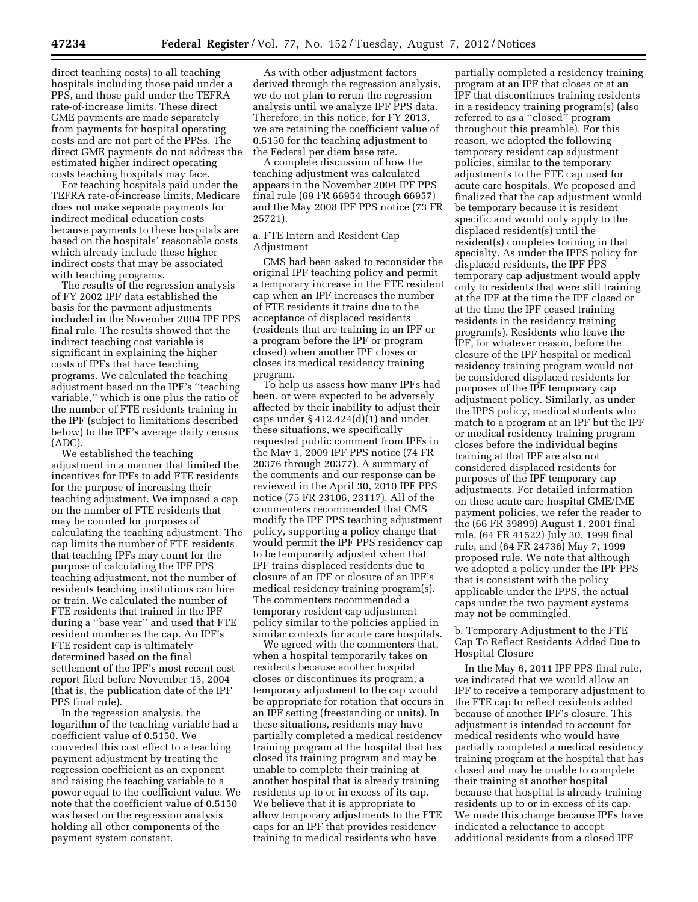direct teaching costs) to all teaching hospitals including those paid under a PPS, and those paid under the TEFRA rate-of-increase limits. These direct GME payments are made separately from payments for hospital operating costs and are not part of the PPSs. The direct GME payments do not address the estimated higher indirect operating costs teaching hospitals may face.

For teaching hospitals paid under the TEFRA rate-of-increase limits, Medicare does not make separate payments for indirect medical education costs because payments to these hospitals are based on the hospitals' reasonable costs which already include these higher indirect costs that may be associated with teaching programs.

The results of the regression analysis of FY 2002 IPF data established the basis for the payment adjustments included in the November 2004 IPF PPS final rule. The results showed that the indirect teaching cost variable is significant in explaining the higher costs of IPFs that have teaching programs. We calculated the teaching adjustment based on the IPF's ''teaching variable,'' which is one plus the ratio of the number of FTE residents training in the IPF (subject to limitations described below) to the IPF's average daily census (ADC).

We established the teaching adjustment in a manner that limited the incentives for IPFs to add FTE residents for the purpose of increasing their teaching adjustment. We imposed a cap on the number of FTE residents that may be counted for purposes of calculating the teaching adjustment. The cap limits the number of FTE residents that teaching IPFs may count for the purpose of calculating the IPF PPS teaching adjustment, not the number of residents teaching institutions can hire or train. We calculated the number of FTE residents that trained in the IPF during a ''base year'' and used that FTE resident number as the cap. An IPF's FTE resident cap is ultimately determined based on the final settlement of the IPF's most recent cost report filed before November 15, 2004 (that is, the publication date of the IPF PPS final rule).

In the regression analysis, the logarithm of the teaching variable had a coefficient value of 0.5150. We converted this cost effect to a teaching payment adjustment by treating the regression coefficient as an exponent and raising the teaching variable to a power equal to the coefficient value. We note that the coefficient value of 0.5150 was based on the regression analysis holding all other components of the payment system constant.

As with other adjustment factors derived through the regression analysis, we do not plan to rerun the regression analysis until we analyze IPF PPS data. Therefore, in this notice, for FY 2013, we are retaining the coefficient value of 0.5150 for the teaching adjustment to the Federal per diem base rate.

A complete discussion of how the teaching adjustment was calculated appears in the November 2004 IPF PPS final rule (69 FR 66954 through 66957) and the May 2008 IPF PPS notice (73 FR 25721).

### a. FTE Intern and Resident Cap Adjustment

CMS had been asked to reconsider the original IPF teaching policy and permit a temporary increase in the FTE resident cap when an IPF increases the number of FTE residents it trains due to the acceptance of displaced residents (residents that are training in an IPF or a program before the IPF or program closed) when another IPF closes or closes its medical residency training program.

To help us assess how many IPFs had been, or were expected to be adversely affected by their inability to adjust their caps under § 412.424(d)(1) and under these situations, we specifically requested public comment from IPFs in the May 1, 2009 IPF PPS notice (74 FR 20376 through 20377). A summary of the comments and our response can be reviewed in the April 30, 2010 IPF PPS notice (75 FR 23106, 23117). All of the commenters recommended that CMS modify the IPF PPS teaching adjustment policy, supporting a policy change that would permit the IPF PPS residency cap to be temporarily adjusted when that IPF trains displaced residents due to closure of an IPF or closure of an IPF's medical residency training program(s). The commenters recommended a temporary resident cap adjustment policy similar to the policies applied in similar contexts for acute care hospitals.

We agreed with the commenters that, when a hospital temporarily takes on residents because another hospital closes or discontinues its program, a temporary adjustment to the cap would be appropriate for rotation that occurs in an IPF setting (freestanding or units). In these situations, residents may have partially completed a medical residency training program at the hospital that has closed its training program and may be unable to complete their training at another hospital that is already training residents up to or in excess of its cap. We believe that it is appropriate to allow temporary adjustments to the FTE caps for an IPF that provides residency training to medical residents who have partially completed a residency training program at an IPF that closes or at an IPF that discontinues training residents in a residency training program(s) (also referred to as a ''closed'' program throughout this preamble). For this reason, we adopted the following temporary resident cap adjustment policies, similar to the temporary adjustments to the FTE cap used for acute care hospitals. We proposed and finalized that the cap adjustment would be temporary because it is resident specific and would only apply to the displaced resident(s) until the resident(s) completes training in that specialty. As under the IPPS policy for displaced residents, the IPF PPS temporary cap adjustment would apply only to residents that were still training at the IPF at the time the IPF closed or at the time the IPF ceased training residents in the residency training program(s). Residents who leave the IPF, for whatever reason, before the closure of the IPF hospital or medical residency training program would not be considered displaced residents for purposes of the IPF temporary cap adjustment policy. Similarly, as under the IPPS policy, medical students who match to a program at an IPF but the IPF or medical residency training program closes before the individual begins training at that IPF are also not considered displaced residents for purposes of the IPF temporary cap adjustments. For detailed information on these acute care hospital GME/IME payment policies, we refer the reader to the (66 FR 39899) August 1, 2001 final rule, (64 FR 41522) July 30, 1999 final rule, and (64 FR 24736) May 7, 1999 proposed rule. We note that although we adopted a policy under the IPF PPS that is consistent with the policy applicable under the IPPS, the actual caps under the two payment systems may not be commingled.

### b. Temporary Adjustment to the FTE Cap To Reflect Residents Added Due to Hospital Closure

In the May 6, 2011 IPF PPS final rule, we indicated that we would allow an IPF to receive a temporary adjustment to the FTE cap to reflect residents added because of another IPF's closure. This adjustment is intended to account for medical residents who would have partially completed a medical residency training program at the hospital that has closed and may be unable to complete their training at another hospital because that hospital is already training residents up to or in excess of its cap. We made this change because IPFs have indicated a reluctance to accept additional residents from a closed IPF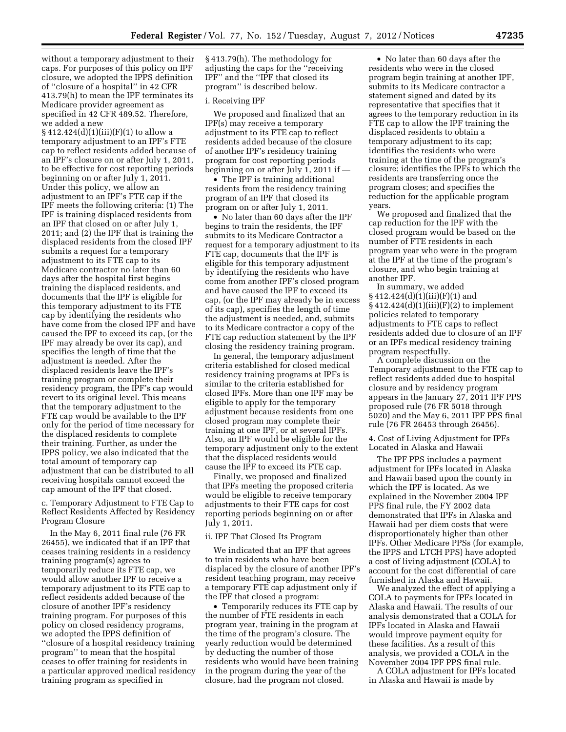without a temporary adjustment to their caps. For purposes of this policy on IPF closure, we adopted the IPPS definition of ''closure of a hospital'' in 42 CFR 413.79(h) to mean the IPF terminates its Medicare provider agreement as specified in 42 CFR 489.52. Therefore, we added a new § 412.424(d)(1)(iii)(F)(1) to allow a temporary adjustment to an IPF's FTE cap to reflect residents added because of an IPF's closure on or after July 1, 2011, to be effective for cost reporting periods beginning on or after July 1, 2011. Under this policy, we allow an adjustment to an IPF's FTE cap if the IPF meets the following criteria: (1) The IPF is training displaced residents from an IPF that closed on or after July 1, 2011; and (2) the IPF that is training the displaced residents from the closed IPF submits a request for a temporary adjustment to its FTE cap to its Medicare contractor no later than 60 days after the hospital first begins training the displaced residents, and documents that the IPF is eligible for this temporary adjustment to its FTE cap by identifying the residents who have come from the closed IPF and have caused the IPF to exceed its cap, (or the IPF may already be over its cap), and specifies the length of time that the adjustment is needed. After the displaced residents leave the IPF's training program or complete their residency program, the IPF's cap would revert to its original level. This means that the temporary adjustment to the FTE cap would be available to the IPF only for the period of time necessary for the displaced residents to complete their training. Further, as under the IPPS policy, we also indicated that the total amount of temporary cap adjustment that can be distributed to all receiving hospitals cannot exceed the cap amount of the IPF that closed.

c. Temporary Adjustment to FTE Cap to Reflect Residents Affected by Residency Program Closure

In the May 6, 2011 final rule (76 FR 26455), we indicated that if an IPF that ceases training residents in a residency training program(s) agrees to temporarily reduce its FTE cap, we would allow another IPF to receive a temporary adjustment to its FTE cap to reflect residents added because of the closure of another IPF's residency training program. For purposes of this policy on closed residency programs, we adopted the IPPS definition of ''closure of a hospital residency training program'' to mean that the hospital ceases to offer training for residents in a particular approved medical residency training program as specified in § 413.79(h). The methodology for adjusting the caps for the ''receiving IPF'' and the ''IPF that closed its program'' is described below.

i. Receiving IPF

We proposed and finalized that an IPF(s) may receive a temporary adjustment to its FTE cap to reflect residents added because of the closure of another IPF's residency training program for cost reporting periods beginning on or after July 1, 2011 if —

- The IPF is training additional residents from the residency training program of an IPF that closed its program on or after July 1, 2011.
- No later than 60 days after the IPF begins to train the residents, the IPF submits to its Medicare Contractor a request for a temporary adjustment to its FTE cap, documents that the IPF is eligible for this temporary adjustment by identifying the residents who have come from another IPF's closed program and have caused the IPF to exceed its cap, (or the IPF may already be in excess of its cap), specifies the length of time the adjustment is needed, and, submits to its Medicare contractor a copy of the FTE cap reduction statement by the IPF closing the residency training program.

In general, the temporary adjustment criteria established for closed medical residency training programs at IPFs is similar to the criteria established for closed IPFs. More than one IPF may be eligible to apply for the temporary adjustment because residents from one closed program may complete their training at one IPF, or at several IPFs. Also, an IPF would be eligible for the temporary adjustment only to the extent that the displaced residents would cause the IPF to exceed its FTE cap.

Finally, we proposed and finalized that IPFs meeting the proposed criteria would be eligible to receive temporary adjustments to their FTE caps for cost reporting periods beginning on or after July 1, 2011.

ii. IPF That Closed Its Program

We indicated that an IPF that agrees to train residents who have been displaced by the closure of another IPF's resident teaching program, may receive a temporary FTE cap adjustment only if the IPF that closed a program:

- Temporarily reduces its FTE cap by the number of FTE residents in each program year, training in the program at the time of the program's closure. The yearly reduction would be determined by deducting the number of those residents who would have been training in the program during the year of the closure, had the program not closed.
- No later than 60 days after the residents who were in the closed program begin training at another IPF, submits to its Medicare contractor a statement signed and dated by its representative that specifies that it agrees to the temporary reduction in its FTE cap to allow the IPF training the displaced residents to obtain a temporary adjustment to its cap; identifies the residents who were training at the time of the program's closure; identifies the IPFs to which the residents are transferring once the program closes; and specifies the reduction for the applicable program years.

We proposed and finalized that the cap reduction for the IPF with the closed program would be based on the number of FTE residents in each program year who were in the program at the IPF at the time of the program's closure, and who begin training at another IPF.

In summary, we added § 412.424(d)(1)(iii)(F)(1) and § 412.424(d)(1)(iii)(F)(2) to implement policies related to temporary adjustments to FTE caps to reflect residents added due to closure of an IPF or an IPFs medical residency training program respectfully.

A complete discussion on the Temporary adjustment to the FTE cap to reflect residents added due to hospital closure and by residency program appears in the January 27, 2011 IPF PPS proposed rule (76 FR 5018 through 5020) and the May 6, 2011 IPF PPS final rule (76 FR 26453 through 26456).

4. Cost of Living Adjustment for IPFs Located in Alaska and Hawaii

The IPF PPS includes a payment adjustment for IPFs located in Alaska and Hawaii based upon the county in which the IPF is located. As we explained in the November 2004 IPF PPS final rule, the FY 2002 data demonstrated that IPFs in Alaska and Hawaii had per diem costs that were disproportionately higher than other IPFs. Other Medicare PPSs (for example, the IPPS and LTCH PPS) have adopted a cost of living adjustment (COLA) to account for the cost differential of care furnished in Alaska and Hawaii.

We analyzed the effect of applying a COLA to payments for IPFs located in Alaska and Hawaii. The results of our analysis demonstrated that a COLA for IPFs located in Alaska and Hawaii would improve payment equity for these facilities. As a result of this analysis, we provided a COLA in the November 2004 IPF PPS final rule.

A COLA adjustment for IPFs located in Alaska and Hawaii is made by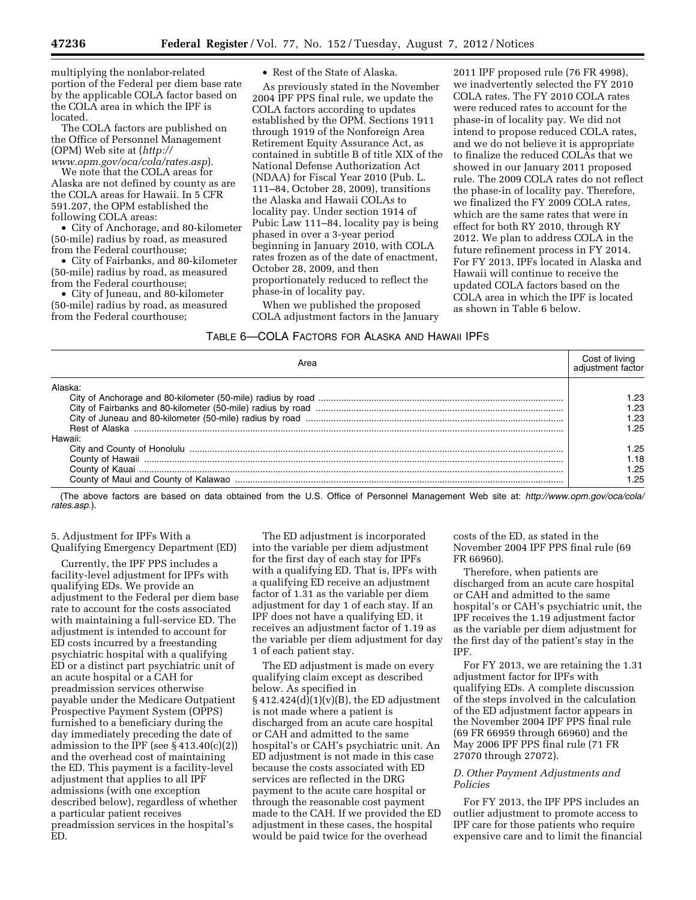multiplying the nonlabor-related portion of the Federal per diem base rate by the applicable COLA factor based on the COLA area in which the IPF is located.

The COLA factors are published on the Office of Personnel Management (OPM) Web site at (*http://www.opm.gov/oca/cola/rates.asp*).

We note that the COLA areas for Alaska are not defined by county as are the COLA areas for Hawaii. In 5 CFR 591.207, the OPM established the following COLA areas:

- City of Anchorage, and 80-kilometer (50-mile) radius by road, as measured from the Federal courthouse;
- City of Fairbanks, and 80-kilometer (50-mile) radius by road, as measured from the Federal courthouse;
- City of Juneau, and 80-kilometer (50-mile) radius by road, as measured from the Federal courthouse;
- Rest of the State of Alaska.

As previously stated in the November 2004 IPF PPS final rule, we update the COLA factors according to updates established by the OPM. Sections 1911 through 1919 of the Nonforeign Area Retirement Equity Assurance Act, as contained in subtitle B of title XIX of the National Defense Authorization Act (NDAA) for Fiscal Year 2010 (Pub. L. 111–84, October 28, 2009), transitions the Alaska and Hawaii COLAs to locality pay. Under section 1914 of Pubic Law 111–84, locality pay is being phased in over a 3-year period beginning in January 2010, with COLA rates frozen as of the date of enactment, October 28, 2009, and then proportionately reduced to reflect the phase-in of locality pay.

When we published the proposed COLA adjustment factors in the January 2011 IPF proposed rule (76 FR 4998), we inadvertently selected the FY 2010 COLA rates. The FY 2010 COLA rates were reduced rates to account for the phase-in of locality pay. We did not intend to propose reduced COLA rates, and we do not believe it is appropriate to finalize the reduced COLAs that we showed in our January 2011 proposed rule. The 2009 COLA rates do not reflect the phase-in of locality pay. Therefore, we finalized the FY 2009 COLA rates, which are the same rates that were in effect for both RY 2010, through RY 2012. We plan to address COLA in the future refinement process in FY 2014. For FY 2013, IPFs located in Alaska and Hawaii will continue to receive the updated COLA factors based on the COLA area in which the IPF is located as shown in Table 6 below.

TABLE 6—COLA FACTORS FOR ALASKA AND HAWAII IPFS

| Area | Cost of living adjustment factor |
|---|---|
| Alaska: | |
| City of Anchorage and 80-kilometer (50-mile) radius by road | 1.23 |
| City of Fairbanks and 80-kilometer (50-mile) radius by road | 1.23 |
| City of Juneau and 80-kilometer (50-mile) radius by road | 1.23 |
| Rest of Alaska | 1.25 |
| Hawaii: | |
| City and County of Honolulu | 1.25 |
| County of Hawaii | 1.18 |
| County of Kauai | 1.25 |
| County of Maui and County of Kalawao | 1.25 |

(The above factors are based on data obtained from the U.S. Office of Personnel Management Web site at: *http://www.opm.gov/oca/cola/rates.asp.*).

5. Adjustment for IPFs With a Qualifying Emergency Department (ED)

Currently, the IPF PPS includes a facility-level adjustment for IPFs with qualifying EDs. We provide an adjustment to the Federal per diem base rate to account for the costs associated with maintaining a full-service ED. The adjustment is intended to account for ED costs incurred by a freestanding psychiatric hospital with a qualifying ED or a distinct part psychiatric unit of an acute hospital or a CAH for preadmission services otherwise payable under the Medicare Outpatient Prospective Payment System (OPPS) furnished to a beneficiary during the day immediately preceding the date of admission to the IPF (see § 413.40(c)(2)) and the overhead cost of maintaining the ED. This payment is a facility-level adjustment that applies to all IPF admissions (with one exception described below), regardless of whether a particular patient receives preadmission services in the hospital's ED.

The ED adjustment is incorporated into the variable per diem adjustment for the first day of each stay for IPFs with a qualifying ED. That is, IPFs with a qualifying ED receive an adjustment factor of 1.31 as the variable per diem adjustment for day 1 of each stay. If an IPF does not have a qualifying ED, it receives an adjustment factor of 1.19 as the variable per diem adjustment for day 1 of each patient stay.

The ED adjustment is made on every qualifying claim except as described below. As specified in § 412.424(d)(1)(v)(B), the ED adjustment is not made where a patient is discharged from an acute care hospital or CAH and admitted to the same hospital's or CAH's psychiatric unit. An ED adjustment is not made in this case because the costs associated with ED services are reflected in the DRG payment to the acute care hospital or through the reasonable cost payment made to the CAH. If we provided the ED adjustment in these cases, the hospital would be paid twice for the overhead costs of the ED, as stated in the November 2004 IPF PPS final rule (69 FR 66960).

Therefore, when patients are discharged from an acute care hospital or CAH and admitted to the same hospital's or CAH's psychiatric unit, the IPF receives the 1.19 adjustment factor as the variable per diem adjustment for the first day of the patient's stay in the IPF.

For FY 2013, we are retaining the 1.31 adjustment factor for IPFs with qualifying EDs. A complete discussion of the steps involved in the calculation of the ED adjustment factor appears in the November 2004 IPF PPS final rule (69 FR 66959 through 66960) and the May 2006 IPF PPS final rule (71 FR 27070 through 27072).

### *D. Other Payment Adjustments and Policies*

For FY 2013, the IPF PPS includes an outlier adjustment to promote access to IPF care for those patients who require expensive care and to limit the financial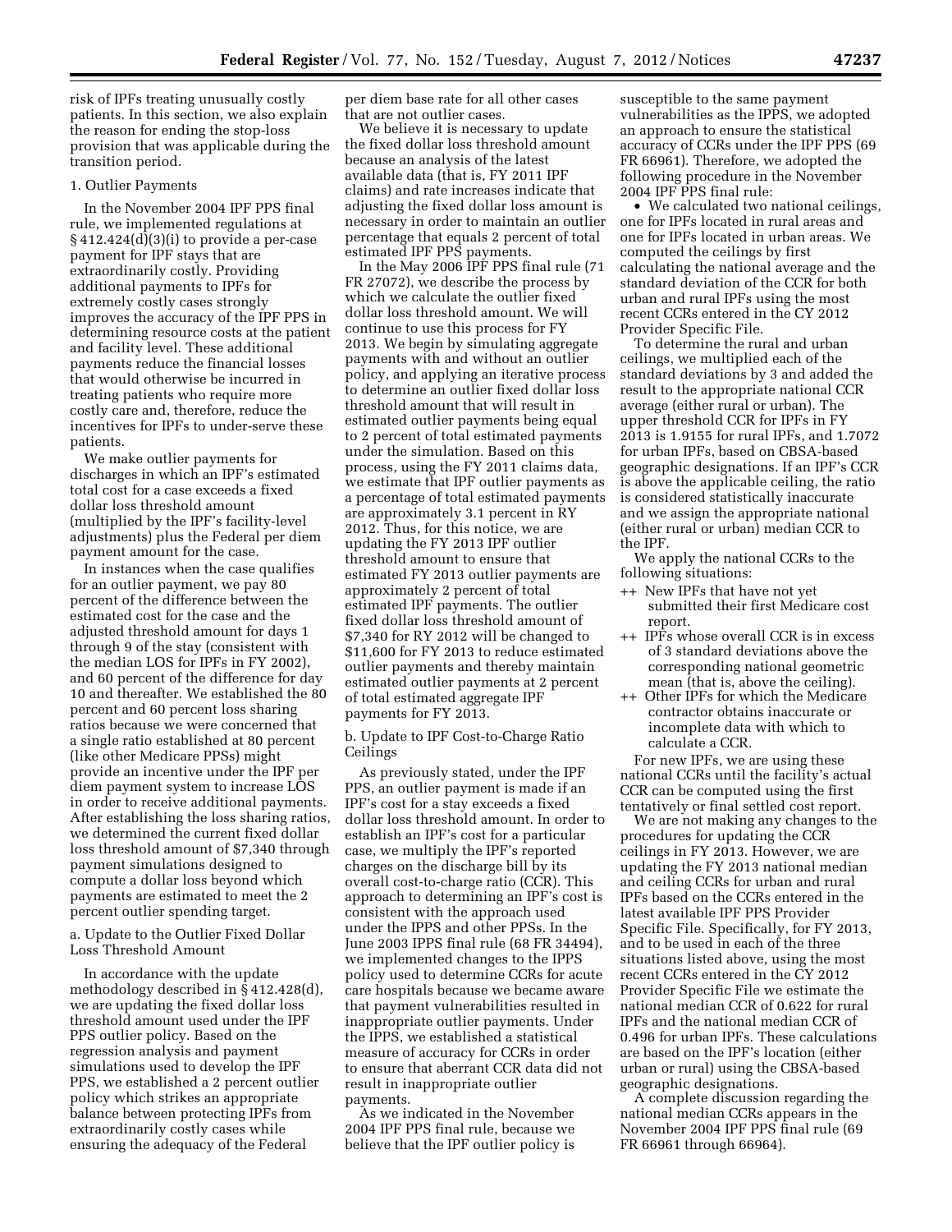risk of IPFs treating unusually costly patients. In this section, we also explain the reason for ending the stop-loss provision that was applicable during the transition period.

1. Outlier Payments

In the November 2004 IPF PPS final rule, we implemented regulations at § 412.424(d)(3)(i) to provide a per-case payment for IPF stays that are extraordinarily costly. Providing additional payments to IPFs for extremely costly cases strongly improves the accuracy of the IPF PPS in determining resource costs at the patient and facility level. These additional payments reduce the financial losses that would otherwise be incurred in treating patients who require more costly care and, therefore, reduce the incentives for IPFs to under-serve these patients.

We make outlier payments for discharges in which an IPF's estimated total cost for a case exceeds a fixed dollar loss threshold amount (multiplied by the IPF's facility-level adjustments) plus the Federal per diem payment amount for the case.

In instances when the case qualifies for an outlier payment, we pay 80 percent of the difference between the estimated cost for the case and the adjusted threshold amount for days 1 through 9 of the stay (consistent with the median LOS for IPFs in FY 2002), and 60 percent of the difference for day 10 and thereafter. We established the 80 percent and 60 percent loss sharing ratios because we were concerned that a single ratio established at 80 percent (like other Medicare PPSs) might provide an incentive under the IPF per diem payment system to increase LOS in order to receive additional payments. After establishing the loss sharing ratios, we determined the current fixed dollar loss threshold amount of $7,340 through payment simulations designed to compute a dollar loss beyond which payments are estimated to meet the 2 percent outlier spending target.

a. Update to the Outlier Fixed Dollar Loss Threshold Amount

In accordance with the update methodology described in § 412.428(d), we are updating the fixed dollar loss threshold amount used under the IPF PPS outlier policy. Based on the regression analysis and payment simulations used to develop the IPF PPS, we established a 2 percent outlier policy which strikes an appropriate balance between protecting IPFs from extraordinarily costly cases while ensuring the adequacy of the Federal per diem base rate for all other cases that are not outlier cases.

We believe it is necessary to update the fixed dollar loss threshold amount because an analysis of the latest available data (that is, FY 2011 IPF claims) and rate increases indicate that adjusting the fixed dollar loss amount is necessary in order to maintain an outlier percentage that equals 2 percent of total estimated IPF PPS payments.

In the May 2006 IPF PPS final rule (71 FR 27072), we describe the process by which we calculate the outlier fixed dollar loss threshold amount. We will continue to use this process for FY 2013. We begin by simulating aggregate payments with and without an outlier policy, and applying an iterative process to determine an outlier fixed dollar loss threshold amount that will result in estimated outlier payments being equal to 2 percent of total estimated payments under the simulation. Based on this process, using the FY 2011 claims data, we estimate that IPF outlier payments as a percentage of total estimated payments are approximately 3.1 percent in RY 2012. Thus, for this notice, we are updating the FY 2013 IPF outlier threshold amount to ensure that estimated FY 2013 outlier payments are approximately 2 percent of total estimated IPF payments. The outlier fixed dollar loss threshold amount of $7,340 for RY 2012 will be changed to $11,600 for FY 2013 to reduce estimated outlier payments and thereby maintain estimated outlier payments at 2 percent of total estimated aggregate IPF payments for FY 2013.

b. Update to IPF Cost-to-Charge Ratio Ceilings

As previously stated, under the IPF PPS, an outlier payment is made if an IPF's cost for a stay exceeds a fixed dollar loss threshold amount. In order to establish an IPF's cost for a particular case, we multiply the IPF's reported charges on the discharge bill by its overall cost-to-charge ratio (CCR). This approach to determining an IPF's cost is consistent with the approach used under the IPPS and other PPSs. In the June 2003 IPPS final rule (68 FR 34494), we implemented changes to the IPPS policy used to determine CCRs for acute care hospitals because we became aware that payment vulnerabilities resulted in inappropriate outlier payments. Under the IPPS, we established a statistical measure of accuracy for CCRs in order to ensure that aberrant CCR data did not result in inappropriate outlier payments.

As we indicated in the November 2004 IPF PPS final rule, because we believe that the IPF outlier policy is susceptible to the same payment vulnerabilities as the IPPS, we adopted an approach to ensure the statistical accuracy of CCRs under the IPF PPS (69 FR 66961). Therefore, we adopted the following procedure in the November 2004 IPF PPS final rule:

- We calculated two national ceilings, one for IPFs located in rural areas and one for IPFs located in urban areas. We computed the ceilings by first calculating the national average and the standard deviation of the CCR for both urban and rural IPFs using the most recent CCRs entered in the CY 2012 Provider Specific File.

To determine the rural and urban ceilings, we multiplied each of the standard deviations by 3 and added the result to the appropriate national CCR average (either rural or urban). The upper threshold CCR for IPFs in FY 2013 is 1.9155 for rural IPFs, and 1.7072 for urban IPFs, based on CBSA-based geographic designations. If an IPF's CCR is above the applicable ceiling, the ratio is considered statistically inaccurate and we assign the appropriate national (either rural or urban) median CCR to the IPF.

We apply the national CCRs to the following situations:

++ New IPFs that have not yet submitted their first Medicare cost report.

++ IPFs whose overall CCR is in excess of 3 standard deviations above the corresponding national geometric mean (that is, above the ceiling).

++ Other IPFs for which the Medicare contractor obtains inaccurate or incomplete data with which to calculate a CCR.

For new IPFs, we are using these national CCRs until the facility's actual CCR can be computed using the first tentatively or final settled cost report.

We are not making any changes to the procedures for updating the CCR ceilings in FY 2013. However, we are updating the FY 2013 national median and ceiling CCRs for urban and rural IPFs based on the CCRs entered in the latest available IPF PPS Provider Specific File. Specifically, for FY 2013, and to be used in each of the three situations listed above, using the most recent CCRs entered in the CY 2012 Provider Specific File we estimate the national median CCR of 0.622 for rural IPFs and the national median CCR of 0.496 for urban IPFs. These calculations are based on the IPF's location (either urban or rural) using the CBSA-based geographic designations.

A complete discussion regarding the national median CCRs appears in the November 2004 IPF PPS final rule (69 FR 66961 through 66964).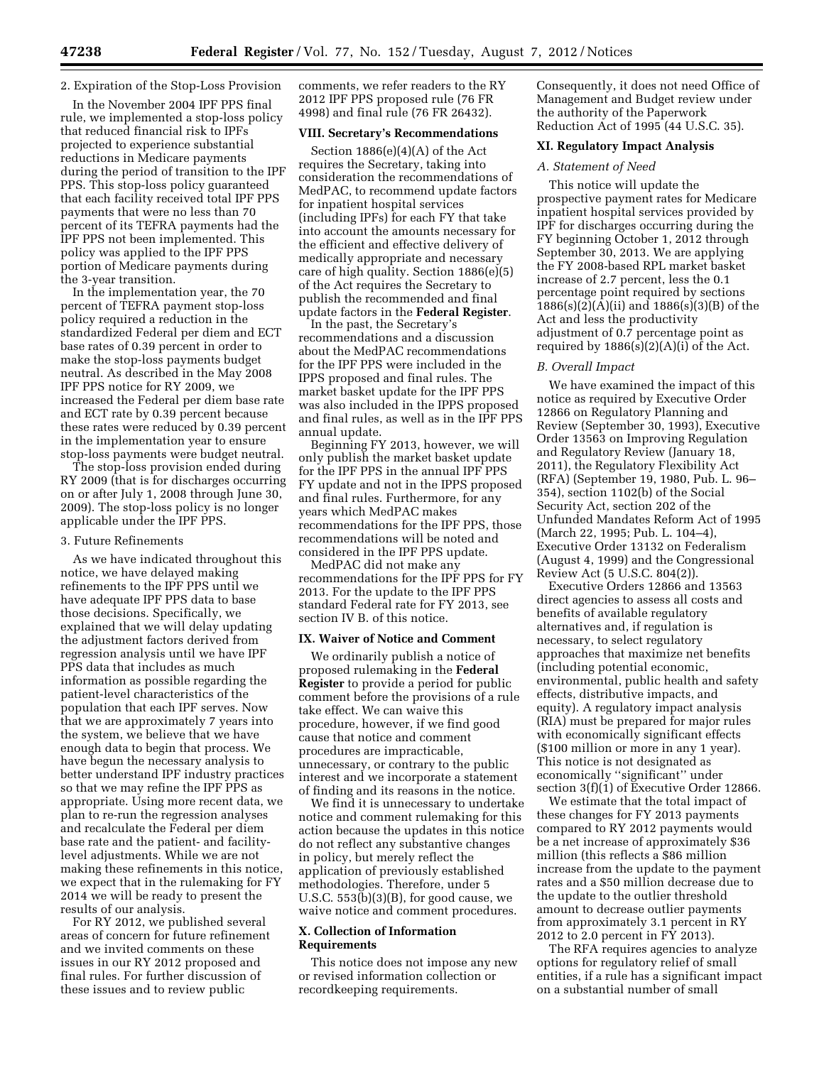2. Expiration of the Stop-Loss Provision

In the November 2004 IPF PPS final rule, we implemented a stop-loss policy that reduced financial risk to IPFs projected to experience substantial reductions in Medicare payments during the period of transition to the IPF PPS. This stop-loss policy guaranteed that each facility received total IPF PPS payments that were no less than 70 percent of its TEFRA payments had the IPF PPS not been implemented. This policy was applied to the IPF PPS portion of Medicare payments during the 3-year transition.

In the implementation year, the 70 percent of TEFRA payment stop-loss policy required a reduction in the standardized Federal per diem and ECT base rates of 0.39 percent in order to make the stop-loss payments budget neutral. As described in the May 2008 IPF PPS notice for RY 2009, we increased the Federal per diem base rate and ECT rate by 0.39 percent because these rates were reduced by 0.39 percent in the implementation year to ensure stop-loss payments were budget neutral.

The stop-loss provision ended during RY 2009 (that is for discharges occurring on or after July 1, 2008 through June 30, 2009). The stop-loss policy is no longer applicable under the IPF PPS.

3. Future Refinements

As we have indicated throughout this notice, we have delayed making refinements to the IPF PPS until we have adequate IPF PPS data to base those decisions. Specifically, we explained that we will delay updating the adjustment factors derived from regression analysis until we have IPF PPS data that includes as much information as possible regarding the patient-level characteristics of the population that each IPF serves. Now that we are approximately 7 years into the system, we believe that we have enough data to begin that process. We have begun the necessary analysis to better understand IPF industry practices so that we may refine the IPF PPS as appropriate. Using more recent data, we plan to re-run the regression analyses and recalculate the Federal per diem base rate and the patient- and facility-level adjustments. While we are not making these refinements in this notice, we expect that in the rulemaking for FY 2014 we will be ready to present the results of our analysis.

For RY 2012, we published several areas of concern for future refinement and we invited comments on these issues in our RY 2012 proposed and final rules. For further discussion of these issues and to review public comments, we refer readers to the RY 2012 IPF PPS proposed rule (76 FR 4998) and final rule (76 FR 26432).

## VIII. Secretary's Recommendations

Section 1886(e)(4)(A) of the Act requires the Secretary, taking into consideration the recommendations of MedPAC, to recommend update factors for inpatient hospital services (including IPFs) for each FY that take into account the amounts necessary for the efficient and effective delivery of medically appropriate and necessary care of high quality. Section 1886(e)(5) of the Act requires the Secretary to publish the recommended and final update factors in the **Federal Register**.

In the past, the Secretary's recommendations and a discussion about the MedPAC recommendations for the IPF PPS were included in the IPPS proposed and final rules. The market basket update for the IPF PPS was also included in the IPPS proposed and final rules, as well as in the IPF PPS annual update.

Beginning FY 2013, however, we will only publish the market basket update for the IPF PPS in the annual IPF PPS FY update and not in the IPPS proposed and final rules. Furthermore, for any years which MedPAC makes recommendations for the IPF PPS, those recommendations will be noted and considered in the IPF PPS update.

MedPAC did not make any recommendations for the IPF PPS for FY 2013. For the update to the IPF PPS standard Federal rate for FY 2013, see section IV B. of this notice.

## IX. Waiver of Notice and Comment

We ordinarily publish a notice of proposed rulemaking in the **Federal Register** to provide a period for public comment before the provisions of a rule take effect. We can waive this procedure, however, if we find good cause that notice and comment procedures are impracticable, unnecessary, or contrary to the public interest and we incorporate a statement of finding and its reasons in the notice.

We find it is unnecessary to undertake notice and comment rulemaking for this action because the updates in this notice do not reflect any substantive changes in policy, but merely reflect the application of previously established methodologies. Therefore, under 5 U.S.C. 553(b)(3)(B), for good cause, we waive notice and comment procedures.

## X. Collection of Information Requirements

This notice does not impose any new or revised information collection or recordkeeping requirements. Consequently, it does not need Office of Management and Budget review under the authority of the Paperwork Reduction Act of 1995 (44 U.S.C. 35).

## XI. Regulatory Impact Analysis

### *A. Statement of Need*

This notice will update the prospective payment rates for Medicare inpatient hospital services provided by IPF for discharges occurring during the FY beginning October 1, 2012 through September 30, 2013. We are applying the FY 2008-based RPL market basket increase of 2.7 percent, less the 0.1 percentage point required by sections 1886(s)(2)(A)(ii) and 1886(s)(3)(B) of the Act and less the productivity adjustment of 0.7 percentage point as required by 1886(s)(2)(A)(i) of the Act.

### *B. Overall Impact*

We have examined the impact of this notice as required by Executive Order 12866 on Regulatory Planning and Review (September 30, 1993), Executive Order 13563 on Improving Regulation and Regulatory Review (January 18, 2011), the Regulatory Flexibility Act (RFA) (September 19, 1980, Pub. L. 96–354), section 1102(b) of the Social Security Act, section 202 of the Unfunded Mandates Reform Act of 1995 (March 22, 1995; Pub. L. 104–4), Executive Order 13132 on Federalism (August 4, 1999) and the Congressional Review Act (5 U.S.C. 804(2)).

Executive Orders 12866 and 13563 direct agencies to assess all costs and benefits of available regulatory alternatives and, if regulation is necessary, to select regulatory approaches that maximize net benefits (including potential economic, environmental, public health and safety effects, distributive impacts, and equity). A regulatory impact analysis (RIA) must be prepared for major rules with economically significant effects ($100 million or more in any 1 year). This notice is not designated as economically "significant" under section 3(f)(1) of Executive Order 12866.

We estimate that the total impact of these changes for FY 2013 payments compared to RY 2012 payments would be a net increase of approximately $36 million (this reflects a $86 million increase from the update to the payment rates and a $50 million decrease due to the update to the outlier threshold amount to decrease outlier payments from approximately 3.1 percent in RY 2012 to 2.0 percent in FY 2013).

The RFA requires agencies to analyze options for regulatory relief of small entities, if a rule has a significant impact on a substantial number of small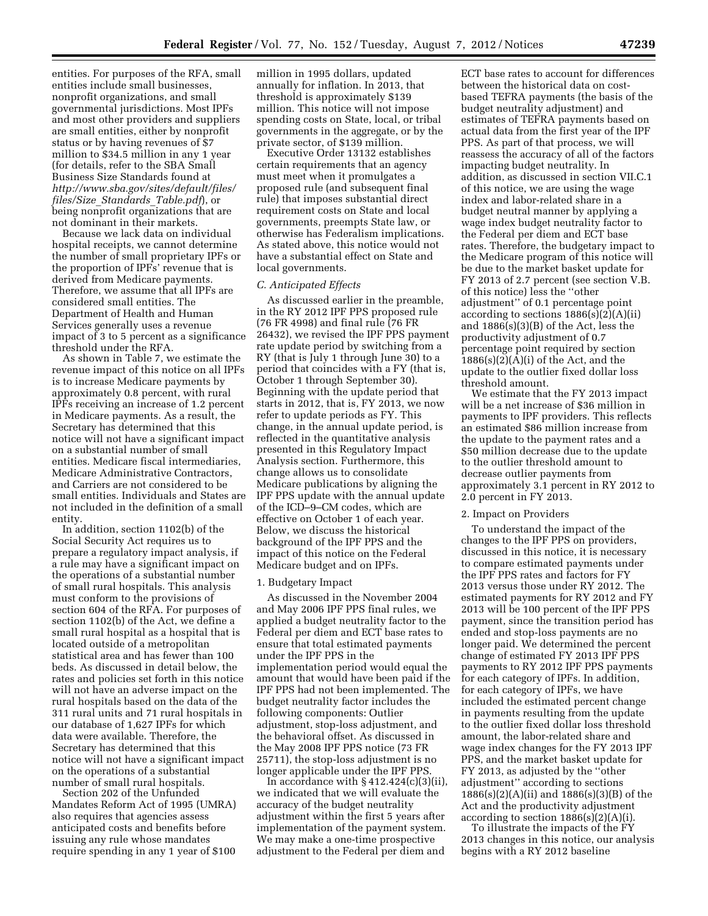entities. For purposes of the RFA, small entities include small businesses, nonprofit organizations, and small governmental jurisdictions. Most IPFs and most other providers and suppliers are small entities, either by nonprofit status or by having revenues of $7 million to $34.5 million in any 1 year (for details, refer to the SBA Small Business Size Standards found at *http://www.sba.gov/sites/default/files/files/Size_Standards_Table.pdf*), or being nonprofit organizations that are not dominant in their markets.

Because we lack data on individual hospital receipts, we cannot determine the number of small proprietary IPFs or the proportion of IPFs' revenue that is derived from Medicare payments. Therefore, we assume that all IPFs are considered small entities. The Department of Health and Human Services generally uses a revenue impact of 3 to 5 percent as a significance threshold under the RFA.

As shown in Table 7, we estimate the revenue impact of this notice on all IPFs is to increase Medicare payments by approximately 0.8 percent, with rural IPFs receiving an increase of 1.2 percent in Medicare payments. As a result, the Secretary has determined that this notice will not have a significant impact on a substantial number of small entities. Medicare fiscal intermediaries, Medicare Administrative Contractors, and Carriers are not considered to be small entities. Individuals and States are not included in the definition of a small entity.

In addition, section 1102(b) of the Social Security Act requires us to prepare a regulatory impact analysis, if a rule may have a significant impact on the operations of a substantial number of small rural hospitals. This analysis must conform to the provisions of section 604 of the RFA. For purposes of section 1102(b) of the Act, we define a small rural hospital as a hospital that is located outside of a metropolitan statistical area and has fewer than 100 beds. As discussed in detail below, the rates and policies set forth in this notice will not have an adverse impact on the rural hospitals based on the data of the 311 rural units and 71 rural hospitals in our database of 1,627 IPFs for which data were available. Therefore, the Secretary has determined that this notice will not have a significant impact on the operations of a substantial number of small rural hospitals.

Section 202 of the Unfunded Mandates Reform Act of 1995 (UMRA) also requires that agencies assess anticipated costs and benefits before issuing any rule whose mandates require spending in any 1 year of $100 million in 1995 dollars, updated annually for inflation. In 2013, that threshold is approximately $139 million. This notice will not impose spending costs on State, local, or tribal governments in the aggregate, or by the private sector, of $139 million.

Executive Order 13132 establishes certain requirements that an agency must meet when it promulgates a proposed rule (and subsequent final rule) that imposes substantial direct requirement costs on State and local governments, preempts State law, or otherwise has Federalism implications. As stated above, this notice would not have a substantial effect on State and local governments.

### C. Anticipated Effects

As discussed earlier in the preamble, in the RY 2012 IPF PPS proposed rule (76 FR 4998) and final rule (76 FR 26432), we revised the IPF PPS payment rate update period by switching from a RY (that is July 1 through June 30) to a period that coincides with a FY (that is, October 1 through September 30). Beginning with the update period that starts in 2012, that is, FY 2013, we now refer to update periods as FY. This change, in the annual update period, is reflected in the quantitative analysis presented in this Regulatory Impact Analysis section. Furthermore, this change allows us to consolidate Medicare publications by aligning the IPF PPS update with the annual update of the ICD–9–CM codes, which are effective on October 1 of each year. Below, we discuss the historical background of the IPF PPS and the impact of this notice on the Federal Medicare budget and on IPFs.

#### 1. Budgetary Impact

As discussed in the November 2004 and May 2006 IPF PPS final rules, we applied a budget neutrality factor to the Federal per diem and ECT base rates to ensure that total estimated payments under the IPF PPS in the implementation period would equal the amount that would have been paid if the IPF PPS had not been implemented. The budget neutrality factor includes the following components: Outlier adjustment, stop-loss adjustment, and the behavioral offset. As discussed in the May 2008 IPF PPS notice (73 FR 25711), the stop-loss adjustment is no longer applicable under the IPF PPS.

In accordance with § 412.424(c)(3)(ii), we indicated that we will evaluate the accuracy of the budget neutrality adjustment within the first 5 years after implementation of the payment system. We may make a one-time prospective adjustment to the Federal per diem and ECT base rates to account for differences between the historical data on cost-based TEFRA payments (the basis of the budget neutrality adjustment) and estimates of TEFRA payments based on actual data from the first year of the IPF PPS. As part of that process, we will reassess the accuracy of all of the factors impacting budget neutrality. In addition, as discussed in section VII.C.1 of this notice, we are using the wage index and labor-related share in a budget neutral manner by applying a wage index budget neutrality factor to the Federal per diem and ECT base rates. Therefore, the budgetary impact to the Medicare program of this notice will be due to the market basket update for FY 2013 of 2.7 percent (see section V.B. of this notice) less the ''other adjustment'' of 0.1 percentage point according to sections 1886(s)(2)(A)(ii) and 1886(s)(3)(B) of the Act, less the productivity adjustment of 0.7 percentage point required by section 1886(s)(2)(A)(i) of the Act, and the update to the outlier fixed dollar loss threshold amount.

We estimate that the FY 2013 impact will be a net increase of $36 million in payments to IPF providers. This reflects an estimated $86 million increase from the update to the payment rates and a $50 million decrease due to the update to the outlier threshold amount to decrease outlier payments from approximately 3.1 percent in RY 2012 to 2.0 percent in FY 2013.

#### 2. Impact on Providers

To understand the impact of the changes to the IPF PPS on providers, discussed in this notice, it is necessary to compare estimated payments under the IPF PPS rates and factors for FY 2013 versus those under RY 2012. The estimated payments for RY 2012 and FY 2013 will be 100 percent of the IPF PPS payment, since the transition period has ended and stop-loss payments are no longer paid. We determined the percent change of estimated FY 2013 IPF PPS payments to RY 2012 IPF PPS payments for each category of IPFs. In addition, for each category of IPFs, we have included the estimated percent change in payments resulting from the update to the outlier fixed dollar loss threshold amount, the labor-related share and wage index changes for the FY 2013 IPF PPS, and the market basket update for FY 2013, as adjusted by the ''other adjustment'' according to sections 1886(s)(2)(A)(ii) and 1886(s)(3)(B) of the Act and the productivity adjustment according to section 1886(s)(2)(A)(i).

To illustrate the impacts of the FY 2013 changes in this notice, our analysis begins with a RY 2012 baseline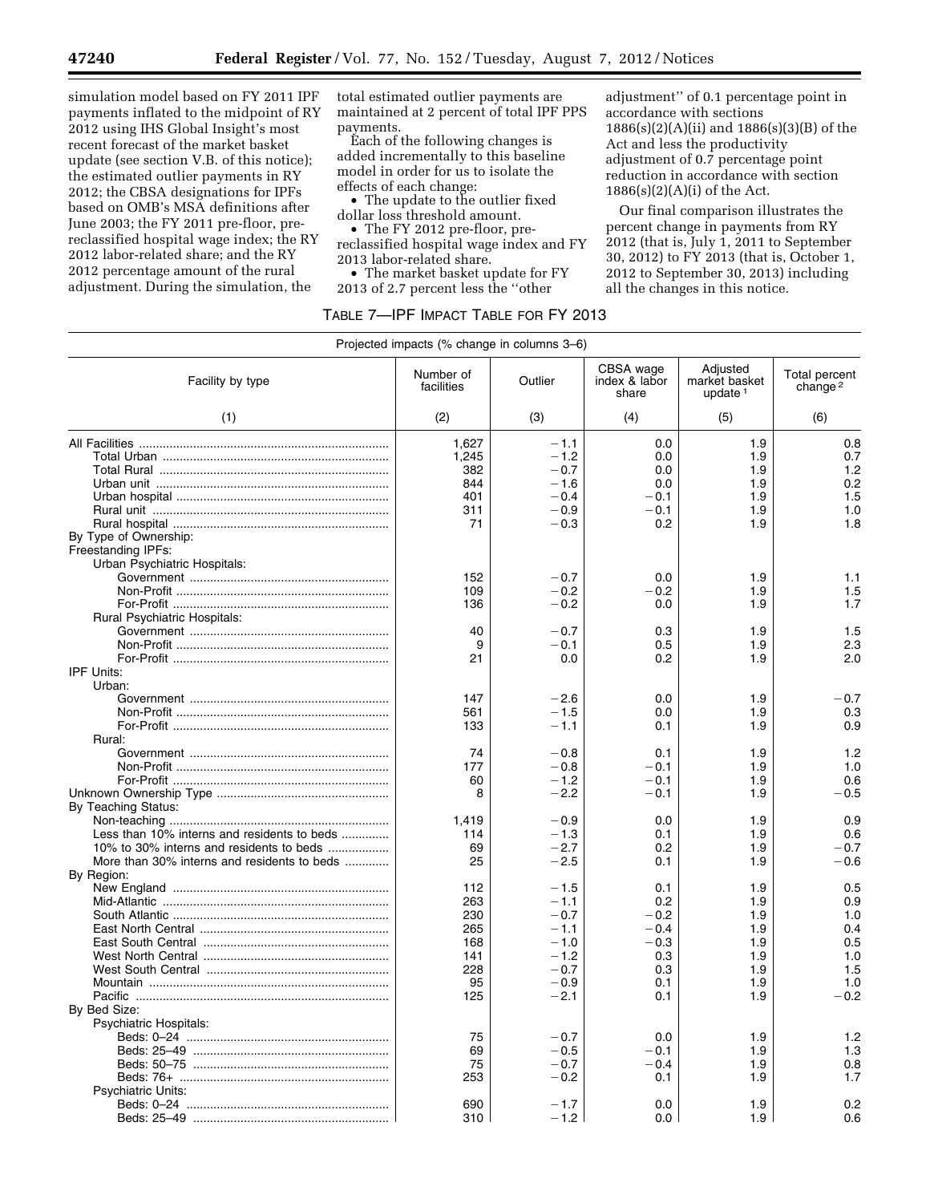simulation model based on FY 2011 IPF payments inflated to the midpoint of RY 2012 using IHS Global Insight's most recent forecast of the market basket update (see section V.B. of this notice); the estimated outlier payments in RY 2012; the CBSA designations for IPFs based on OMB's MSA definitions after June 2003; the FY 2011 pre-floor, pre-reclassified hospital wage index; the RY 2012 labor-related share; and the RY 2012 percentage amount of the rural adjustment. During the simulation, the total estimated outlier payments are maintained at 2 percent of total IPF PPS payments.

Each of the following changes is added incrementally to this baseline model in order for us to isolate the effects of each change:

- The update to the outlier fixed dollar loss threshold amount.
- The FY 2012 pre-floor, pre-reclassified hospital wage index and FY 2013 labor-related share.
- The market basket update for FY 2013 of 2.7 percent less the "other adjustment" of 0.1 percentage point in accordance with sections 1886(s)(2)(A)(ii) and 1886(s)(3)(B) of the Act and less the productivity adjustment of 0.7 percentage point reduction in accordance with section 1886(s)(2)(A)(i) of the Act.

Our final comparison illustrates the percent change in payments from RY 2012 (that is, July 1, 2011 to September 30, 2012) to FY 2013 (that is, October 1, 2012 to September 30, 2013) including all the changes in this notice.

TABLE 7—IPF IMPACT TABLE FOR FY 2013

| Projected impacts (% change in columns 3–6) | | | | | |
|---|---|---|---|---|---|
| Facility by type | Number of facilities | Outlier | CBSA wage index & labor share | Adjusted market basket update [1] | Total percent change [2] |
| (1) | (2) | (3) | (4) | (5) | (6) |
| All Facilities | 1,627 | −1.1 | 0.0 | 1.9 | 0.8 |
| Total Urban | 1,245 | −1.2 | 0.0 | 1.9 | 0.7 |
| Total Rural | 382 | −0.7 | 0.0 | 1.9 | 1.2 |
| Urban unit | 844 | −1.6 | 0.0 | 1.9 | 0.2 |
| Urban hospital | 401 | −0.4 | −0.1 | 1.9 | 1.5 |
| Rural unit | 311 | −0.9 | −0.1 | 1.9 | 1.0 |
| Rural hospital | 71 | −0.3 | 0.2 | 1.9 | 1.8 |
| By Type of Ownership: | | | | | |
| Freestanding IPFs: | | | | | |
| Urban Psychiatric Hospitals: | | | | | |
| Government | 152 | −0.7 | 0.0 | 1.9 | 1.1 |
| Non-Profit | 109 | −0.2 | −0.2 | 1.9 | 1.5 |
| For-Profit | 136 | −0.2 | 0.0 | 1.9 | 1.7 |
| Rural Psychiatric Hospitals: | | | | | |
| Government | 40 | −0.7 | 0.3 | 1.9 | 1.5 |
| Non-Profit | 9 | −0.1 | 0.5 | 1.9 | 2.3 |
| For-Profit | 21 | 0.0 | 0.2 | 1.9 | 2.0 |
| IPF Units: | | | | | |
| Urban: | | | | | |
| Government | 147 | −2.6 | 0.0 | 1.9 | −0.7 |
| Non-Profit | 561 | −1.5 | 0.0 | 1.9 | 0.3 |
| For-Profit | 133 | −1.1 | 0.1 | 1.9 | 0.9 |
| Rural: | | | | | |
| Government | 74 | −0.8 | 0.1 | 1.9 | 1.2 |
| Non-Profit | 177 | −0.8 | −0.1 | 1.9 | 1.0 |
| For-Profit | 60 | −1.2 | −0.1 | 1.9 | 0.6 |
| Unknown Ownership Type | 8 | −2.2 | −0.1 | 1.9 | −0.5 |
| By Teaching Status: | | | | | |
| Non-teaching | 1,419 | −0.9 | 0.0 | 1.9 | 0.9 |
| Less than 10% interns and residents to beds | 114 | −1.3 | 0.1 | 1.9 | 0.6 |
| 10% to 30% interns and residents to beds | 69 | −2.7 | 0.2 | 1.9 | −0.7 |
| More than 30% interns and residents to beds | 25 | −2.5 | 0.1 | 1.9 | −0.6 |
| By Region: | | | | | |
| New England | 112 | −1.5 | 0.1 | 1.9 | 0.5 |
| Mid-Atlantic | 263 | −1.1 | 0.2 | 1.9 | 0.9 |
| South Atlantic | 230 | −0.7 | −0.2 | 1.9 | 1.0 |
| East North Central | 265 | −1.1 | −0.4 | 1.9 | 0.4 |
| East South Central | 168 | −1.0 | −0.3 | 1.9 | 0.5 |
| West North Central | 141 | −1.2 | 0.3 | 1.9 | 1.0 |
| West South Central | 228 | −0.7 | 0.3 | 1.9 | 1.5 |
| Mountain | 95 | −0.9 | 0.1 | 1.9 | 1.0 |
| Pacific | 125 | −2.1 | 0.1 | 1.9 | −0.2 |
| By Bed Size: | | | | | |
| Psychiatric Hospitals: | | | | | |
| Beds: 0–24 | 75 | −0.7 | 0.0 | 1.9 | 1.2 |
| Beds: 25–49 | 69 | −0.5 | −0.1 | 1.9 | 1.3 |
| Beds: 50–75 | 75 | −0.7 | −0.4 | 1.9 | 0.8 |
| Beds: 76+ | 253 | −0.2 | 0.1 | 1.9 | 1.7 |
| Psychiatric Units: | | | | | |
| Beds: 0–24 | 690 | −1.7 | 0.0 | 1.9 | 0.2 |
| Beds: 25–49 | 310 | −1.2 | 0.0 | 1.9 | 0.6 |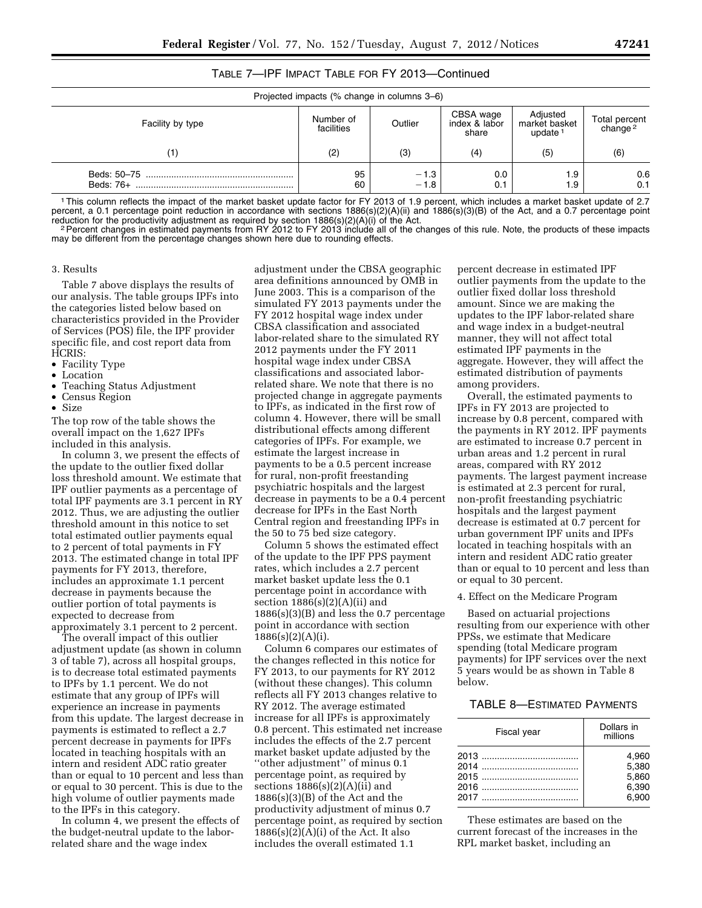TABLE 7—IPF IMPACT TABLE FOR FY 2013—Continued

| Projected impacts (% change in columns 3–6) | | | | | |
|---|---|---|---|---|---|
| Facility by type | Number of facilities | Outlier | CBSA wage index & labor share | Adjusted market basket update [1] | Total percent change [2] |
| (1) | (2) | (3) | (4) | (5) | (6) |
| Beds: 50–75 | 95 | −1.3 | 0.0 | 1.9 | 0.6 |
| Beds: 76+ | 60 | −1.8 | 0.1 | 1.9 | 0.1 |

[1] This column reflects the impact of the market basket update factor for FY 2013 of 1.9 percent, which includes a market basket update of 2.7 percent, a 0.1 percentage point reduction in accordance with sections 1886(s)(2)(A)(ii) and 1886(s)(3)(B) of the Act, and a 0.7 percentage point reduction for the productivity adjustment as required by section 1886(s)(2)(A)(i) of the Act.

[2] Percent changes in estimated payments from RY 2012 to FY 2013 include all of the changes of this rule. Note, the products of these impacts may be different from the percentage changes shown here due to rounding effects.

3. Results

Table 7 above displays the results of our analysis. The table groups IPFs into the categories listed below based on characteristics provided in the Provider of Services (POS) file, the IPF provider specific file, and cost report data from HCRIS:

- Facility Type
- Location
- Teaching Status Adjustment
- Census Region
- Size

The top row of the table shows the overall impact on the 1,627 IPFs included in this analysis.

In column 3, we present the effects of the update to the outlier fixed dollar loss threshold amount. We estimate that IPF outlier payments as a percentage of total IPF payments are 3.1 percent in RY 2012. Thus, we are adjusting the outlier threshold amount in this notice to set total estimated outlier payments equal to 2 percent of total payments in FY 2013. The estimated change in total IPF payments for FY 2013, therefore, includes an approximate 1.1 percent decrease in payments because the outlier portion of total payments is expected to decrease from approximately 3.1 percent to 2 percent.

The overall impact of this outlier adjustment update (as shown in column 3 of table 7), across all hospital groups, is to decrease total estimated payments to IPFs by 1.1 percent. We do not estimate that any group of IPFs will experience an increase in payments from this update. The largest decrease in payments is estimated to reflect a 2.7 percent decrease in payments for IPFs located in teaching hospitals with an intern and resident ADC ratio greater than or equal to 10 percent and less than or equal to 30 percent. This is due to the high volume of outlier payments made to the IPFs in this category.

In column 4, we present the effects of the budget-neutral update to the labor-related share and the wage index adjustment under the CBSA geographic area definitions announced by OMB in June 2003. This is a comparison of the simulated FY 2013 payments under the FY 2012 hospital wage index under CBSA classification and associated labor-related share to the simulated RY 2012 payments under the FY 2011 hospital wage index under CBSA classifications and associated labor-related share. We note that there is no projected change in aggregate payments to IPFs, as indicated in the first row of column 4. However, there will be small distributional effects among different categories of IPFs. For example, we estimate the largest increase in payments to be a 0.5 percent increase for rural, non-profit freestanding psychiatric hospitals and the largest decrease in payments to be a 0.4 percent decrease for IPFs in the East North Central region and freestanding IPFs in the 50 to 75 bed size category.

Column 5 shows the estimated effect of the update to the IPF PPS payment rates, which includes a 2.7 percent market basket update less the 0.1 percentage point in accordance with section 1886(s)(2)(A)(ii) and 1886(s)(3)(B) and less the 0.7 percentage point in accordance with section 1886(s)(2)(A)(i).

Column 6 compares our estimates of the changes reflected in this notice for FY 2013, to our payments for RY 2012 (without these changes). This column reflects all FY 2013 changes relative to RY 2012. The average estimated increase for all IPFs is approximately 0.8 percent. This estimated net increase includes the effects of the 2.7 percent market basket update adjusted by the "other adjustment" of minus 0.1 percentage point, as required by sections 1886(s)(2)(A)(ii) and 1886(s)(3)(B) of the Act and the productivity adjustment of minus 0.7 percentage point, as required by section 1886(s)(2)(A)(i) of the Act. It also includes the overall estimated 1.1 percent decrease in estimated IPF outlier payments from the update to the outlier fixed dollar loss threshold amount. Since we are making the updates to the IPF labor-related share and wage index in a budget-neutral manner, they will not affect total estimated IPF payments in the aggregate. However, they will affect the estimated distribution of payments among providers.

Overall, the estimated payments to IPFs in FY 2013 are projected to increase by 0.8 percent, compared with the payments in RY 2012. IPF payments are estimated to increase 0.7 percent in urban areas and 1.2 percent in rural areas, compared with RY 2012 payments. The largest payment increase is estimated at 2.3 percent for rural, non-profit freestanding psychiatric hospitals and the largest payment decrease is estimated at 0.7 percent for urban government IPF units and IPFs located in teaching hospitals with an intern and resident ADC ratio greater than or equal to 10 percent and less than or equal to 30 percent.

4. Effect on the Medicare Program

Based on actuarial projections resulting from our experience with other PPSs, we estimate that Medicare spending (total Medicare program payments) for IPF services over the next 5 years would be as shown in Table 8 below.

TABLE 8—ESTIMATED PAYMENTS

| Fiscal year | Dollars in millions |
|---|---|
| 2013 | 4,960 |
| 2014 | 5,380 |
| 2015 | 5,860 |
| 2016 | 6,390 |
| 2017 | 6,900 |

These estimates are based on the current forecast of the increases in the RPL market basket, including an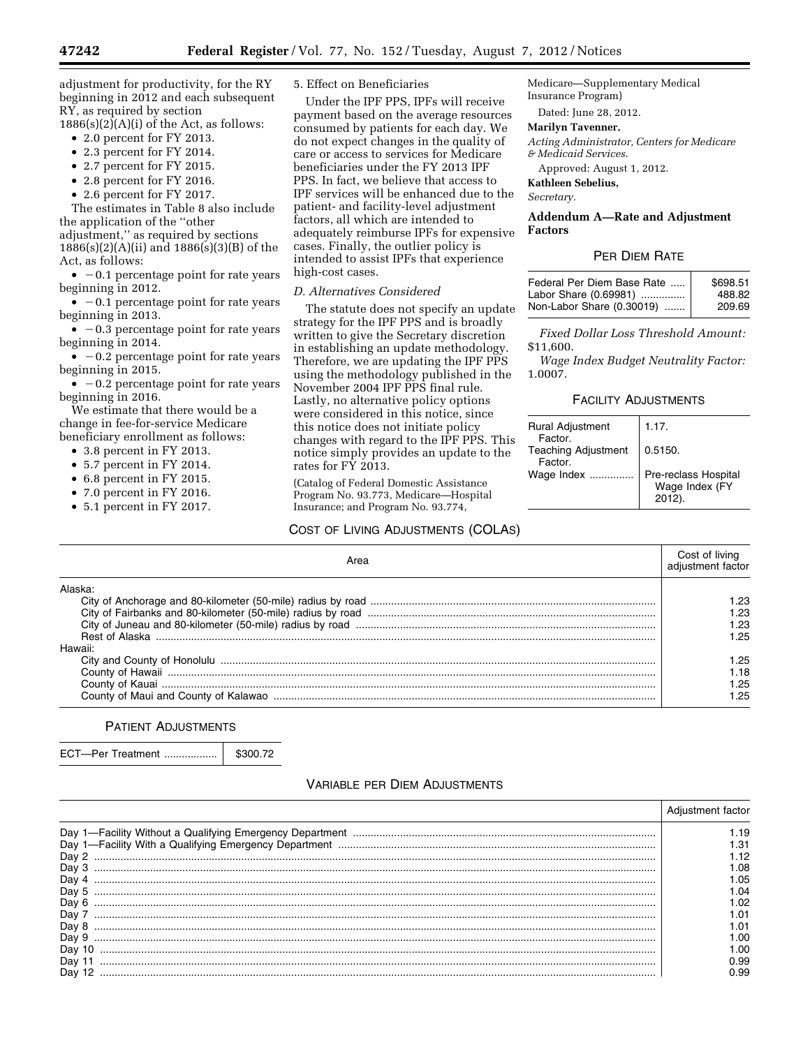adjustment for productivity, for the RY beginning in 2012 and each subsequent RY, as required by section 1886(s)(2)(A)(i) of the Act, as follows:

- 2.0 percent for FY 2013.
- 2.3 percent for FY 2014.
- 2.7 percent for FY 2015.
- 2.8 percent for FY 2016.
- 2.6 percent for FY 2017.

The estimates in Table 8 also include the application of the ''other adjustment,'' as required by sections 1886(s)(2)(A)(ii) and 1886(s)(3)(B) of the Act, as follows:

- −0.1 percentage point for rate years beginning in 2012.
- −0.1 percentage point for rate years beginning in 2013.
- −0.3 percentage point for rate years beginning in 2014.
- −0.2 percentage point for rate years beginning in 2015.
- −0.2 percentage point for rate years beginning in 2016.

We estimate that there would be a change in fee-for-service Medicare beneficiary enrollment as follows:

- 3.8 percent in FY 2013.
- 5.7 percent in FY 2014.
- 6.8 percent in FY 2015.
- 7.0 percent in FY 2016.
- 5.1 percent in FY 2017.

5. Effect on Beneficiaries

Under the IPF PPS, IPFs will receive payment based on the average resources consumed by patients for each day. We do not expect changes in the quality of care or access to services for Medicare beneficiaries under the FY 2013 IPF PPS. In fact, we believe that access to IPF services will be enhanced due to the patient- and facility-level adjustment factors, all which are intended to adequately reimburse IPFs for expensive cases. Finally, the outlier policy is intended to assist IPFs that experience high-cost cases.

*D. Alternatives Considered*

The statute does not specify an update strategy for the IPF PPS and is broadly written to give the Secretary discretion in establishing an update methodology. Therefore, we are updating the IPF PPS using the methodology published in the November 2004 IPF PPS final rule. Lastly, no alternative policy options were considered in this notice, since this notice does not initiate policy changes with regard to the IPF PPS. This notice simply provides an update to the rates for FY 2013.

(Catalog of Federal Domestic Assistance Program No. 93.773, Medicare—Hospital Insurance; and Program No. 93.774, Medicare—Supplementary Medical Insurance Program)

Dated: June 28, 2012.

**Marilyn Tavenner,**

*Acting Administrator, Centers for Medicare & Medicaid Services.*

Approved: August 1, 2012.

**Kathleen Sebelius,**

*Secretary.*

## Addendum A—Rate and Adjustment Factors

PER DIEM RATE

| | |
|---|---|
| Federal Per Diem Base Rate | $698.51 |
| Labor Share (0.69981) | 488.82 |
| Non-Labor Share (0.30019) | 209.69 |

*Fixed Dollar Loss Threshold Amount:* $11,600.

*Wage Index Budget Neutrality Factor:* 1.0007.

FACILITY ADJUSTMENTS

| | |
|---|---|
| Rural Adjustment Factor. | 1.17. |
| Teaching Adjustment Factor. | 0.5150. |
| Wage Index | Pre-reclass Hospital Wage Index (FY 2012). |

COST OF LIVING ADJUSTMENTS (COLAS)

| Area | Cost of living adjustment factor |
|---|---|
| Alaska: | |
| City of Anchorage and 80-kilometer (50-mile) radius by road | 1.23 |
| City of Fairbanks and 80-kilometer (50-mile) radius by road | 1.23 |
| City of Juneau and 80-kilometer (50-mile) radius by road | 1.23 |
| Rest of Alaska | 1.25 |
| Hawaii: | |
| City and County of Honolulu | 1.25 |
| County of Hawaii | 1.18 |
| County of Kauai | 1.25 |
| County of Maui and County of Kalawao | 1.25 |

PATIENT ADJUSTMENTS

| | |
|---|---|
| ECT—Per Treatment | $300.72 |

VARIABLE PER DIEM ADJUSTMENTS

| | Adjustment factor |
|---|---|
| Day 1—Facility Without a Qualifying Emergency Department | 1.19 |
| Day 1—Facility With a Qualifying Emergency Department | 1.31 |
| Day 2 | 1.12 |
| Day 3 | 1.08 |
| Day 4 | 1.05 |
| Day 5 | 1.04 |
| Day 6 | 1.02 |
| Day 7 | 1.01 |
| Day 8 | 1.01 |
| Day 9 | 1.00 |
| Day 10 | 1.00 |
| Day 11 | 0.99 |
| Day 12 | 0.99 |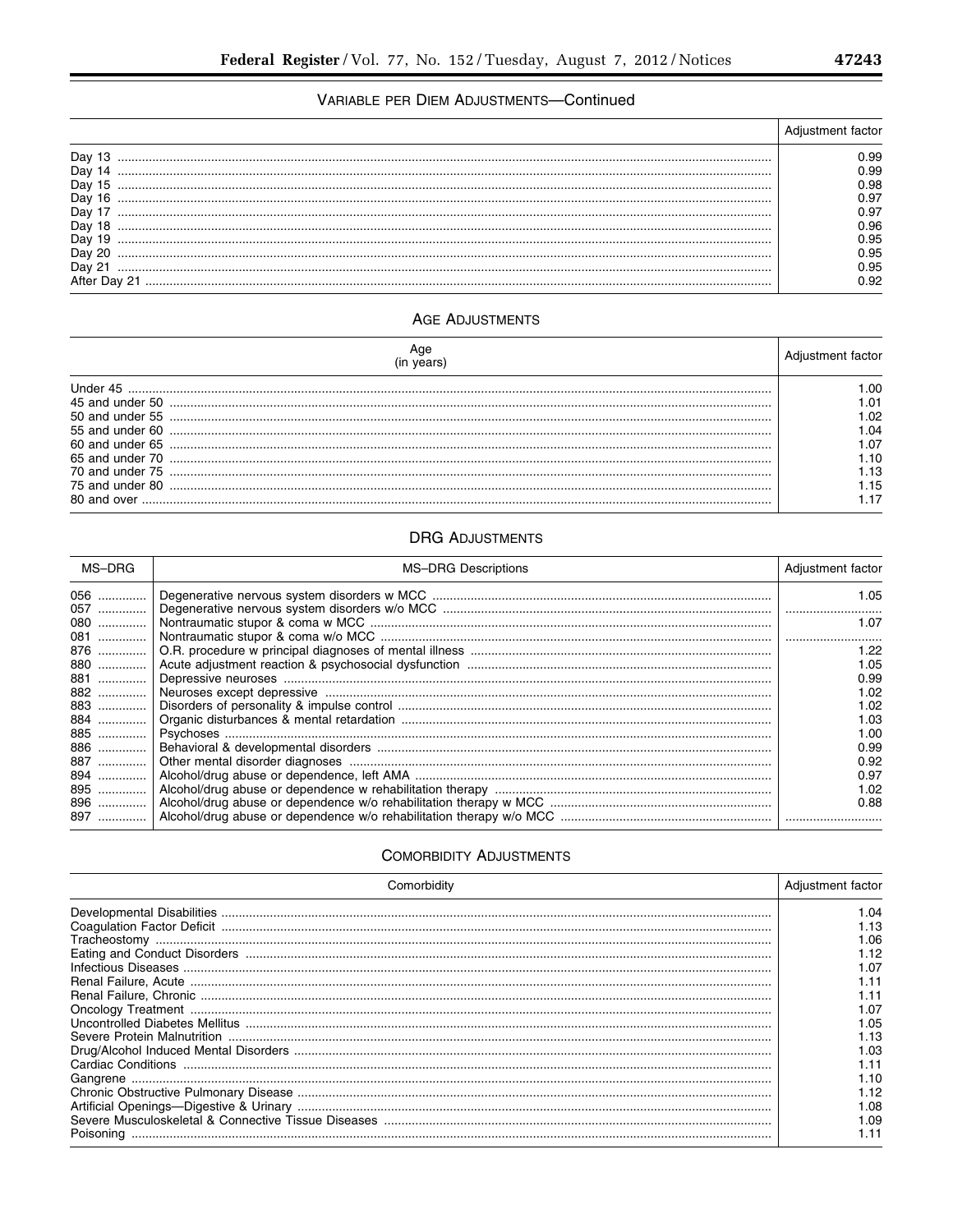## VARIABLE PER DIEM ADJUSTMENTS—Continued

| | Adjustment factor |
|---|---|
| Day 13 | 0.99 |
| Day 14 | 0.99 |
| Day 15 | 0.98 |
| Day 16 | 0.97 |
| Day 17 | 0.97 |
| Day 18 | 0.96 |
| Day 19 | 0.95 |
| Day 20 | 0.95 |
| Day 21 | 0.95 |
| After Day 21 | 0.92 |

## AGE ADJUSTMENTS

| Age (in years) | Adjustment factor |
|---|---|
| Under 45 | 1.00 |
| 45 and under 50 | 1.01 |
| 50 and under 55 | 1.02 |
| 55 and under 60 | 1.04 |
| 60 and under 65 | 1.07 |
| 65 and under 70 | 1.10 |
| 70 and under 75 | 1.13 |
| 75 and under 80 | 1.15 |
| 80 and over | 1.17 |

## DRG ADJUSTMENTS

| MS–DRG | MS–DRG Descriptions | Adjustment factor |
|---|---|---|
| 056 | Degenerative nervous system disorders w MCC | 1.05 |
| 057 | Degenerative nervous system disorders w/o MCC | |
| 080 | Nontraumatic stupor & coma w MCC | 1.07 |
| 081 | Nontraumatic stupor & coma w/o MCC | |
| 876 | O.R. procedure w principal diagnoses of mental illness | 1.22 |
| 880 | Acute adjustment reaction & psychosocial dysfunction | 1.05 |
| 881 | Depressive neuroses | 0.99 |
| 882 | Neuroses except depressive | 1.02 |
| 883 | Disorders of personality & impulse control | 1.02 |
| 884 | Organic disturbances & mental retardation | 1.03 |
| 885 | Psychoses | 1.00 |
| 886 | Behavioral & developmental disorders | 0.99 |
| 887 | Other mental disorder diagnoses | 0.92 |
| 894 | Alcohol/drug abuse or dependence, left AMA | 0.97 |
| 895 | Alcohol/drug abuse or dependence w rehabilitation therapy | 1.02 |
| 896 | Alcohol/drug abuse or dependence w/o rehabilitation therapy w MCC | 0.88 |
| 897 | Alcohol/drug abuse or dependence w/o rehabilitation therapy w/o MCC | |

## COMORBIDITY ADJUSTMENTS

| Comorbidity | Adjustment factor |
|---|---|
| Developmental Disabilities | 1.04 |
| Coagulation Factor Deficit | 1.13 |
| Tracheostomy | 1.06 |
| Eating and Conduct Disorders | 1.12 |
| Infectious Diseases | 1.07 |
| Renal Failure, Acute | 1.11 |
| Renal Failure, Chronic | 1.11 |
| Oncology Treatment | 1.07 |
| Uncontrolled Diabetes Mellitus | 1.05 |
| Severe Protein Malnutrition | 1.13 |
| Drug/Alcohol Induced Mental Disorders | 1.03 |
| Cardiac Conditions | 1.11 |
| Gangrene | 1.10 |
| Chronic Obstructive Pulmonary Disease | 1.12 |
| Artificial Openings—Digestive & Urinary | 1.08 |
| Severe Musculoskeletal & Connective Tissue Diseases | 1.09 |
| Poisoning | 1.11 |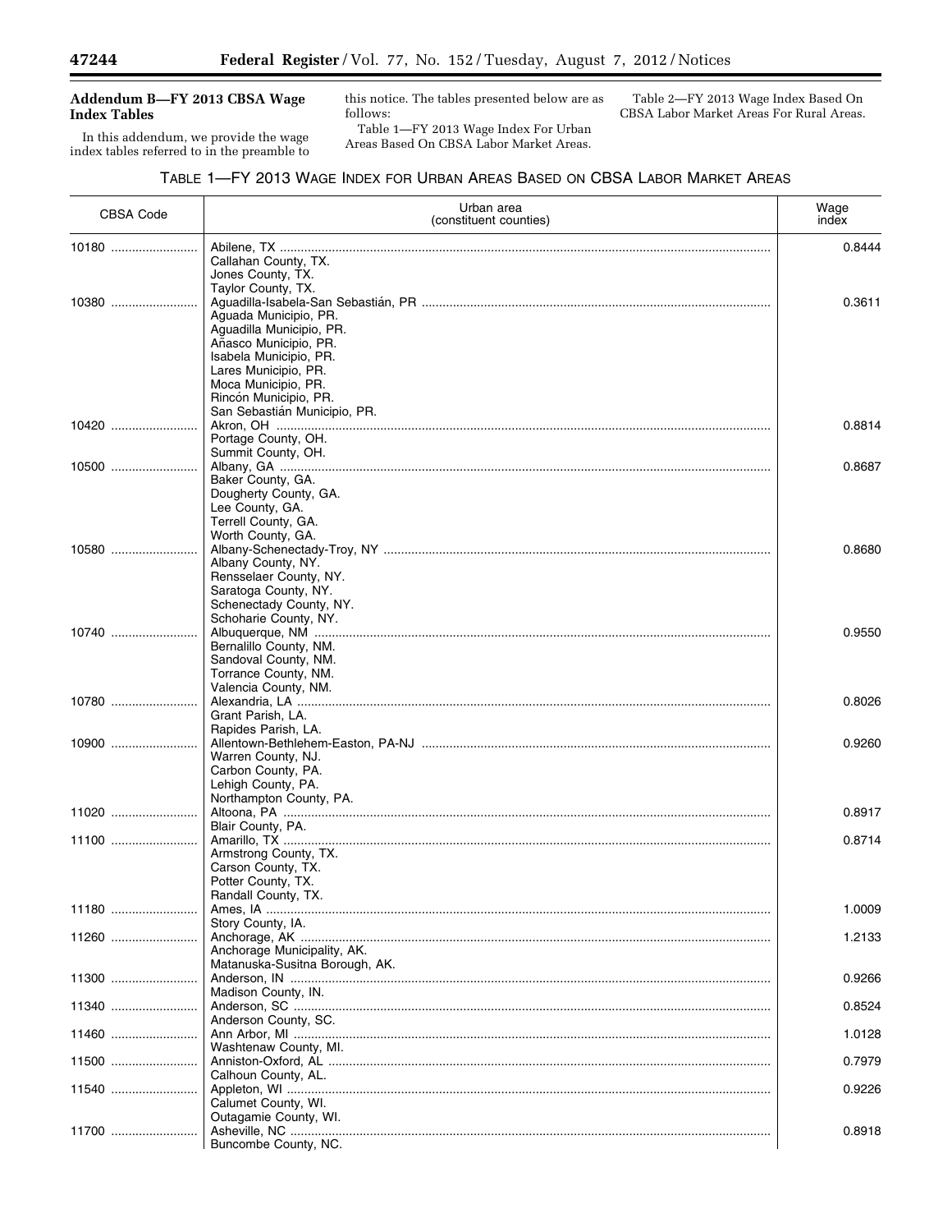## Addendum B—FY 2013 CBSA Wage Index Tables

In this addendum, we provide the wage index tables referred to in the preamble to this notice. The tables presented below are as follows:

Table 1—FY 2013 Wage Index For Urban Areas Based On CBSA Labor Market Areas.

Table 2—FY 2013 Wage Index Based On CBSA Labor Market Areas For Rural Areas.

TABLE 1—FY 2013 WAGE INDEX FOR URBAN AREAS BASED ON CBSA LABOR MARKET AREAS

| CBSA Code | Urban area (constituent counties) | Wage index |
|---|---|---|
| 10180 | Abilene, TX | 0.8444 |
| | Callahan County, TX. | |
| | Jones County, TX. | |
| | Taylor County, TX. | |
| 10380 | Aguadilla-Isabela-San Sebastián, PR | 0.3611 |
| | Aguada Municipio, PR. | |
| | Aguadilla Municipio, PR. | |
| | Añasco Municipio, PR. | |
| | Isabela Municipio, PR. | |
| | Lares Municipio, PR. | |
| | Moca Municipio, PR. | |
| | Rincón Municipio, PR. | |
| | San Sebastián Municipio, PR. | |
| 10420 | Akron, OH | 0.8814 |
| | Portage County, OH. | |
| | Summit County, OH. | |
| 10500 | Albany, GA | 0.8687 |
| | Baker County, GA. | |
| | Dougherty County, GA. | |
| | Lee County, GA. | |
| | Terrell County, GA. | |
| | Worth County, GA. | |
| 10580 | Albany-Schenectady-Troy, NY | 0.8680 |
| | Albany County, NY. | |
| | Rensselaer County, NY. | |
| | Saratoga County, NY. | |
| | Schenectady County, NY. | |
| | Schoharie County, NY. | |
| 10740 | Albuquerque, NM | 0.9550 |
| | Bernalillo County, NM. | |
| | Sandoval County, NM. | |
| | Torrance County, NM. | |
| | Valencia County, NM. | |
| 10780 | Alexandria, LA | 0.8026 |
| | Grant Parish, LA. | |
| | Rapides Parish, LA. | |
| 10900 | Allentown-Bethlehem-Easton, PA-NJ | 0.9260 |
| | Warren County, NJ. | |
| | Carbon County, PA. | |
| | Lehigh County, PA. | |
| | Northampton County, PA. | |
| 11020 | Altoona, PA | 0.8917 |
| | Blair County, PA. | |
| 11100 | Amarillo, TX | 0.8714 |
| | Armstrong County, TX. | |
| | Carson County, TX. | |
| | Potter County, TX. | |
| | Randall County, TX. | |
| 11180 | Ames, IA | 1.0009 |
| | Story County, IA. | |
| 11260 | Anchorage, AK | 1.2133 |
| | Anchorage Municipality, AK. | |
| | Matanuska-Susitna Borough, AK. | |
| 11300 | Anderson, IN | 0.9266 |
| | Madison County, IN. | |
| 11340 | Anderson, SC | 0.8524 |
| | Anderson County, SC. | |
| 11460 | Ann Arbor, MI | 1.0128 |
| | Washtenaw County, MI. | |
| 11500 | Anniston-Oxford, AL | 0.7979 |
| | Calhoun County, AL. | |
| 11540 | Appleton, WI | 0.9226 |
| | Calumet County, WI. | |
| | Outagamie County, WI. | |
| 11700 | Asheville, NC | 0.8918 |
| | Buncombe County, NC. | |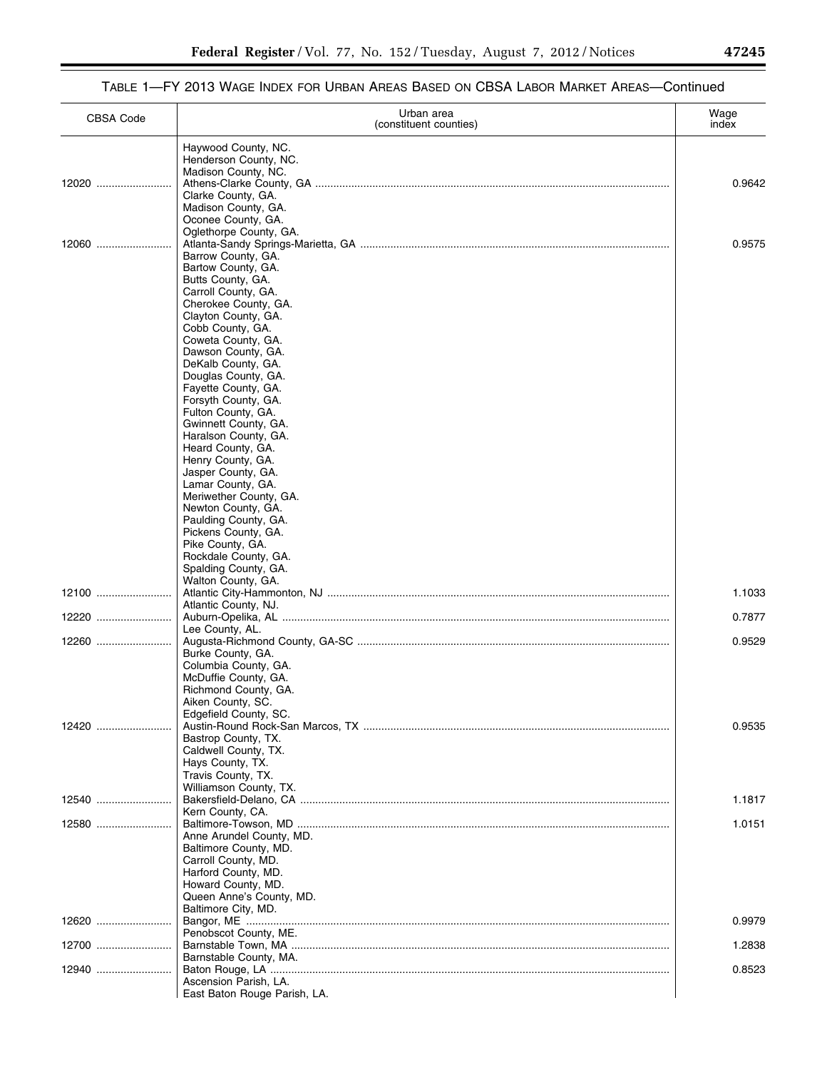TABLE 1—FY 2013 WAGE INDEX FOR URBAN AREAS BASED ON CBSA LABOR MARKET AREAS—Continued

| CBSA Code | Urban area (constituent counties) | Wage index |
|---|---|---|
| | Haywood County, NC. | |
| | Henderson County, NC. | |
| | Madison County, NC. | |
| 12020 | Athens-Clarke County, GA | 0.9642 |
| | Clarke County, GA. | |
| | Madison County, GA. | |
| | Oconee County, GA. | |
| | Oglethorpe County, GA. | |
| 12060 | Atlanta-Sandy Springs-Marietta, GA | 0.9575 |
| | Barrow County, GA. | |
| | Bartow County, GA. | |
| | Butts County, GA. | |
| | Carroll County, GA. | |
| | Cherokee County, GA. | |
| | Clayton County, GA. | |
| | Cobb County, GA. | |
| | Coweta County, GA. | |
| | Dawson County, GA. | |
| | DeKalb County, GA. | |
| | Douglas County, GA. | |
| | Fayette County, GA. | |
| | Forsyth County, GA. | |
| | Fulton County, GA. | |
| | Gwinnett County, GA. | |
| | Haralson County, GA. | |
| | Heard County, GA. | |
| | Henry County, GA. | |
| | Jasper County, GA. | |
| | Lamar County, GA. | |
| | Meriwether County, GA. | |
| | Newton County, GA. | |
| | Paulding County, GA. | |
| | Pickens County, GA. | |
| | Pike County, GA. | |
| | Rockdale County, GA. | |
| | Spalding County, GA. | |
| | Walton County, GA. | |
| 12100 | Atlantic City-Hammonton, NJ | 1.1033 |
| | Atlantic County, NJ. | |
| 12220 | Auburn-Opelika, AL | 0.7877 |
| | Lee County, AL. | |
| 12260 | Augusta-Richmond County, GA-SC | 0.9529 |
| | Burke County, GA. | |
| | Columbia County, GA. | |
| | McDuffie County, GA. | |
| | Richmond County, GA. | |
| | Aiken County, SC. | |
| | Edgefield County, SC. | |
| 12420 | Austin-Round Rock-San Marcos, TX | 0.9535 |
| | Bastrop County, TX. | |
| | Caldwell County, TX. | |
| | Hays County, TX. | |
| | Travis County, TX. | |
| | Williamson County, TX. | |
| 12540 | Bakersfield-Delano, CA | 1.1817 |
| | Kern County, CA. | |
| 12580 | Baltimore-Towson, MD | 1.0151 |
| | Anne Arundel County, MD. | |
| | Baltimore County, MD. | |
| | Carroll County, MD. | |
| | Harford County, MD. | |
| | Howard County, MD. | |
| | Queen Anne's County, MD. | |
| | Baltimore City, MD. | |
| 12620 | Bangor, ME | 0.9979 |
| | Penobscot County, ME. | |
| 12700 | Barnstable Town, MA | 1.2838 |
| | Barnstable County, MA. | |
| 12940 | Baton Rouge, LA | 0.8523 |
| | Ascension Parish, LA. | |
| | East Baton Rouge Parish, LA. | |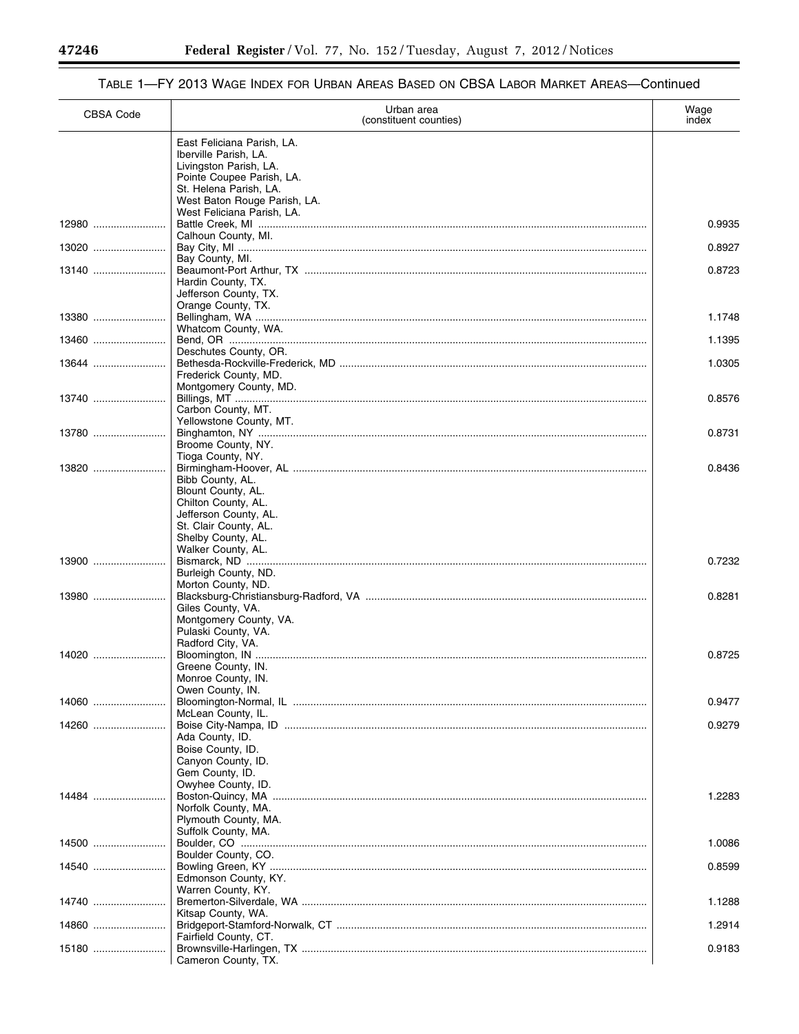## TABLE 1—FY 2013 WAGE INDEX FOR URBAN AREAS BASED ON CBSA LABOR MARKET AREAS—Continued

| CBSA Code | Urban area (constituent counties) | Wage index |
|---|---|---|
| | East Feliciana Parish, LA. | |
| | Iberville Parish, LA. | |
| | Livingston Parish, LA. | |
| | Pointe Coupee Parish, LA. | |
| | St. Helena Parish, LA. | |
| | West Baton Rouge Parish, LA. | |
| | West Feliciana Parish, LA. | |
| 12980 | Battle Creek, MI | 0.9935 |
| | Calhoun County, MI. | |
| 13020 | Bay City, MI | 0.8927 |
| | Bay County, MI. | |
| 13140 | Beaumont-Port Arthur, TX | 0.8723 |
| | Hardin County, TX. | |
| | Jefferson County, TX. | |
| | Orange County, TX. | |
| 13380 | Bellingham, WA | 1.1748 |
| | Whatcom County, WA. | |
| 13460 | Bend, OR | 1.1395 |
| | Deschutes County, OR. | |
| 13644 | Bethesda-Rockville-Frederick, MD | 1.0305 |
| | Frederick County, MD. | |
| | Montgomery County, MD. | |
| 13740 | Billings, MT | 0.8576 |
| | Carbon County, MT. | |
| | Yellowstone County, MT. | |
| 13780 | Binghamton, NY | 0.8731 |
| | Broome County, NY. | |
| | Tioga County, NY. | |
| 13820 | Birmingham-Hoover, AL | 0.8436 |
| | Bibb County, AL. | |
| | Blount County, AL. | |
| | Chilton County, AL. | |
| | Jefferson County, AL. | |
| | St. Clair County, AL. | |
| | Shelby County, AL. | |
| | Walker County, AL. | |
| 13900 | Bismarck, ND | 0.7232 |
| | Burleigh County, ND. | |
| | Morton County, ND. | |
| 13980 | Blacksburg-Christiansburg-Radford, VA | 0.8281 |
| | Giles County, VA. | |
| | Montgomery County, VA. | |
| | Pulaski County, VA. | |
| | Radford City, VA. | |
| 14020 | Bloomington, IN | 0.8725 |
| | Greene County, IN. | |
| | Monroe County, IN. | |
| | Owen County, IN. | |
| 14060 | Bloomington-Normal, IL | 0.9477 |
| | McLean County, IL. | |
| 14260 | Boise City-Nampa, ID | 0.9279 |
| | Ada County, ID. | |
| | Boise County, ID. | |
| | Canyon County, ID. | |
| | Gem County, ID. | |
| | Owyhee County, ID. | |
| 14484 | Boston-Quincy, MA | 1.2283 |
| | Norfolk County, MA. | |
| | Plymouth County, MA. | |
| | Suffolk County, MA. | |
| 14500 | Boulder, CO | 1.0086 |
| | Boulder County, CO. | |
| 14540 | Bowling Green, KY | 0.8599 |
| | Edmonson County, KY. | |
| | Warren County, KY. | |
| 14740 | Bremerton-Silverdale, WA | 1.1288 |
| | Kitsap County, WA. | |
| 14860 | Bridgeport-Stamford-Norwalk, CT | 1.2914 |
| | Fairfield County, CT. | |
| 15180 | Brownsville-Harlingen, TX | 0.9183 |
| | Cameron County, TX. | |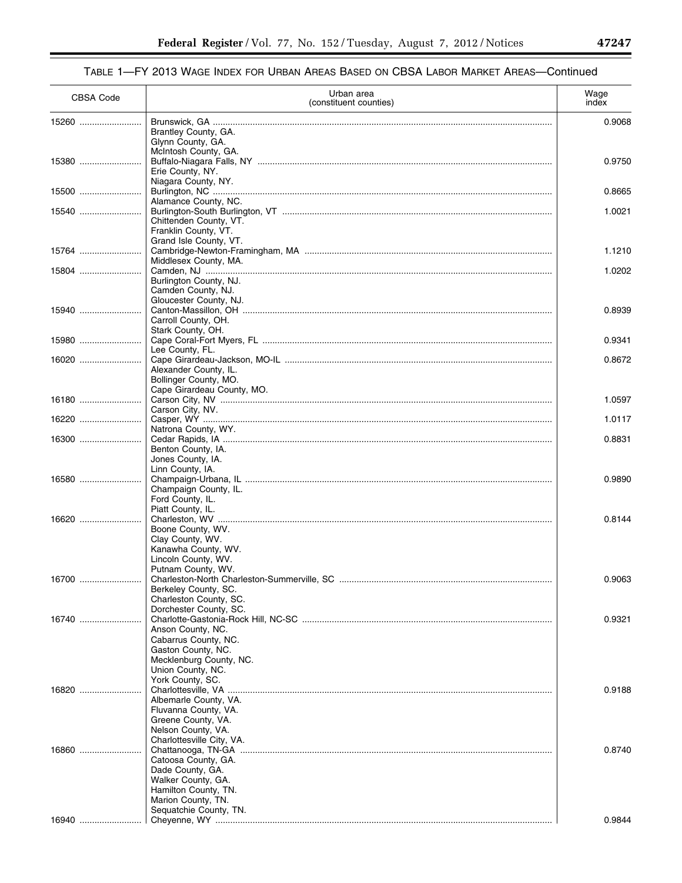TABLE 1—FY 2013 WAGE INDEX FOR URBAN AREAS BASED ON CBSA LABOR MARKET AREAS—Continued

| CBSA Code | Urban area (constituent counties) | Wage index |
| --- | --- | --- |
| 15260 | Brunswick, GA | 0.9068 |
| | Brantley County, GA. | |
| | Glynn County, GA. | |
| | McIntosh County, GA. | |
| 15380 | Buffalo-Niagara Falls, NY | 0.9750 |
| | Erie County, NY. | |
| | Niagara County, NY. | |
| 15500 | Burlington, NC | 0.8665 |
| | Alamance County, NC. | |
| 15540 | Burlington-South Burlington, VT | 1.0021 |
| | Chittenden County, VT. | |
| | Franklin County, VT. | |
| | Grand Isle County, VT. | |
| 15764 | Cambridge-Newton-Framingham, MA | 1.1210 |
| | Middlesex County, MA. | |
| 15804 | Camden, NJ | 1.0202 |
| | Burlington County, NJ. | |
| | Camden County, NJ. | |
| | Gloucester County, NJ. | |
| 15940 | Canton-Massillon, OH | 0.8939 |
| | Carroll County, OH. | |
| | Stark County, OH. | |
| 15980 | Cape Coral-Fort Myers, FL | 0.9341 |
| | Lee County, FL. | |
| 16020 | Cape Girardeau-Jackson, MO-IL | 0.8672 |
| | Alexander County, IL. | |
| | Bollinger County, MO. | |
| | Cape Girardeau County, MO. | |
| 16180 | Carson City, NV | 1.0597 |
| | Carson City, NV. | |
| 16220 | Casper, WY | 1.0117 |
| | Natrona County, WY. | |
| 16300 | Cedar Rapids, IA | 0.8831 |
| | Benton County, IA. | |
| | Jones County, IA. | |
| | Linn County, IA. | |
| 16580 | Champaign-Urbana, IL | 0.9890 |
| | Champaign County, IL. | |
| | Ford County, IL. | |
| | Piatt County, IL. | |
| 16620 | Charleston, WV | 0.8144 |
| | Boone County, WV. | |
| | Clay County, WV. | |
| | Kanawha County, WV. | |
| | Lincoln County, WV. | |
| | Putnam County, WV. | |
| 16700 | Charleston-North Charleston-Summerville, SC | 0.9063 |
| | Berkeley County, SC. | |
| | Charleston County, SC. | |
| | Dorchester County, SC. | |
| 16740 | Charlotte-Gastonia-Rock Hill, NC-SC | 0.9321 |
| | Anson County, NC. | |
| | Cabarrus County, NC. | |
| | Gaston County, NC. | |
| | Mecklenburg County, NC. | |
| | Union County, NC. | |
| | York County, SC. | |
| 16820 | Charlottesville, VA | 0.9188 |
| | Albemarle County, VA. | |
| | Fluvanna County, VA. | |
| | Greene County, VA. | |
| | Nelson County, VA. | |
| | Charlottesville City, VA. | |
| 16860 | Chattanooga, TN-GA | 0.8740 |
| | Catoosa County, GA. | |
| | Dade County, GA. | |
| | Walker County, GA. | |
| | Hamilton County, TN. | |
| | Marion County, TN. | |
| | Sequatchie County, TN. | |
| 16940 | Cheyenne, WY | 0.9844 |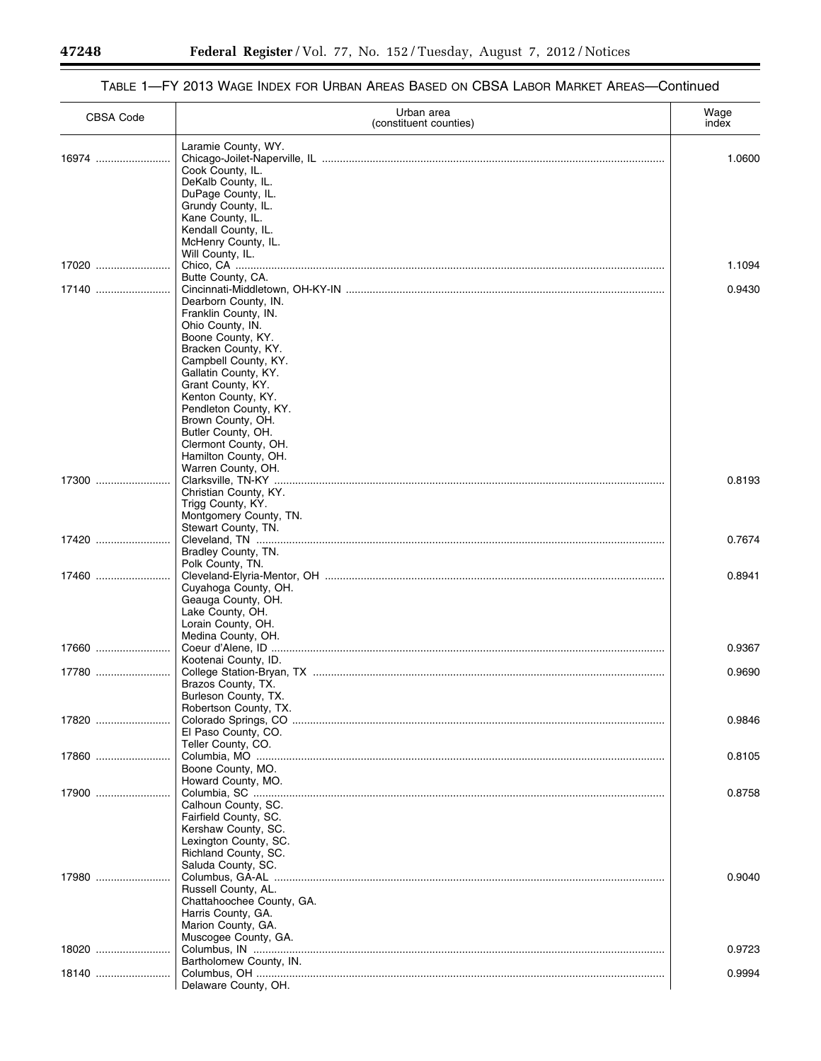TABLE 1—FY 2013 WAGE INDEX FOR URBAN AREAS BASED ON CBSA LABOR MARKET AREAS—Continued

| CBSA Code | Urban area (constituent counties) | Wage index |
|---|---|---|
| | Laramie County, WY. | |
| 16974 | Chicago-Joilet-Naperville, IL | 1.0600 |
| | Cook County, IL. | |
| | DeKalb County, IL. | |
| | DuPage County, IL. | |
| | Grundy County, IL. | |
| | Kane County, IL. | |
| | Kendall County, IL. | |
| | McHenry County, IL. | |
| | Will County, IL. | |
| 17020 | Chico, CA | 1.1094 |
| | Butte County, CA. | |
| 17140 | Cincinnati-Middletown, OH-KY-IN | 0.9430 |
| | Dearborn County, IN. | |
| | Franklin County, IN. | |
| | Ohio County, IN. | |
| | Boone County, KY. | |
| | Bracken County, KY. | |
| | Campbell County, KY. | |
| | Gallatin County, KY. | |
| | Grant County, KY. | |
| | Kenton County, KY. | |
| | Pendleton County, KY. | |
| | Brown County, OH. | |
| | Butler County, OH. | |
| | Clermont County, OH. | |
| | Hamilton County, OH. | |
| | Warren County, OH. | |
| 17300 | Clarksville, TN-KY | 0.8193 |
| | Christian County, KY. | |
| | Trigg County, KY. | |
| | Montgomery County, TN. | |
| | Stewart County, TN. | |
| 17420 | Cleveland, TN | 0.7674 |
| | Bradley County, TN. | |
| | Polk County, TN. | |
| 17460 | Cleveland-Elyria-Mentor, OH | 0.8941 |
| | Cuyahoga County, OH. | |
| | Geauga County, OH. | |
| | Lake County, OH. | |
| | Lorain County, OH. | |
| | Medina County, OH. | |
| 17660 | Coeur d'Alene, ID | 0.9367 |
| | Kootenai County, ID. | |
| 17780 | College Station-Bryan, TX | 0.9690 |
| | Brazos County, TX. | |
| | Burleson County, TX. | |
| | Robertson County, TX. | |
| 17820 | Colorado Springs, CO | 0.9846 |
| | El Paso County, CO. | |
| | Teller County, CO. | |
| 17860 | Columbia, MO | 0.8105 |
| | Boone County, MO. | |
| | Howard County, MO. | |
| 17900 | Columbia, SC | 0.8758 |
| | Calhoun County, SC. | |
| | Fairfield County, SC. | |
| | Kershaw County, SC. | |
| | Lexington County, SC. | |
| | Richland County, SC. | |
| | Saluda County, SC. | |
| 17980 | Columbus, GA-AL | 0.9040 |
| | Russell County, AL. | |
| | Chattahoochee County, GA. | |
| | Harris County, GA. | |
| | Marion County, GA. | |
| | Muscogee County, GA. | |
| 18020 | Columbus, IN | 0.9723 |
| | Bartholomew County, IN. | |
| 18140 | Columbus, OH | 0.9994 |
| | Delaware County, OH. | |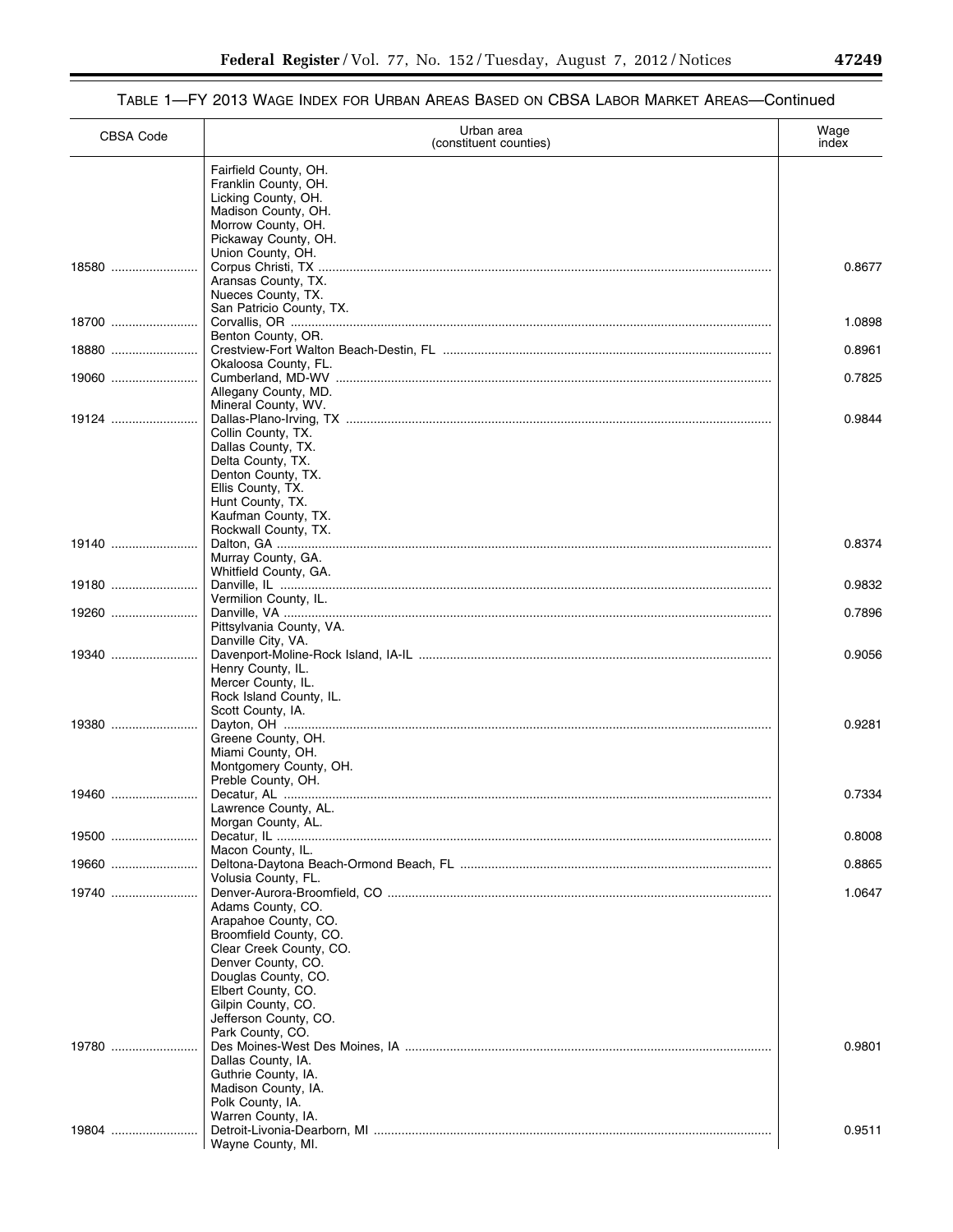TABLE 1—FY 2013 WAGE INDEX FOR URBAN AREAS BASED ON CBSA LABOR MARKET AREAS—Continued

| CBSA Code | Urban area (constituent counties) | Wage index |
|---|---|---|
| | Fairfield County, OH. | |
| | Franklin County, OH. | |
| | Licking County, OH. | |
| | Madison County, OH. | |
| | Morrow County, OH. | |
| | Pickaway County, OH. | |
| | Union County, OH. | |
| 18580 | Corpus Christi, TX | 0.8677 |
| | Aransas County, TX. | |
| | Nueces County, TX. | |
| | San Patricio County, TX. | |
| 18700 | Corvallis, OR | 1.0898 |
| | Benton County, OR. | |
| 18880 | Crestview-Fort Walton Beach-Destin, FL | 0.8961 |
| | Okaloosa County, FL. | |
| 19060 | Cumberland, MD-WV | 0.7825 |
| | Allegany County, MD. | |
| | Mineral County, WV. | |
| 19124 | Dallas-Plano-Irving, TX | 0.9844 |
| | Collin County, TX. | |
| | Dallas County, TX. | |
| | Delta County, TX. | |
| | Denton County, TX. | |
| | Ellis County, TX. | |
| | Hunt County, TX. | |
| | Kaufman County, TX. | |
| | Rockwall County, TX. | |
| 19140 | Dalton, GA | 0.8374 |
| | Murray County, GA. | |
| | Whitfield County, GA. | |
| 19180 | Danville, IL | 0.9832 |
| | Vermilion County, IL. | |
| 19260 | Danville, VA | 0.7896 |
| | Pittsylvania County, VA. | |
| | Danville City, VA. | |
| 19340 | Davenport-Moline-Rock Island, IA-IL | 0.9056 |
| | Henry County, IL. | |
| | Mercer County, IL. | |
| | Rock Island County, IL. | |
| | Scott County, IA. | |
| 19380 | Dayton, OH | 0.9281 |
| | Greene County, OH. | |
| | Miami County, OH. | |
| | Montgomery County, OH. | |
| | Preble County, OH. | |
| 19460 | Decatur, AL | 0.7334 |
| | Lawrence County, AL. | |
| | Morgan County, AL. | |
| 19500 | Decatur, IL | 0.8008 |
| | Macon County, IL. | |
| 19660 | Deltona-Daytona Beach-Ormond Beach, FL | 0.8865 |
| | Volusia County, FL. | |
| 19740 | Denver-Aurora-Broomfield, CO | 1.0647 |
| | Adams County, CO. | |
| | Arapahoe County, CO. | |
| | Broomfield County, CO. | |
| | Clear Creek County, CO. | |
| | Denver County, CO. | |
| | Douglas County, CO. | |
| | Elbert County, CO. | |
| | Gilpin County, CO. | |
| | Jefferson County, CO. | |
| | Park County, CO. | |
| 19780 | Des Moines-West Des Moines, IA | 0.9801 |
| | Dallas County, IA. | |
| | Guthrie County, IA. | |
| | Madison County, IA. | |
| | Polk County, IA. | |
| | Warren County, IA. | |
| 19804 | Detroit-Livonia-Dearborn, MI | 0.9511 |
| | Wayne County, MI. | |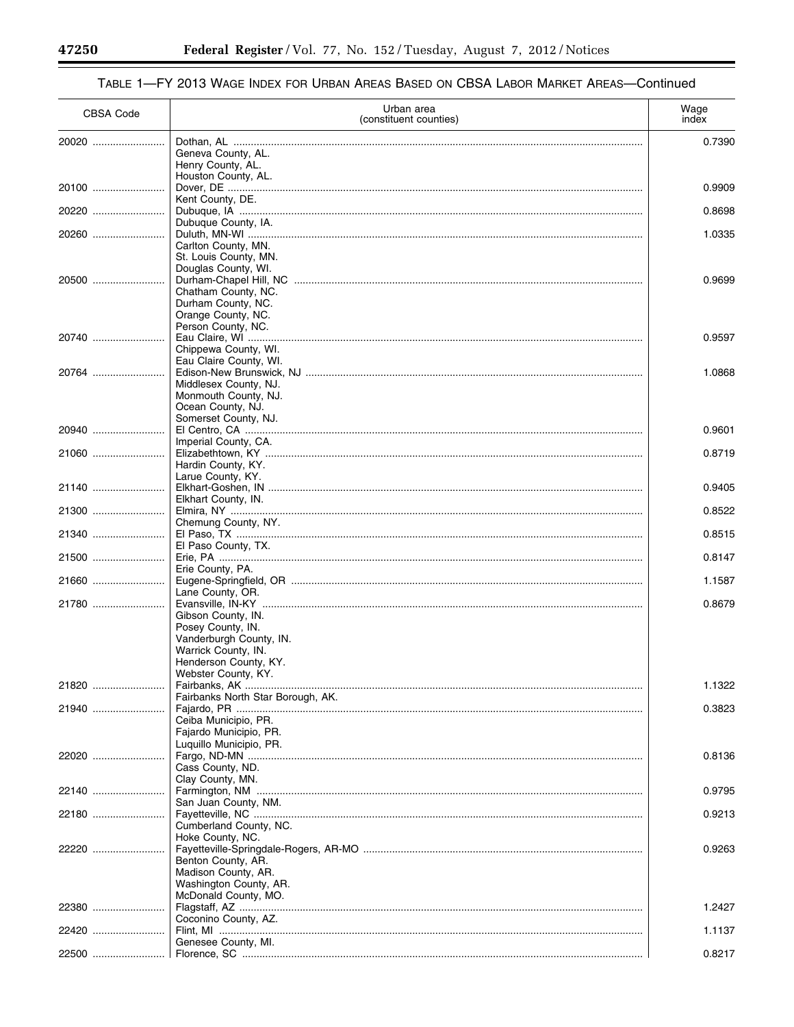TABLE 1—FY 2013 WAGE INDEX FOR URBAN AREAS BASED ON CBSA LABOR MARKET AREAS—Continued

| CBSA Code | Urban area (constituent counties) | Wage index |
|---|---|---|
| 20020 | Dothan, AL | 0.7390 |
| | Geneva County, AL. | |
| | Henry County, AL. | |
| | Houston County, AL. | |
| 20100 | Dover, DE | 0.9909 |
| | Kent County, DE. | |
| 20220 | Dubuque, IA | 0.8698 |
| | Dubuque County, IA. | |
| 20260 | Duluth, MN-WI | 1.0335 |
| | Carlton County, MN. | |
| | St. Louis County, MN. | |
| | Douglas County, WI. | |
| 20500 | Durham-Chapel Hill, NC | 0.9699 |
| | Chatham County, NC. | |
| | Durham County, NC. | |
| | Orange County, NC. | |
| | Person County, NC. | |
| 20740 | Eau Claire, WI | 0.9597 |
| | Chippewa County, WI. | |
| | Eau Claire County, WI. | |
| 20764 | Edison-New Brunswick, NJ | 1.0868 |
| | Middlesex County, NJ. | |
| | Monmouth County, NJ. | |
| | Ocean County, NJ. | |
| | Somerset County, NJ. | |
| 20940 | El Centro, CA | 0.9601 |
| | Imperial County, CA. | |
| 21060 | Elizabethtown, KY | 0.8719 |
| | Hardin County, KY. | |
| | Larue County, KY. | |
| 21140 | Elkhart-Goshen, IN | 0.9405 |
| | Elkhart County, IN. | |
| 21300 | Elmira, NY | 0.8522 |
| | Chemung County, NY. | |
| 21340 | El Paso, TX | 0.8515 |
| | El Paso County, TX. | |
| 21500 | Erie, PA | 0.8147 |
| | Erie County, PA. | |
| 21660 | Eugene-Springfield, OR | 1.1587 |
| | Lane County, OR. | |
| 21780 | Evansville, IN-KY | 0.8679 |
| | Gibson County, IN. | |
| | Posey County, IN. | |
| | Vanderburgh County, IN. | |
| | Warrick County, IN. | |
| | Henderson County, KY. | |
| | Webster County, KY. | |
| 21820 | Fairbanks, AK | 1.1322 |
| | Fairbanks North Star Borough, AK. | |
| 21940 | Fajardo, PR | 0.3823 |
| | Ceiba Municipio, PR. | |
| | Fajardo Municipio, PR. | |
| | Luquillo Municipio, PR. | |
| 22020 | Fargo, ND-MN | 0.8136 |
| | Cass County, ND. | |
| | Clay County, MN. | |
| 22140 | Farmington, NM | 0.9795 |
| | San Juan County, NM. | |
| 22180 | Fayetteville, NC | 0.9213 |
| | Cumberland County, NC. | |
| | Hoke County, NC. | |
| 22220 | Fayetteville-Springdale-Rogers, AR-MO | 0.9263 |
| | Benton County, AR. | |
| | Madison County, AR. | |
| | Washington County, AR. | |
| | McDonald County, MO. | |
| 22380 | Flagstaff, AZ | 1.2427 |
| | Coconino County, AZ. | |
| 22420 | Flint, MI | 1.1137 |
| | Genesee County, MI. | |
| 22500 | Florence, SC | 0.8217 |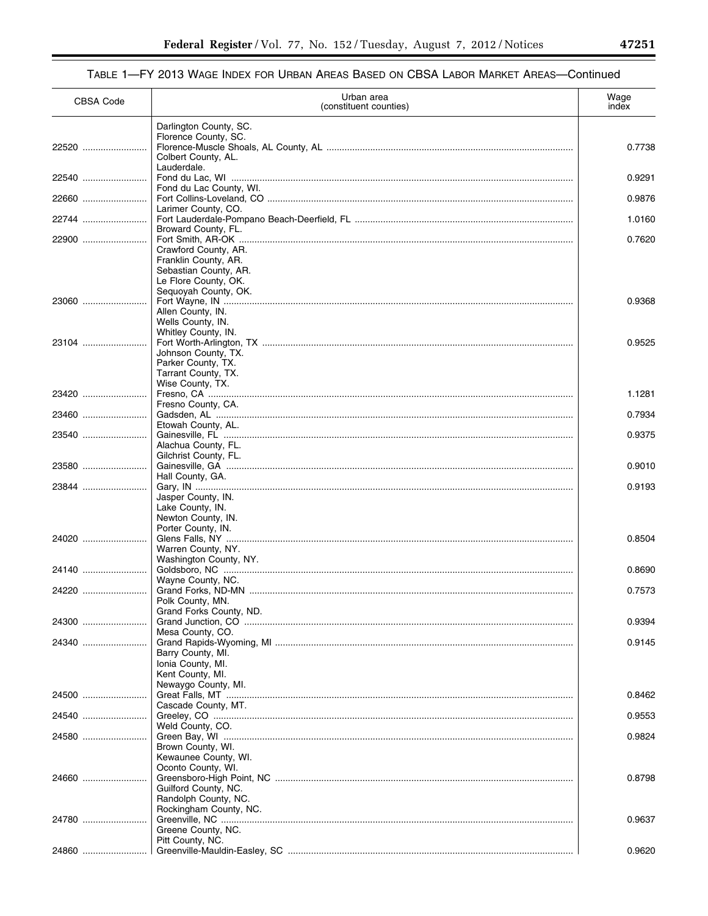## TABLE 1—FY 2013 WAGE INDEX FOR URBAN AREAS BASED ON CBSA LABOR MARKET AREAS—Continued

| CBSA Code | Urban area (constituent counties) | Wage index |
|---|---|---|
| | Darlington County, SC. | |
| | Florence County, SC. | |
| 22520 | Florence-Muscle Shoals, AL County, AL | 0.7738 |
| | Colbert County, AL. | |
| | Lauderdale. | |
| 22540 | Fond du Lac, WI | 0.9291 |
| | Fond du Lac County, WI. | |
| 22660 | Fort Collins-Loveland, CO | 0.9876 |
| | Larimer County, CO. | |
| 22744 | Fort Lauderdale-Pompano Beach-Deerfield, FL | 1.0160 |
| | Broward County, FL. | |
| 22900 | Fort Smith, AR-OK | 0.7620 |
| | Crawford County, AR. | |
| | Franklin County, AR. | |
| | Sebastian County, AR. | |
| | Le Flore County, OK. | |
| | Sequoyah County, OK. | |
| 23060 | Fort Wayne, IN | 0.9368 |
| | Allen County, IN. | |
| | Wells County, IN. | |
| | Whitley County, IN. | |
| 23104 | Fort Worth-Arlington, TX | 0.9525 |
| | Johnson County, TX. | |
| | Parker County, TX. | |
| | Tarrant County, TX. | |
| | Wise County, TX. | |
| 23420 | Fresno, CA | 1.1281 |
| | Fresno County, CA. | |
| 23460 | Gadsden, AL | 0.7934 |
| | Etowah County, AL. | |
| 23540 | Gainesville, FL | 0.9375 |
| | Alachua County, FL. | |
| | Gilchrist County, FL. | |
| 23580 | Gainesville, GA | 0.9010 |
| | Hall County, GA. | |
| 23844 | Gary, IN | 0.9193 |
| | Jasper County, IN. | |
| | Lake County, IN. | |
| | Newton County, IN. | |
| | Porter County, IN. | |
| 24020 | Glens Falls, NY | 0.8504 |
| | Warren County, NY. | |
| | Washington County, NY. | |
| 24140 | Goldsboro, NC | 0.8690 |
| | Wayne County, NC. | |
| 24220 | Grand Forks, ND-MN | 0.7573 |
| | Polk County, MN. | |
| | Grand Forks County, ND. | |
| 24300 | Grand Junction, CO | 0.9394 |
| | Mesa County, CO. | |
| 24340 | Grand Rapids-Wyoming, MI | 0.9145 |
| | Barry County, MI. | |
| | Ionia County, MI. | |
| | Kent County, MI. | |
| | Newaygo County, MI. | |
| 24500 | Great Falls, MT | 0.8462 |
| | Cascade County, MT. | |
| 24540 | Greeley, CO | 0.9553 |
| | Weld County, CO. | |
| 24580 | Green Bay, WI | 0.9824 |
| | Brown County, WI. | |
| | Kewaunee County, WI. | |
| | Oconto County, WI. | |
| 24660 | Greensboro-High Point, NC | 0.8798 |
| | Guilford County, NC. | |
| | Randolph County, NC. | |
| | Rockingham County, NC. | |
| 24780 | Greenville, NC | 0.9637 |
| | Greene County, NC. | |
| | Pitt County, NC. | |
| 24860 | Greenville-Mauldin-Easley, SC | 0.9620 |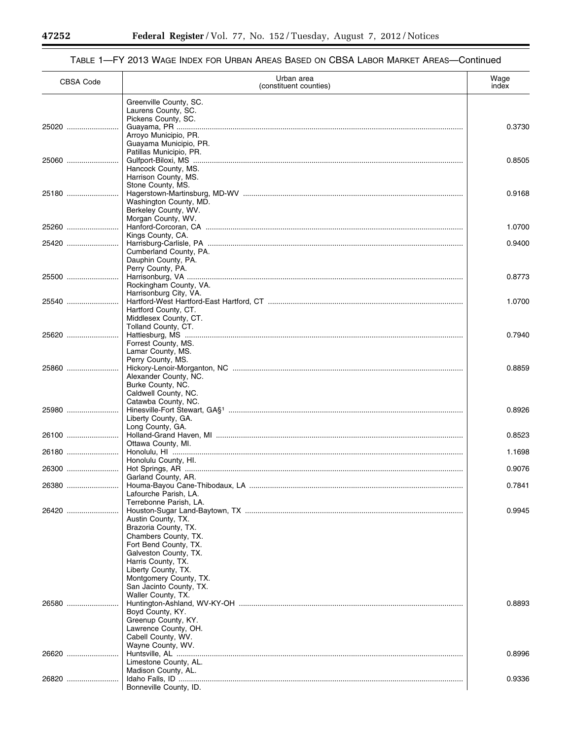## TABLE 1—FY 2013 WAGE INDEX FOR URBAN AREAS BASED ON CBSA LABOR MARKET AREAS—Continued

| CBSA Code | Urban area (constituent counties) | Wage index |
|---|---|---|
| | Greenville County, SC. | |
| | Laurens County, SC. | |
| | Pickens County, SC. | |
| 25020 | Guayama, PR | 0.3730 |
| | Arroyo Municipio, PR. | |
| | Guayama Municipio, PR. | |
| | Patillas Municipio, PR. | |
| 25060 | Gulfport-Biloxi, MS | 0.8505 |
| | Hancock County, MS. | |
| | Harrison County, MS. | |
| | Stone County, MS. | |
| 25180 | Hagerstown-Martinsburg, MD-WV | 0.9168 |
| | Washington County, MD. | |
| | Berkeley County, WV. | |
| | Morgan County, WV. | |
| 25260 | Hanford-Corcoran, CA | 1.0700 |
| | Kings County, CA. | |
| 25420 | Harrisburg-Carlisle, PA | 0.9400 |
| | Cumberland County, PA. | |
| | Dauphin County, PA. | |
| | Perry County, PA. | |
| 25500 | Harrisonburg, VA | 0.8773 |
| | Rockingham County, VA. | |
| | Harrisonburg City, VA. | |
| 25540 | Hartford-West Hartford-East Hartford, CT | 1.0700 |
| | Hartford County, CT. | |
| | Middlesex County, CT. | |
| | Tolland County, CT. | |
| 25620 | Hattiesburg, MS | 0.7940 |
| | Forrest County, MS. | |
| | Lamar County, MS. | |
| | Perry County, MS. | |
| 25860 | Hickory-Lenoir-Morganton, NC | 0.8859 |
| | Alexander County, NC. | |
| | Burke County, NC. | |
| | Caldwell County, NC. | |
| | Catawba County, NC. | |
| 25980 | Hinesville-Fort Stewart, GA§[1] | 0.8926 |
| | Liberty County, GA. | |
| | Long County, GA. | |
| 26100 | Holland-Grand Haven, MI | 0.8523 |
| | Ottawa County, MI. | |
| 26180 | Honolulu, HI | 1.1698 |
| | Honolulu County, HI. | |
| 26300 | Hot Springs, AR | 0.9076 |
| | Garland County, AR. | |
| 26380 | Houma-Bayou Cane-Thibodaux, LA | 0.7841 |
| | Lafourche Parish, LA. | |
| | Terrebonne Parish, LA. | |
| 26420 | Houston-Sugar Land-Baytown, TX | 0.9945 |
| | Austin County, TX. | |
| | Brazoria County, TX. | |
| | Chambers County, TX. | |
| | Fort Bend County, TX. | |
| | Galveston County, TX. | |
| | Harris County, TX. | |
| | Liberty County, TX. | |
| | Montgomery County, TX. | |
| | San Jacinto County, TX. | |
| | Waller County, TX. | |
| 26580 | Huntington-Ashland, WV-KY-OH | 0.8893 |
| | Boyd County, KY. | |
| | Greenup County, KY. | |
| | Lawrence County, OH. | |
| | Cabell County, WV. | |
| | Wayne County, WV. | |
| 26620 | Huntsville, AL | 0.8996 |
| | Limestone County, AL. | |
| | Madison County, AL. | |
| 26820 | Idaho Falls, ID | 0.9336 |
| | Bonneville County, ID. | |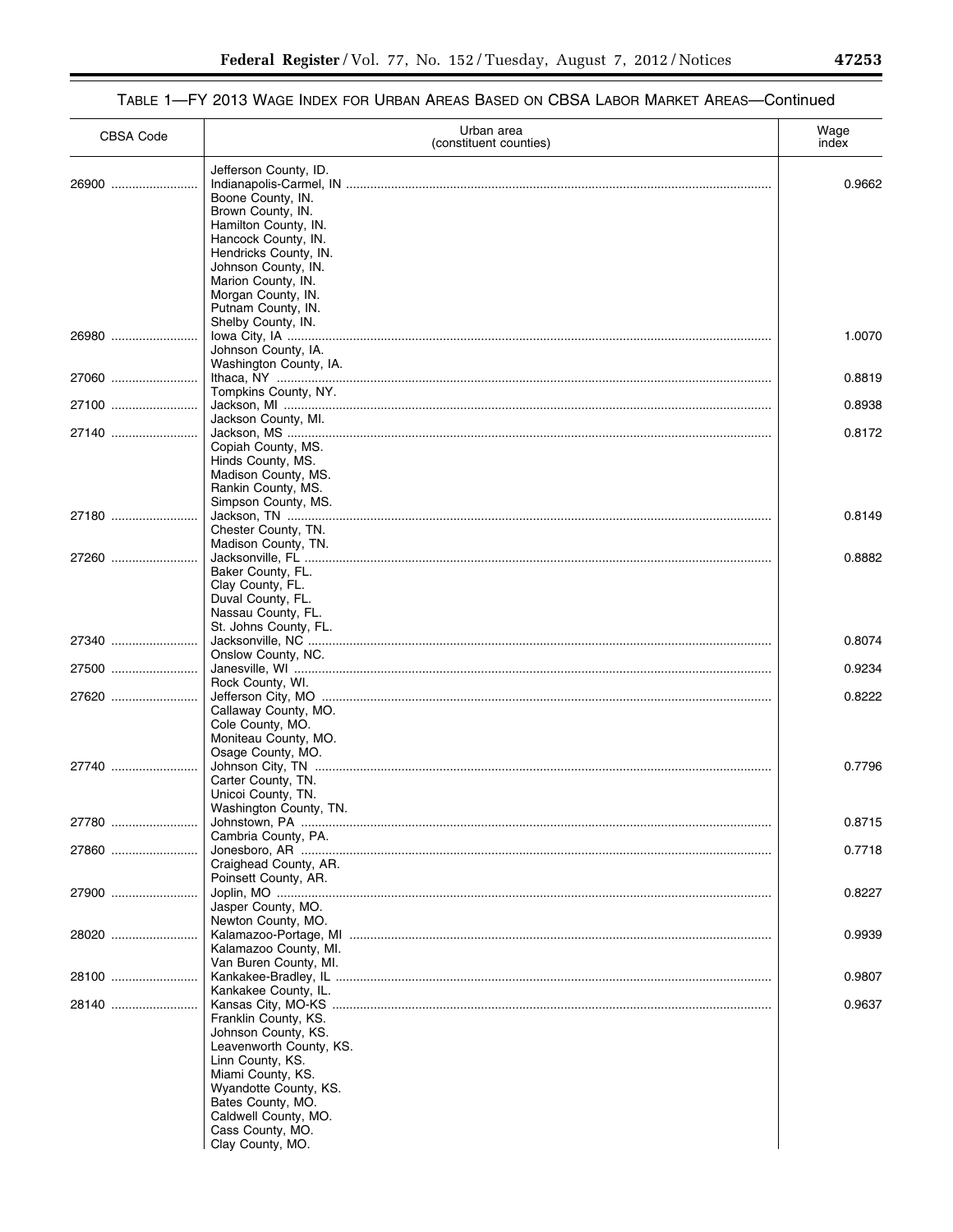## TABLE 1—FY 2013 WAGE INDEX FOR URBAN AREAS BASED ON CBSA LABOR MARKET AREAS—Continued

| CBSA Code | Urban area (constituent counties) | Wage index |
| --- | --- | --- |
| | Jefferson County, ID. | |
| 26900 | Indianapolis-Carmel, IN | 0.9662 |
| | Boone County, IN. | |
| | Brown County, IN. | |
| | Hamilton County, IN. | |
| | Hancock County, IN. | |
| | Hendricks County, IN. | |
| | Johnson County, IN. | |
| | Marion County, IN. | |
| | Morgan County, IN. | |
| | Putnam County, IN. | |
| | Shelby County, IN. | |
| 26980 | Iowa City, IA | 1.0070 |
| | Johnson County, IA. | |
| | Washington County, IA. | |
| 27060 | Ithaca, NY | 0.8819 |
| | Tompkins County, NY. | |
| 27100 | Jackson, MI | 0.8938 |
| | Jackson County, MI. | |
| 27140 | Jackson, MS | 0.8172 |
| | Copiah County, MS. | |
| | Hinds County, MS. | |
| | Madison County, MS. | |
| | Rankin County, MS. | |
| | Simpson County, MS. | |
| 27180 | Jackson, TN | 0.8149 |
| | Chester County, TN. | |
| | Madison County, TN. | |
| 27260 | Jacksonville, FL | 0.8882 |
| | Baker County, FL. | |
| | Clay County, FL. | |
| | Duval County, FL. | |
| | Nassau County, FL. | |
| | St. Johns County, FL. | |
| 27340 | Jacksonville, NC | 0.8074 |
| | Onslow County, NC. | |
| 27500 | Janesville, WI | 0.9234 |
| | Rock County, WI. | |
| 27620 | Jefferson City, MO | 0.8222 |
| | Callaway County, MO. | |
| | Cole County, MO. | |
| | Moniteau County, MO. | |
| | Osage County, MO. | |
| 27740 | Johnson City, TN | 0.7796 |
| | Carter County, TN. | |
| | Unicoi County, TN. | |
| | Washington County, TN. | |
| 27780 | Johnstown, PA | 0.8715 |
| | Cambria County, PA. | |
| 27860 | Jonesboro, AR | 0.7718 |
| | Craighead County, AR. | |
| | Poinsett County, AR. | |
| 27900 | Joplin, MO | 0.8227 |
| | Jasper County, MO. | |
| | Newton County, MO. | |
| 28020 | Kalamazoo-Portage, MI | 0.9939 |
| | Kalamazoo County, MI. | |
| | Van Buren County, MI. | |
| 28100 | Kankakee-Bradley, IL | 0.9807 |
| | Kankakee County, IL. | |
| 28140 | Kansas City, MO-KS | 0.9637 |
| | Franklin County, KS. | |
| | Johnson County, KS. | |
| | Leavenworth County, KS. | |
| | Linn County, KS. | |
| | Miami County, KS. | |
| | Wyandotte County, KS. | |
| | Bates County, MO. | |
| | Caldwell County, MO. | |
| | Cass County, MO. | |
| | Clay County, MO. | |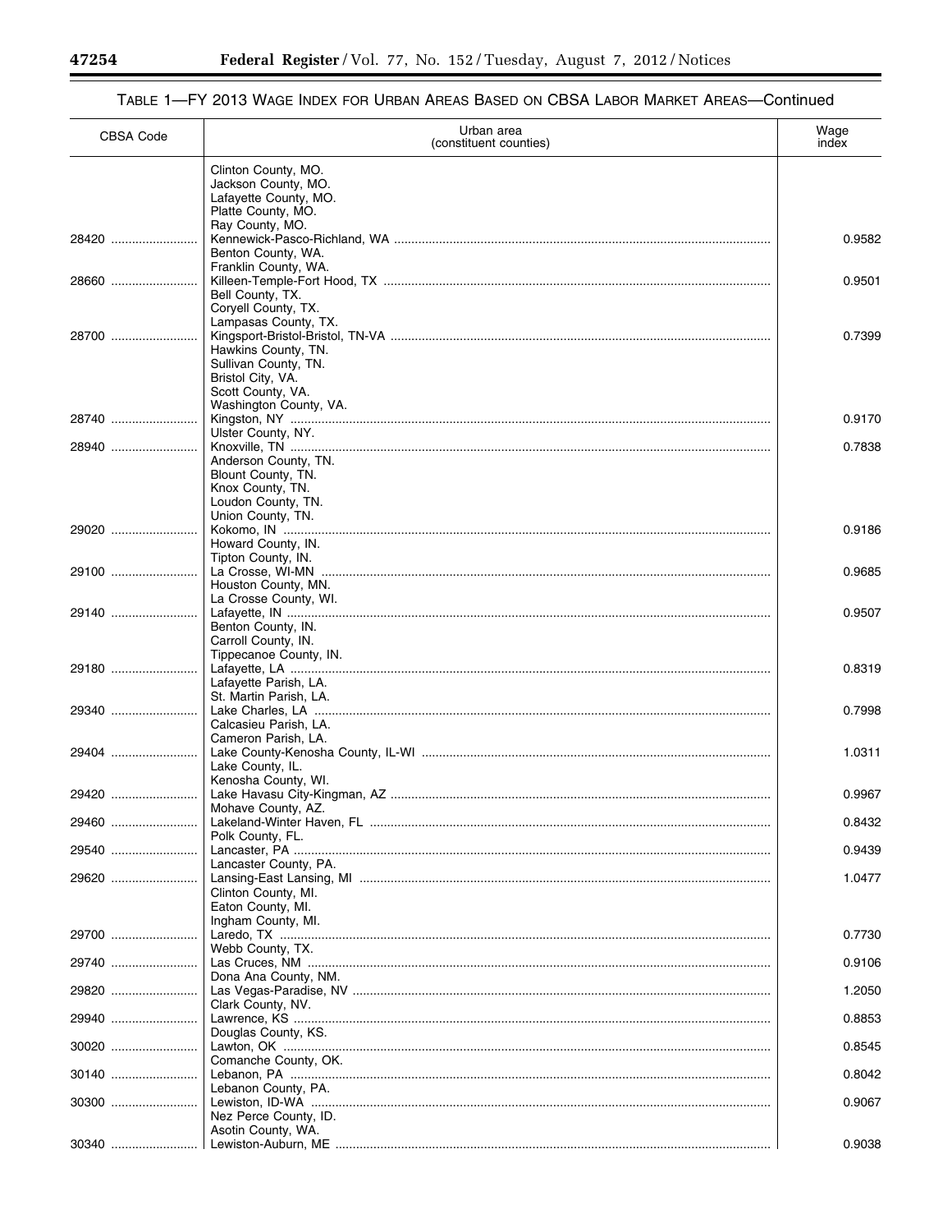## TABLE 1—FY 2013 WAGE INDEX FOR URBAN AREAS BASED ON CBSA LABOR MARKET AREAS—Continued

| CBSA Code | Urban area (constituent counties) | Wage index |
|---|---|---|
| | Clinton County, MO. | |
| | Jackson County, MO. | |
| | Lafayette County, MO. | |
| | Platte County, MO. | |
| | Ray County, MO. | |
| 28420 | Kennewick-Pasco-Richland, WA | 0.9582 |
| | Benton County, WA. | |
| | Franklin County, WA. | |
| 28660 | Killeen-Temple-Fort Hood, TX | 0.9501 |
| | Bell County, TX. | |
| | Coryell County, TX. | |
| | Lampasas County, TX. | |
| 28700 | Kingsport-Bristol-Bristol, TN-VA | 0.7399 |
| | Hawkins County, TN. | |
| | Sullivan County, TN. | |
| | Bristol City, VA. | |
| | Scott County, VA. | |
| | Washington County, VA. | |
| 28740 | Kingston, NY | 0.9170 |
| | Ulster County, NY. | |
| 28940 | Knoxville, TN | 0.7838 |
| | Anderson County, TN. | |
| | Blount County, TN. | |
| | Knox County, TN. | |
| | Loudon County, TN. | |
| | Union County, TN. | |
| 29020 | Kokomo, IN | 0.9186 |
| | Howard County, IN. | |
| | Tipton County, IN. | |
| 29100 | La Crosse, WI-MN | 0.9685 |
| | Houston County, MN. | |
| | La Crosse County, WI. | |
| 29140 | Lafayette, IN | 0.9507 |
| | Benton County, IN. | |
| | Carroll County, IN. | |
| | Tippecanoe County, IN. | |
| 29180 | Lafayette, LA | 0.8319 |
| | Lafayette Parish, LA. | |
| | St. Martin Parish, LA. | |
| 29340 | Lake Charles, LA | 0.7998 |
| | Calcasieu Parish, LA. | |
| | Cameron Parish, LA. | |
| 29404 | Lake County-Kenosha County, IL-WI | 1.0311 |
| | Lake County, IL. | |
| | Kenosha County, WI. | |
| 29420 | Lake Havasu City-Kingman, AZ | 0.9967 |
| | Mohave County, AZ. | |
| 29460 | Lakeland-Winter Haven, FL | 0.8432 |
| | Polk County, FL. | |
| 29540 | Lancaster, PA | 0.9439 |
| | Lancaster County, PA. | |
| 29620 | Lansing-East Lansing, MI | 1.0477 |
| | Clinton County, MI. | |
| | Eaton County, MI. | |
| | Ingham County, MI. | |
| 29700 | Laredo, TX | 0.7730 |
| | Webb County, TX. | |
| 29740 | Las Cruces, NM | 0.9106 |
| | Dona Ana County, NM. | |
| 29820 | Las Vegas-Paradise, NV | 1.2050 |
| | Clark County, NV. | |
| 29940 | Lawrence, KS | 0.8853 |
| | Douglas County, KS. | |
| 30020 | Lawton, OK | 0.8545 |
| | Comanche County, OK. | |
| 30140 | Lebanon, PA | 0.8042 |
| | Lebanon County, PA. | |
| 30300 | Lewiston, ID-WA | 0.9067 |
| | Nez Perce County, ID. | |
| | Asotin County, WA. | |
| 30340 | Lewiston-Auburn, ME | 0.9038 |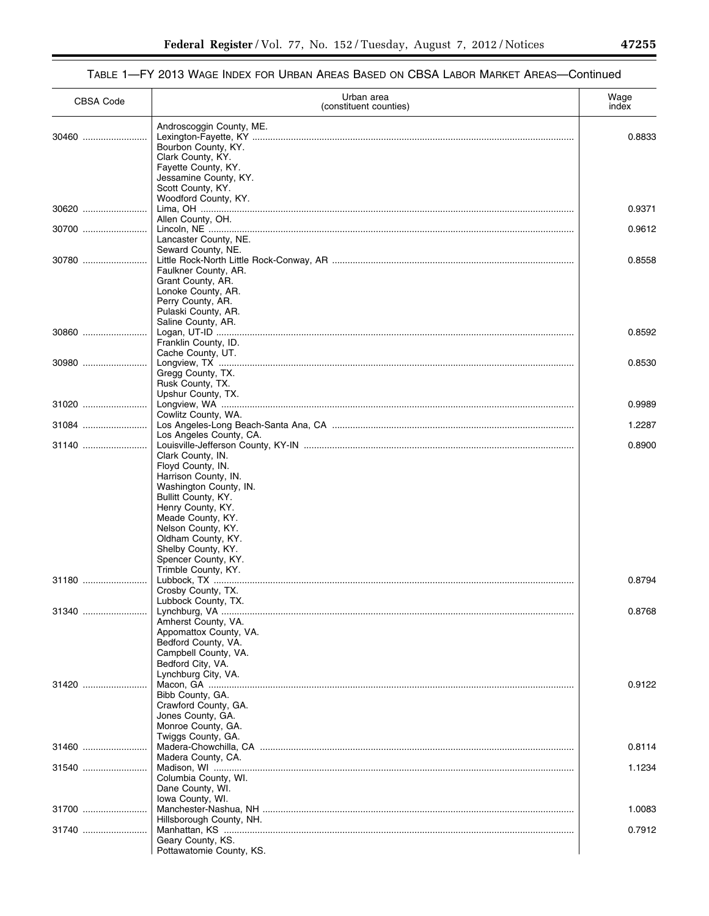### TABLE 1—FY 2013 WAGE INDEX FOR URBAN AREAS BASED ON CBSA LABOR MARKET AREAS—Continued

| CBSA Code | Urban area (constituent counties) | Wage index |
|---|---|---|
| | Androscoggin County, ME. | |
| 30460 | Lexington-Fayette, KY | 0.8833 |
| | Bourbon County, KY. | |
| | Clark County, KY. | |
| | Fayette County, KY. | |
| | Jessamine County, KY. | |
| | Scott County, KY. | |
| | Woodford County, KY. | |
| 30620 | Lima, OH | 0.9371 |
| | Allen County, OH. | |
| 30700 | Lincoln, NE | 0.9612 |
| | Lancaster County, NE. | |
| | Seward County, NE. | |
| 30780 | Little Rock-North Little Rock-Conway, AR | 0.8558 |
| | Faulkner County, AR. | |
| | Grant County, AR. | |
| | Lonoke County, AR. | |
| | Perry County, AR. | |
| | Pulaski County, AR. | |
| | Saline County, AR. | |
| 30860 | Logan, UT-ID | 0.8592 |
| | Franklin County, ID. | |
| | Cache County, UT. | |
| 30980 | Longview, TX | 0.8530 |
| | Gregg County, TX. | |
| | Rusk County, TX. | |
| | Upshur County, TX. | |
| 31020 | Longview, WA | 0.9989 |
| | Cowlitz County, WA. | |
| 31084 | Los Angeles-Long Beach-Santa Ana, CA | 1.2287 |
| | Los Angeles County, CA. | |
| 31140 | Louisville-Jefferson County, KY-IN | 0.8900 |
| | Clark County, IN. | |
| | Floyd County, IN. | |
| | Harrison County, IN. | |
| | Washington County, IN. | |
| | Bullitt County, KY. | |
| | Henry County, KY. | |
| | Meade County, KY. | |
| | Nelson County, KY. | |
| | Oldham County, KY. | |
| | Shelby County, KY. | |
| | Spencer County, KY. | |
| | Trimble County, KY. | |
| 31180 | Lubbock, TX | 0.8794 |
| | Crosby County, TX. | |
| | Lubbock County, TX. | |
| 31340 | Lynchburg, VA | 0.8768 |
| | Amherst County, VA. | |
| | Appomattox County, VA. | |
| | Bedford County, VA. | |
| | Campbell County, VA. | |
| | Bedford City, VA. | |
| | Lynchburg City, VA. | |
| 31420 | Macon, GA | 0.9122 |
| | Bibb County, GA. | |
| | Crawford County, GA. | |
| | Jones County, GA. | |
| | Monroe County, GA. | |
| | Twiggs County, GA. | |
| 31460 | Madera-Chowchilla, CA | 0.8114 |
| | Madera County, CA. | |
| 31540 | Madison, WI | 1.1234 |
| | Columbia County, WI. | |
| | Dane County, WI. | |
| | Iowa County, WI. | |
| 31700 | Manchester-Nashua, NH | 1.0083 |
| | Hillsborough County, NH. | |
| 31740 | Manhattan, KS | 0.7912 |
| | Geary County, KS. | |
| | Pottawatomie County, KS. | |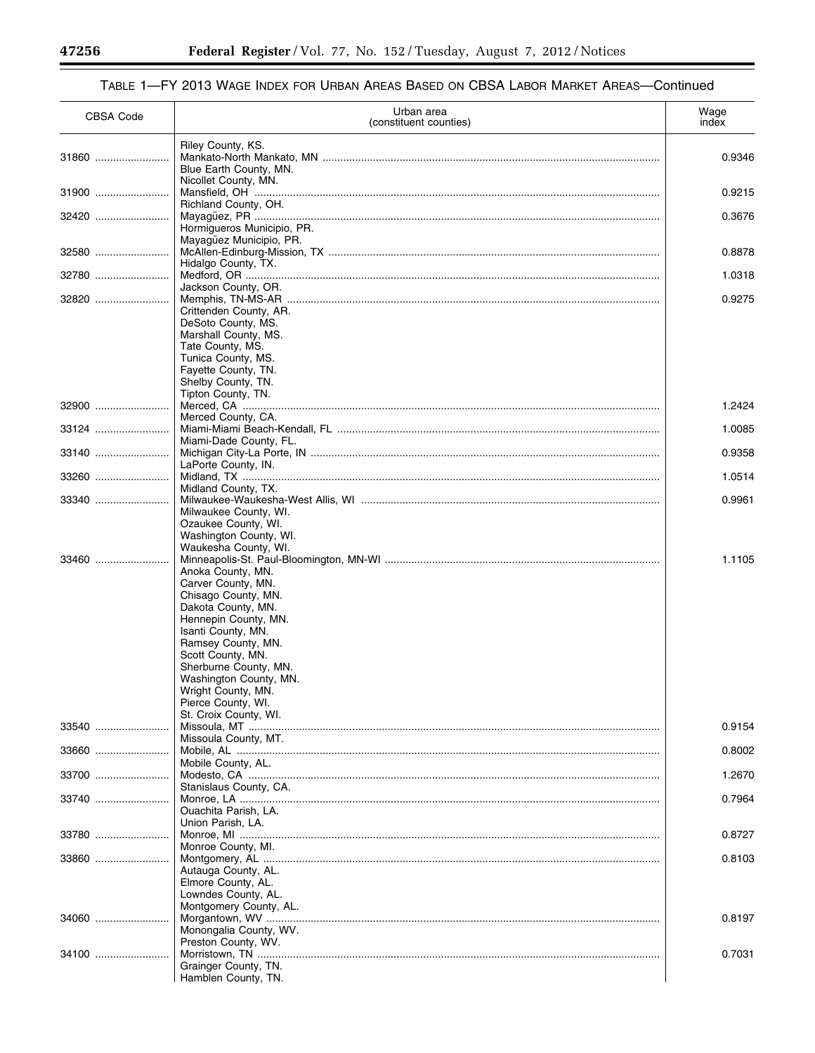TABLE 1—FY 2013 WAGE INDEX FOR URBAN AREAS BASED ON CBSA LABOR MARKET AREAS—Continued

| CBSA Code | Urban area (constituent counties) | Wage index |
|---|---|---|
| | Riley County, KS. | |
| 31860 | Mankato-North Mankato, MN | 0.9346 |
| | Blue Earth County, MN. | |
| | Nicollet County, MN. | |
| 31900 | Mansfield, OH | 0.9215 |
| | Richland County, OH. | |
| 32420 | Mayagüez, PR | 0.3676 |
| | Hormigueros Municipio, PR. | |
| | Mayagüez Municipio, PR. | |
| 32580 | McAllen-Edinburg-Mission, TX | 0.8878 |
| | Hidalgo County, TX. | |
| 32780 | Medford, OR | 1.0318 |
| | Jackson County, OR. | |
| 32820 | Memphis, TN-MS-AR | 0.9275 |
| | Crittenden County, AR. | |
| | DeSoto County, MS. | |
| | Marshall County, MS. | |
| | Tate County, MS. | |
| | Tunica County, MS. | |
| | Fayette County, TN. | |
| | Shelby County, TN. | |
| | Tipton County, TN. | |
| 32900 | Merced, CA | 1.2424 |
| | Merced County, CA. | |
| 33124 | Miami-Miami Beach-Kendall, FL | 1.0085 |
| | Miami-Dade County, FL. | |
| 33140 | Michigan City-La Porte, IN | 0.9358 |
| | LaPorte County, IN. | |
| 33260 | Midland, TX | 1.0514 |
| | Midland County, TX. | |
| 33340 | Milwaukee-Waukesha-West Allis, WI | 0.9961 |
| | Milwaukee County, WI. | |
| | Ozaukee County, WI. | |
| | Washington County, WI. | |
| | Waukesha County, WI. | |
| 33460 | Minneapolis-St. Paul-Bloomington, MN-WI | 1.1105 |
| | Anoka County, MN. | |
| | Carver County, MN. | |
| | Chisago County, MN. | |
| | Dakota County, MN. | |
| | Hennepin County, MN. | |
| | Isanti County, MN. | |
| | Ramsey County, MN. | |
| | Scott County, MN. | |
| | Sherburne County, MN. | |
| | Washington County, MN. | |
| | Wright County, MN. | |
| | Pierce County, WI. | |
| | St. Croix County, WI. | |
| 33540 | Missoula, MT | 0.9154 |
| | Missoula County, MT. | |
| 33660 | Mobile, AL | 0.8002 |
| | Mobile County, AL. | |
| 33700 | Modesto, CA | 1.2670 |
| | Stanislaus County, CA. | |
| 33740 | Monroe, LA | 0.7964 |
| | Ouachita Parish, LA. | |
| | Union Parish, LA. | |
| 33780 | Monroe, MI | 0.8727 |
| | Monroe County, MI. | |
| 33860 | Montgomery, AL | 0.8103 |
| | Autauga County, AL. | |
| | Elmore County, AL. | |
| | Lowndes County, AL. | |
| | Montgomery County, AL. | |
| 34060 | Morgantown, WV | 0.8197 |
| | Monongalia County, WV. | |
| | Preston County, WV. | |
| 34100 | Morristown, TN | 0.7031 |
| | Grainger County, TN. | |
| | Hamblen County, TN. | |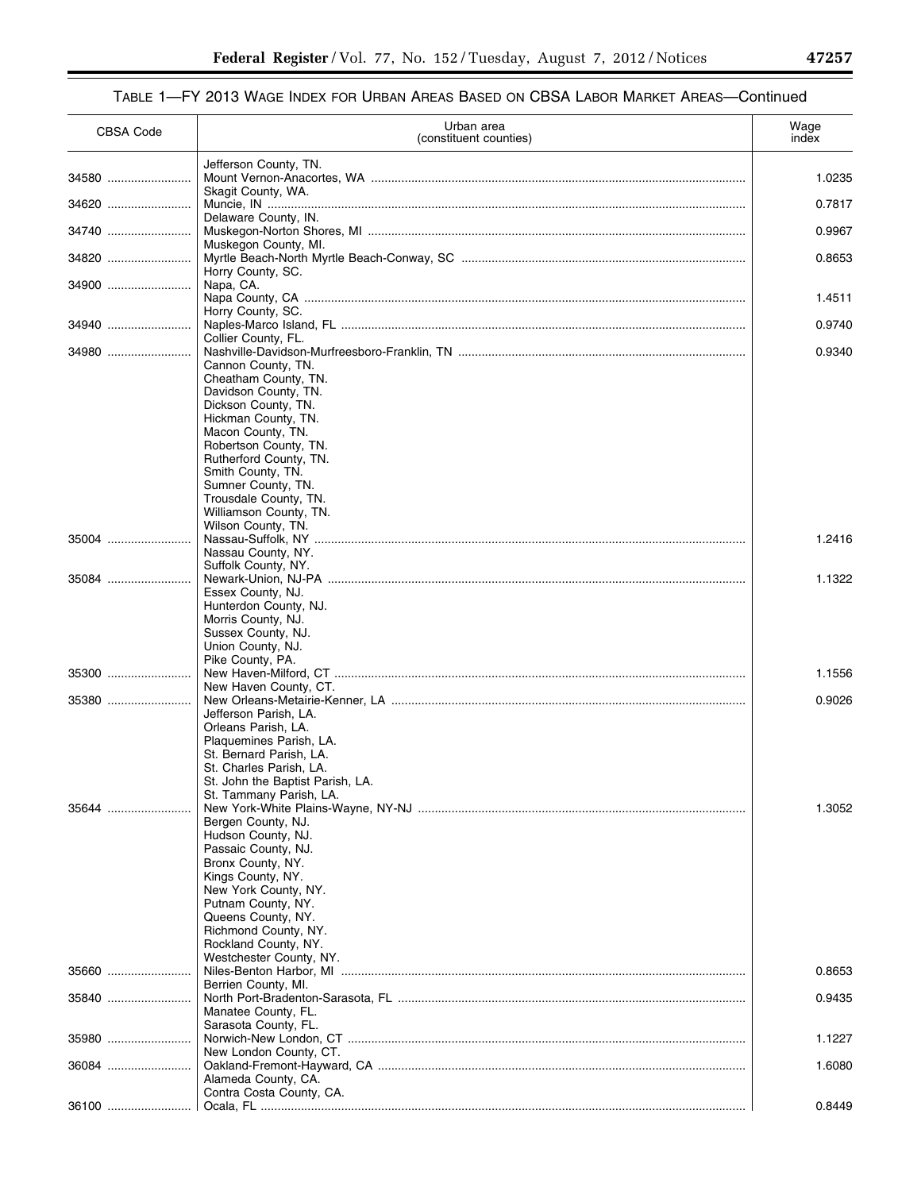TABLE 1—FY 2013 WAGE INDEX FOR URBAN AREAS BASED ON CBSA LABOR MARKET AREAS—Continued

| CBSA Code | Urban area (constituent counties) | Wage index |
|---|---|---|
| | Jefferson County, TN. | |
| 34580 | Mount Vernon-Anacortes, WA | 1.0235 |
| | Skagit County, WA. | |
| 34620 | Muncie, IN | 0.7817 |
| | Delaware County, IN. | |
| 34740 | Muskegon-Norton Shores, MI | 0.9967 |
| | Muskegon County, MI. | |
| 34820 | Myrtle Beach-North Myrtle Beach-Conway, SC | 0.8653 |
| | Horry County, SC. | |
| 34900 | Napa, CA. | |
| | Napa County, CA | 1.4511 |
| | Horry County, SC. | |
| 34940 | Naples-Marco Island, FL | 0.9740 |
| | Collier County, FL. | |
| 34980 | Nashville-Davidson-Murfreesboro-Franklin, TN | 0.9340 |
| | Cannon County, TN. | |
| | Cheatham County, TN. | |
| | Davidson County, TN. | |
| | Dickson County, TN. | |
| | Hickman County, TN. | |
| | Macon County, TN. | |
| | Robertson County, TN. | |
| | Rutherford County, TN. | |
| | Smith County, TN. | |
| | Sumner County, TN. | |
| | Trousdale County, TN. | |
| | Williamson County, TN. | |
| | Wilson County, TN. | |
| 35004 | Nassau-Suffolk, NY | 1.2416 |
| | Nassau County, NY. | |
| | Suffolk County, NY. | |
| 35084 | Newark-Union, NJ-PA | 1.1322 |
| | Essex County, NJ. | |
| | Hunterdon County, NJ. | |
| | Morris County, NJ. | |
| | Sussex County, NJ. | |
| | Union County, NJ. | |
| | Pike County, PA. | |
| 35300 | New Haven-Milford, CT | 1.1556 |
| | New Haven County, CT. | |
| 35380 | New Orleans-Metairie-Kenner, LA | 0.9026 |
| | Jefferson Parish, LA. | |
| | Orleans Parish, LA. | |
| | Plaquemines Parish, LA. | |
| | St. Bernard Parish, LA. | |
| | St. Charles Parish, LA. | |
| | St. John the Baptist Parish, LA. | |
| | St. Tammany Parish, LA. | |
| 35644 | New York-White Plains-Wayne, NY-NJ | 1.3052 |
| | Bergen County, NJ. | |
| | Hudson County, NJ. | |
| | Passaic County, NJ. | |
| | Bronx County, NY. | |
| | Kings County, NY. | |
| | New York County, NY. | |
| | Putnam County, NY. | |
| | Queens County, NY. | |
| | Richmond County, NY. | |
| | Rockland County, NY. | |
| | Westchester County, NY. | |
| 35660 | Niles-Benton Harbor, MI | 0.8653 |
| | Berrien County, MI. | |
| 35840 | North Port-Bradenton-Sarasota, FL | 0.9435 |
| | Manatee County, FL. | |
| | Sarasota County, FL. | |
| 35980 | Norwich-New London, CT | 1.1227 |
| | New London County, CT. | |
| 36084 | Oakland-Fremont-Hayward, CA | 1.6080 |
| | Alameda County, CA. | |
| | Contra Costa County, CA. | |
| 36100 | Ocala, FL | 0.8449 |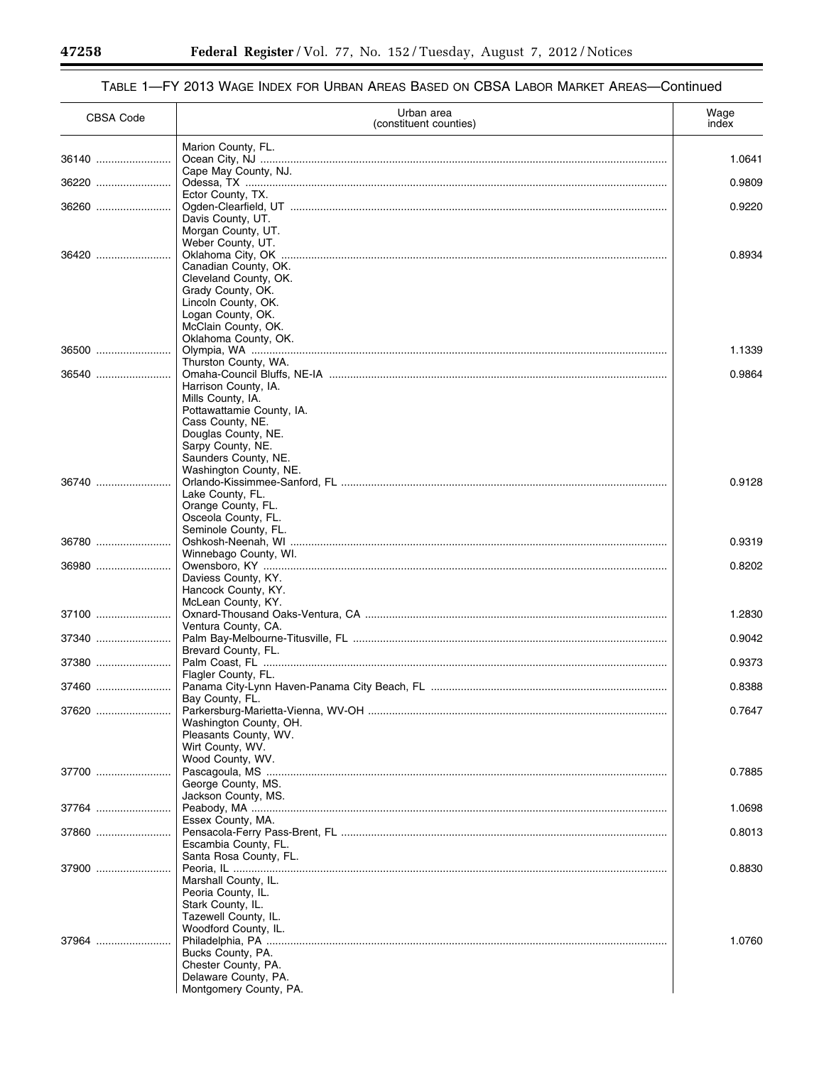## TABLE 1—FY 2013 WAGE INDEX FOR URBAN AREAS BASED ON CBSA LABOR MARKET AREAS—Continued

| CBSA Code | Urban area (constituent counties) | Wage index |
|---|---|---|
| | Marion County, FL. | |
| 36140 | Ocean City, NJ | 1.0641 |
| | Cape May County, NJ. | |
| 36220 | Odessa, TX | 0.9809 |
| | Ector County, TX. | |
| 36260 | Ogden-Clearfield, UT | 0.9220 |
| | Davis County, UT. | |
| | Morgan County, UT. | |
| | Weber County, UT. | |
| 36420 | Oklahoma City, OK | 0.8934 |
| | Canadian County, OK. | |
| | Cleveland County, OK. | |
| | Grady County, OK. | |
| | Lincoln County, OK. | |
| | Logan County, OK. | |
| | McClain County, OK. | |
| | Oklahoma County, OK. | |
| 36500 | Olympia, WA | 1.1339 |
| | Thurston County, WA. | |
| 36540 | Omaha-Council Bluffs, NE-IA | 0.9864 |
| | Harrison County, IA. | |
| | Mills County, IA. | |
| | Pottawattamie County, IA. | |
| | Cass County, NE. | |
| | Douglas County, NE. | |
| | Sarpy County, NE. | |
| | Saunders County, NE. | |
| | Washington County, NE. | |
| 36740 | Orlando-Kissimmee-Sanford, FL | 0.9128 |
| | Lake County, FL. | |
| | Orange County, FL. | |
| | Osceola County, FL. | |
| | Seminole County, FL. | |
| 36780 | Oshkosh-Neenah, WI | 0.9319 |
| | Winnebago County, WI. | |
| 36980 | Owensboro, KY | 0.8202 |
| | Daviess County, KY. | |
| | Hancock County, KY. | |
| | McLean County, KY. | |
| 37100 | Oxnard-Thousand Oaks-Ventura, CA | 1.2830 |
| | Ventura County, CA. | |
| 37340 | Palm Bay-Melbourne-Titusville, FL | 0.9042 |
| | Brevard County, FL. | |
| 37380 | Palm Coast, FL | 0.9373 |
| | Flagler County, FL. | |
| 37460 | Panama City-Lynn Haven-Panama City Beach, FL | 0.8388 |
| | Bay County, FL. | |
| 37620 | Parkersburg-Marietta-Vienna, WV-OH | 0.7647 |
| | Washington County, OH. | |
| | Pleasants County, WV. | |
| | Wirt County, WV. | |
| | Wood County, WV. | |
| 37700 | Pascagoula, MS | 0.7885 |
| | George County, MS. | |
| | Jackson County, MS. | |
| 37764 | Peabody, MA | 1.0698 |
| | Essex County, MA. | |
| 37860 | Pensacola-Ferry Pass-Brent, FL | 0.8013 |
| | Escambia County, FL. | |
| | Santa Rosa County, FL. | |
| 37900 | Peoria, IL | 0.8830 |
| | Marshall County, IL. | |
| | Peoria County, IL. | |
| | Stark County, IL. | |
| | Tazewell County, IL. | |
| | Woodford County, IL. | |
| 37964 | Philadelphia, PA | 1.0760 |
| | Bucks County, PA. | |
| | Chester County, PA. | |
| | Delaware County, PA. | |
| | Montgomery County, PA. | |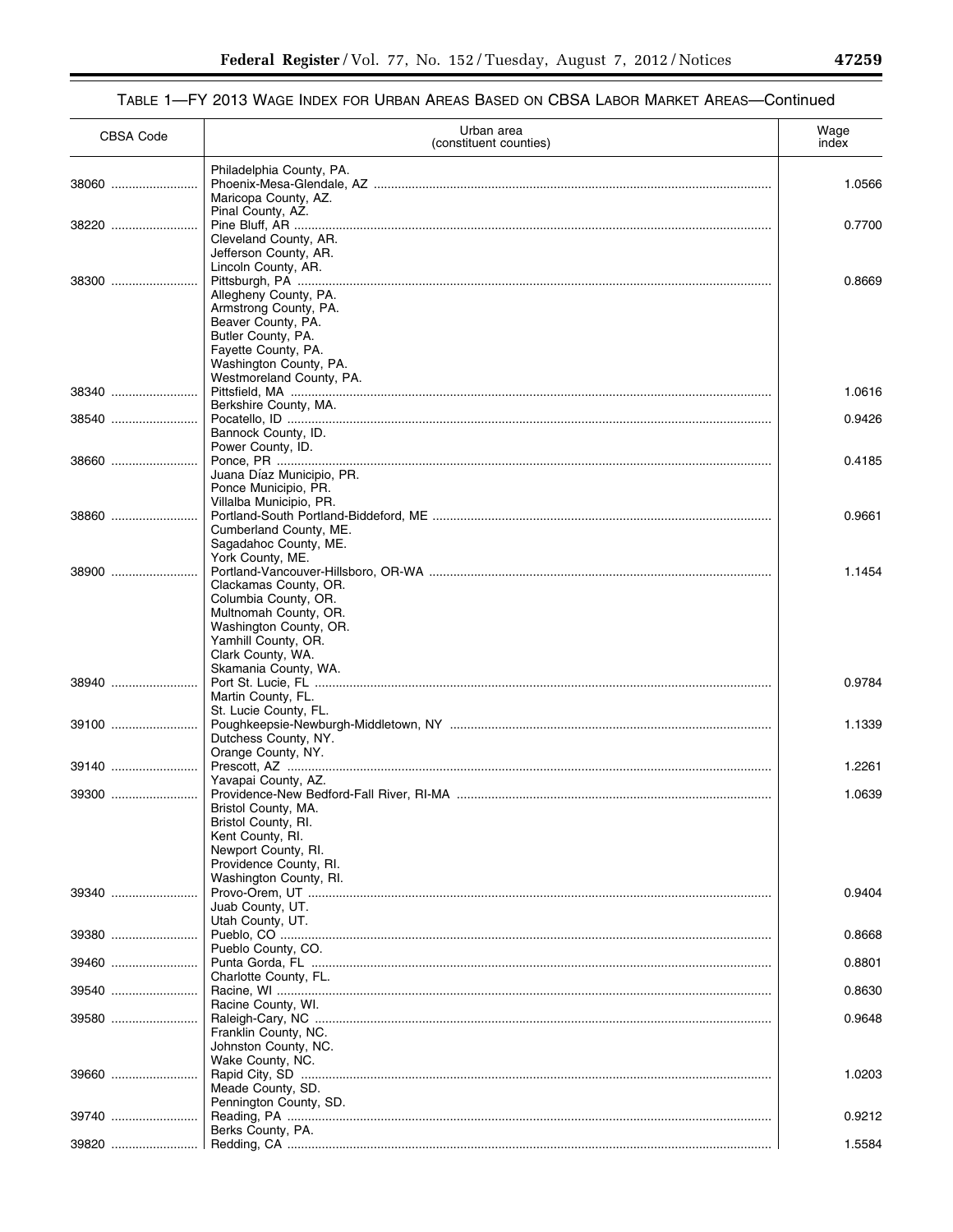TABLE 1—FY 2013 WAGE INDEX FOR URBAN AREAS BASED ON CBSA LABOR MARKET AREAS—Continued

| CBSA Code | Urban area (constituent counties) | Wage index |
|---|---|---|
| | Philadelphia County, PA. | |
| 38060 | Phoenix-Mesa-Glendale, AZ | 1.0566 |
| | Maricopa County, AZ. | |
| | Pinal County, AZ. | |
| 38220 | Pine Bluff, AR | 0.7700 |
| | Cleveland County, AR. | |
| | Jefferson County, AR. | |
| | Lincoln County, AR. | |
| 38300 | Pittsburgh, PA | 0.8669 |
| | Allegheny County, PA. | |
| | Armstrong County, PA. | |
| | Beaver County, PA. | |
| | Butler County, PA. | |
| | Fayette County, PA. | |
| | Washington County, PA. | |
| | Westmoreland County, PA. | |
| 38340 | Pittsfield, MA | 1.0616 |
| | Berkshire County, MA. | |
| 38540 | Pocatello, ID | 0.9426 |
| | Bannock County, ID. | |
| | Power County, ID. | |
| 38660 | Ponce, PR | 0.4185 |
| | Juana Díaz Municipio, PR. | |
| | Ponce Municipio, PR. | |
| | Villalba Municipio, PR. | |
| 38860 | Portland-South Portland-Biddeford, ME | 0.9661 |
| | Cumberland County, ME. | |
| | Sagadahoc County, ME. | |
| | York County, ME. | |
| 38900 | Portland-Vancouver-Hillsboro, OR-WA | 1.1454 |
| | Clackamas County, OR. | |
| | Columbia County, OR. | |
| | Multnomah County, OR. | |
| | Washington County, OR. | |
| | Yamhill County, OR. | |
| | Clark County, WA. | |
| | Skamania County, WA. | |
| 38940 | Port St. Lucie, FL | 0.9784 |
| | Martin County, FL. | |
| | St. Lucie County, FL. | |
| 39100 | Poughkeepsie-Newburgh-Middletown, NY | 1.1339 |
| | Dutchess County, NY. | |
| | Orange County, NY. | |
| 39140 | Prescott, AZ | 1.2261 |
| | Yavapai County, AZ. | |
| 39300 | Providence-New Bedford-Fall River, RI-MA | 1.0639 |
| | Bristol County, MA. | |
| | Bristol County, RI. | |
| | Kent County, RI. | |
| | Newport County, RI. | |
| | Providence County, RI. | |
| | Washington County, RI. | |
| 39340 | Provo-Orem, UT | 0.9404 |
| | Juab County, UT. | |
| | Utah County, UT. | |
| 39380 | Pueblo, CO | 0.8668 |
| | Pueblo County, CO. | |
| 39460 | Punta Gorda, FL | 0.8801 |
| | Charlotte County, FL. | |
| 39540 | Racine, WI | 0.8630 |
| | Racine County, WI. | |
| 39580 | Raleigh-Cary, NC | 0.9648 |
| | Franklin County, NC. | |
| | Johnston County, NC. | |
| | Wake County, NC. | |
| 39660 | Rapid City, SD | 1.0203 |
| | Meade County, SD. | |
| | Pennington County, SD. | |
| 39740 | Reading, PA | 0.9212 |
| | Berks County, PA. | |
| 39820 | Redding, CA | 1.5584 |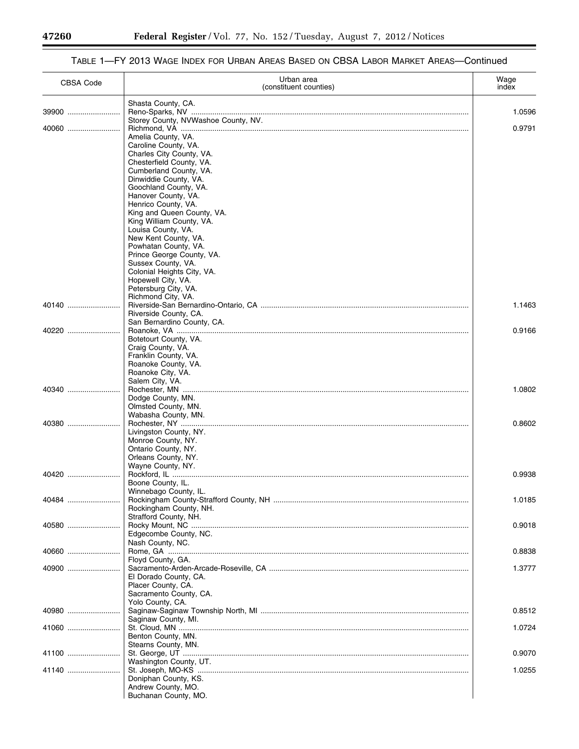### TABLE 1—FY 2013 WAGE INDEX FOR URBAN AREAS BASED ON CBSA LABOR MARKET AREAS—Continued

| CBSA Code | Urban area (constituent counties) | Wage index |
|---|---|---|
| | Shasta County, CA. | |
| 39900 | Reno-Sparks, NV | 1.0596 |
| | Storey County, NVWashoe County, NV. | |
| 40060 | Richmond, VA | 0.9791 |
| | Amelia County, VA. | |
| | Caroline County, VA. | |
| | Charles City County, VA. | |
| | Chesterfield County, VA. | |
| | Cumberland County, VA. | |
| | Dinwiddie County, VA. | |
| | Goochland County, VA. | |
| | Hanover County, VA. | |
| | Henrico County, VA. | |
| | King and Queen County, VA. | |
| | King William County, VA. | |
| | Louisa County, VA. | |
| | New Kent County, VA. | |
| | Powhatan County, VA. | |
| | Prince George County, VA. | |
| | Sussex County, VA. | |
| | Colonial Heights City, VA. | |
| | Hopewell City, VA. | |
| | Petersburg City, VA. | |
| | Richmond City, VA. | |
| 40140 | Riverside-San Bernardino-Ontario, CA | 1.1463 |
| | Riverside County, CA. | |
| | San Bernardino County, CA. | |
| 40220 | Roanoke, VA | 0.9166 |
| | Botetourt County, VA. | |
| | Craig County, VA. | |
| | Franklin County, VA. | |
| | Roanoke County, VA. | |
| | Roanoke City, VA. | |
| | Salem City, VA. | |
| 40340 | Rochester, MN | 1.0802 |
| | Dodge County, MN. | |
| | Olmsted County, MN. | |
| | Wabasha County, MN. | |
| 40380 | Rochester, NY | 0.8602 |
| | Livingston County, NY. | |
| | Monroe County, NY. | |
| | Ontario County, NY. | |
| | Orleans County, NY. | |
| | Wayne County, NY. | |
| 40420 | Rockford, IL | 0.9938 |
| | Boone County, IL. | |
| | Winnebago County, IL. | |
| 40484 | Rockingham County-Strafford County, NH | 1.0185 |
| | Rockingham County, NH. | |
| | Strafford County, NH. | |
| 40580 | Rocky Mount, NC | 0.9018 |
| | Edgecombe County, NC. | |
| | Nash County, NC. | |
| 40660 | Rome, GA | 0.8838 |
| | Floyd County, GA. | |
| 40900 | Sacramento-Arden-Arcade-Roseville, CA | 1.3777 |
| | El Dorado County, CA. | |
| | Placer County, CA. | |
| | Sacramento County, CA. | |
| | Yolo County, CA. | |
| 40980 | Saginaw-Saginaw Township North, MI | 0.8512 |
| | Saginaw County, MI. | |
| 41060 | St. Cloud, MN | 1.0724 |
| | Benton County, MN. | |
| | Stearns County, MN. | |
| 41100 | St. George, UT | 0.9070 |
| | Washington County, UT. | |
| 41140 | St. Joseph, MO-KS | 1.0255 |
| | Doniphan County, KS. | |
| | Andrew County, MO. | |
| | Buchanan County, MO. | |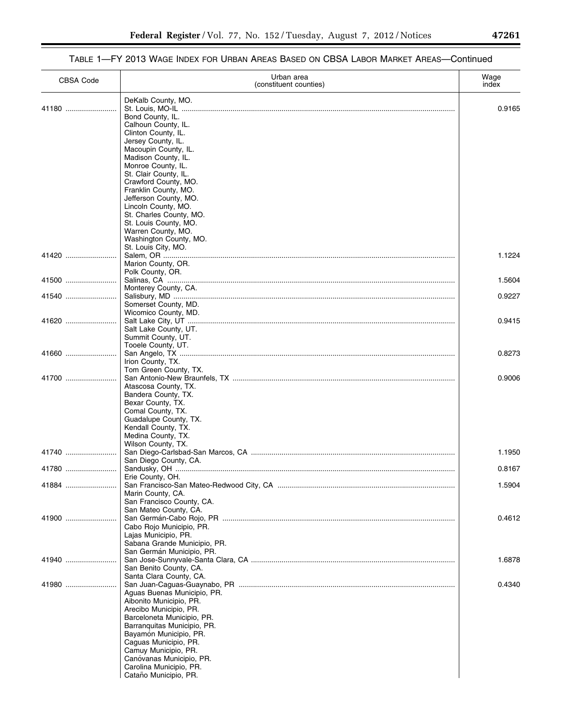TABLE 1—FY 2013 WAGE INDEX FOR URBAN AREAS BASED ON CBSA LABOR MARKET AREAS—Continued

| CBSA Code | Urban area (constituent counties) | Wage index |
|---|---|---|
| | DeKalb County, MO. | |
| 41180 | St. Louis, MO-IL | 0.9165 |
| | Bond County, IL. | |
| | Calhoun County, IL. | |
| | Clinton County, IL. | |
| | Jersey County, IL. | |
| | Macoupin County, IL. | |
| | Madison County, IL. | |
| | Monroe County, IL. | |
| | St. Clair County, IL. | |
| | Crawford County, MO. | |
| | Franklin County, MO. | |
| | Jefferson County, MO. | |
| | Lincoln County, MO. | |
| | St. Charles County, MO. | |
| | St. Louis County, MO. | |
| | Warren County, MO. | |
| | Washington County, MO. | |
| | St. Louis City, MO. | |
| 41420 | Salem, OR | 1.1224 |
| | Marion County, OR. | |
| | Polk County, OR. | |
| 41500 | Salinas, CA | 1.5604 |
| | Monterey County, CA. | |
| 41540 | Salisbury, MD | 0.9227 |
| | Somerset County, MD. | |
| | Wicomico County, MD. | |
| 41620 | Salt Lake City, UT | 0.9415 |
| | Salt Lake County, UT. | |
| | Summit County, UT. | |
| | Tooele County, UT. | |
| 41660 | San Angelo, TX | 0.8273 |
| | Irion County, TX. | |
| | Tom Green County, TX. | |
| 41700 | San Antonio-New Braunfels, TX | 0.9006 |
| | Atascosa County, TX. | |
| | Bandera County, TX. | |
| | Bexar County, TX. | |
| | Comal County, TX. | |
| | Guadalupe County, TX. | |
| | Kendall County, TX. | |
| | Medina County, TX. | |
| | Wilson County, TX. | |
| 41740 | San Diego-Carlsbad-San Marcos, CA | 1.1950 |
| | San Diego County, CA. | |
| 41780 | Sandusky, OH | 0.8167 |
| | Erie County, OH. | |
| 41884 | San Francisco-San Mateo-Redwood City, CA | 1.5904 |
| | Marin County, CA. | |
| | San Francisco County, CA. | |
| | San Mateo County, CA. | |
| 41900 | San Germán-Cabo Rojo, PR | 0.4612 |
| | Cabo Rojo Municipio, PR. | |
| | Lajas Municipio, PR. | |
| | Sabana Grande Municipio, PR. | |
| | San Germán Municipio, PR. | |
| 41940 | San Jose-Sunnyvale-Santa Clara, CA | 1.6878 |
| | San Benito County, CA. | |
| | Santa Clara County, CA. | |
| 41980 | San Juan-Caguas-Guaynabo, PR | 0.4340 |
| | Aguas Buenas Municipio, PR. | |
| | Aibonito Municipio, PR. | |
| | Arecibo Municipio, PR. | |
| | Barceloneta Municipio, PR. | |
| | Barranquitas Municipio, PR. | |
| | Bayamón Municipio, PR. | |
| | Caguas Municipio, PR. | |
| | Camuy Municipio, PR. | |
| | Canóvanas Municipio, PR. | |
| | Carolina Municipio, PR. | |
| | Cataño Municipio, PR. | |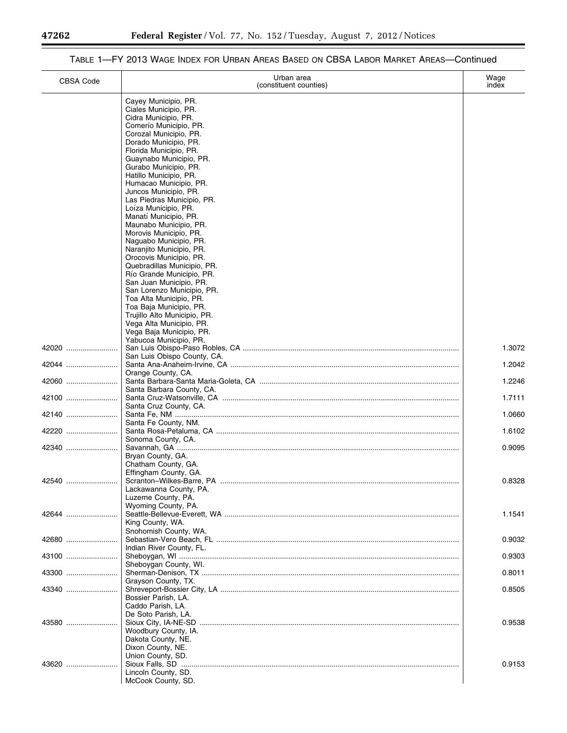TABLE 1—FY 2013 WAGE INDEX FOR URBAN AREAS BASED ON CBSA LABOR MARKET AREAS—Continued

| CBSA Code | Urban area (constituent counties) | Wage index |
| --- | --- | --- |
| | Cayey Municipio, PR. | |
| | Ciales Municipio, PR. | |
| | Cidra Municipio, PR. | |
| | Comerío Municipio, PR. | |
| | Corozal Municipio, PR. | |
| | Dorado Municipio, PR. | |
| | Florida Municipio, PR. | |
| | Guaynabo Municipio, PR. | |
| | Gurabo Municipio, PR. | |
| | Hatillo Municipio, PR. | |
| | Humacao Municipio, PR. | |
| | Juncos Municipio, PR. | |
| | Las Piedras Municipio, PR. | |
| | Loíza Municipio, PR. | |
| | Manatí Municipio, PR. | |
| | Maunabo Municipio, PR. | |
| | Morovis Municipio, PR. | |
| | Naguabo Municipio, PR. | |
| | Naranjito Municipio, PR. | |
| | Orocovis Municipio, PR. | |
| | Quebradillas Municipio, PR. | |
| | Río Grande Municipio, PR. | |
| | San Juan Municipio, PR. | |
| | San Lorenzo Municipio, PR. | |
| | Toa Alta Municipio, PR. | |
| | Toa Baja Municipio, PR. | |
| | Trujillo Alto Municipio, PR. | |
| | Vega Alta Municipio, PR. | |
| | Vega Baja Municipio, PR. | |
| | Yabucoa Municipio, PR. | |
| 42020 | San Luis Obispo-Paso Robles, CA | 1.3072 |
| | San Luis Obispo County, CA. | |
| 42044 | Santa Ana-Anaheim-Irvine, CA | 1.2042 |
| | Orange County, CA. | |
| 42060 | Santa Barbara-Santa Maria-Goleta, CA | 1.2246 |
| | Santa Barbara County, CA. | |
| 42100 | Santa Cruz-Watsonville, CA | 1.7111 |
| | Santa Cruz County, CA. | |
| 42140 | Santa Fe, NM | 1.0660 |
| | Santa Fe County, NM. | |
| 42220 | Santa Rosa-Petaluma, CA | 1.6102 |
| | Sonoma County, CA. | |
| 42340 | Savannah, GA | 0.9095 |
| | Bryan County, GA. | |
| | Chatham County, GA. | |
| | Effingham County, GA. | |
| 42540 | Scranton–Wilkes-Barre, PA | 0.8328 |
| | Lackawanna County, PA. | |
| | Luzerne County, PA. | |
| | Wyoming County, PA. | |
| 42644 | Seattle-Bellevue-Everett, WA | 1.1541 |
| | King County, WA. | |
| | Snohomish County, WA. | |
| 42680 | Sebastian-Vero Beach, FL | 0.9032 |
| | Indian River County, FL. | |
| 43100 | Sheboygan, WI | 0.9303 |
| | Sheboygan County, WI. | |
| 43300 | Sherman-Denison, TX | 0.8011 |
| | Grayson County, TX. | |
| 43340 | Shreveport-Bossier City, LA | 0.8505 |
| | Bossier Parish, LA. | |
| | Caddo Parish, LA. | |
| | De Soto Parish, LA. | |
| 43580 | Sioux City, IA-NE-SD | 0.9538 |
| | Woodbury County, IA. | |
| | Dakota County, NE. | |
| | Dixon County, NE. | |
| | Union County, SD. | |
| 43620 | Sioux Falls, SD | 0.9153 |
| | Lincoln County, SD. | |
| | McCook County, SD. | |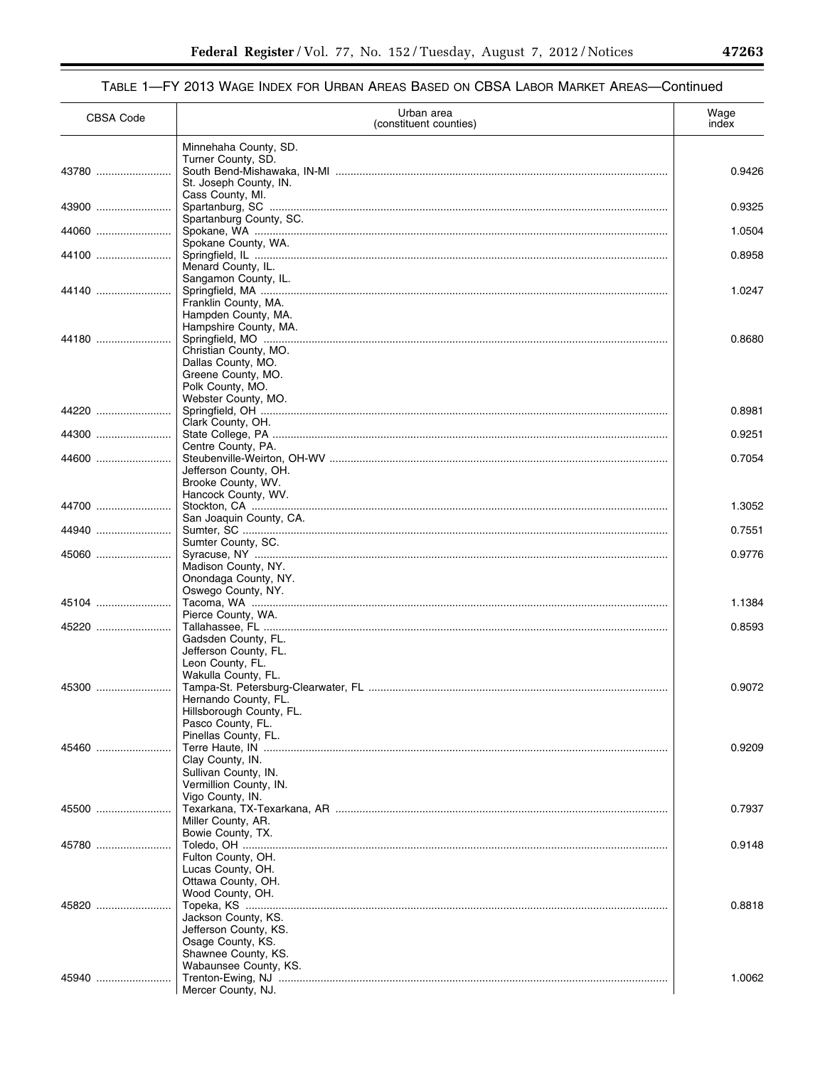TABLE 1—FY 2013 WAGE INDEX FOR URBAN AREAS BASED ON CBSA LABOR MARKET AREAS—Continued

| CBSA Code | Urban area (constituent counties) | Wage index |
|---|---|---|
| | Minnehaha County, SD. | |
| | Turner County, SD. | |
| 43780 | South Bend-Mishawaka, IN-MI | 0.9426 |
| | St. Joseph County, IN. | |
| | Cass County, MI. | |
| 43900 | Spartanburg, SC | 0.9325 |
| | Spartanburg County, SC. | |
| 44060 | Spokane, WA | 1.0504 |
| | Spokane County, WA. | |
| 44100 | Springfield, IL | 0.8958 |
| | Menard County, IL. | |
| | Sangamon County, IL. | |
| 44140 | Springfield, MA | 1.0247 |
| | Franklin County, MA. | |
| | Hampden County, MA. | |
| | Hampshire County, MA. | |
| 44180 | Springfield, MO | 0.8680 |
| | Christian County, MO. | |
| | Dallas County, MO. | |
| | Greene County, MO. | |
| | Polk County, MO. | |
| | Webster County, MO. | |
| 44220 | Springfield, OH | 0.8981 |
| | Clark County, OH. | |
| 44300 | State College, PA | 0.9251 |
| | Centre County, PA. | |
| 44600 | Steubenville-Weirton, OH-WV | 0.7054 |
| | Jefferson County, OH. | |
| | Brooke County, WV. | |
| | Hancock County, WV. | |
| 44700 | Stockton, CA | 1.3052 |
| | San Joaquin County, CA. | |
| 44940 | Sumter, SC | 0.7551 |
| | Sumter County, SC. | |
| 45060 | Syracuse, NY | 0.9776 |
| | Madison County, NY. | |
| | Onondaga County, NY. | |
| | Oswego County, NY. | |
| 45104 | Tacoma, WA | 1.1384 |
| | Pierce County, WA. | |
| 45220 | Tallahassee, FL | 0.8593 |
| | Gadsden County, FL. | |
| | Jefferson County, FL. | |
| | Leon County, FL. | |
| | Wakulla County, FL. | |
| 45300 | Tampa-St. Petersburg-Clearwater, FL | 0.9072 |
| | Hernando County, FL. | |
| | Hillsborough County, FL. | |
| | Pasco County, FL. | |
| | Pinellas County, FL. | |
| 45460 | Terre Haute, IN | 0.9209 |
| | Clay County, IN. | |
| | Sullivan County, IN. | |
| | Vermillion County, IN. | |
| | Vigo County, IN. | |
| 45500 | Texarkana, TX-Texarkana, AR | 0.7937 |
| | Miller County, AR. | |
| | Bowie County, TX. | |
| 45780 | Toledo, OH | 0.9148 |
| | Fulton County, OH. | |
| | Lucas County, OH. | |
| | Ottawa County, OH. | |
| | Wood County, OH. | |
| 45820 | Topeka, KS | 0.8818 |
| | Jackson County, KS. | |
| | Jefferson County, KS. | |
| | Osage County, KS. | |
| | Shawnee County, KS. | |
| | Wabaunsee County, KS. | |
| 45940 | Trenton-Ewing, NJ | 1.0062 |
| | Mercer County, NJ. | |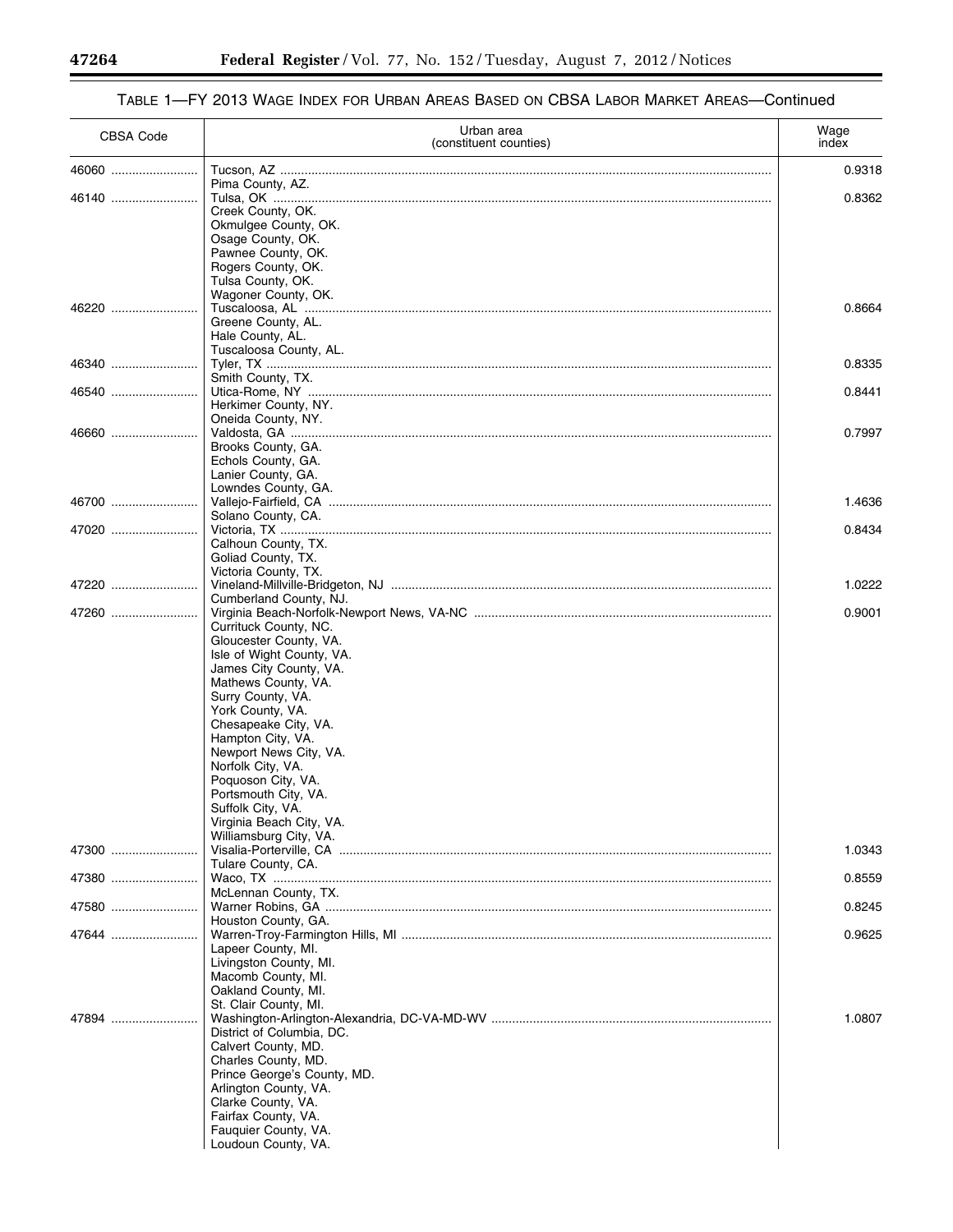TABLE 1—FY 2013 WAGE INDEX FOR URBAN AREAS BASED ON CBSA LABOR MARKET AREAS—Continued

| CBSA Code | Urban area (constituent counties) | Wage index |
|---|---|---|
| 46060 | Tucson, AZ | 0.9318 |
| | Pima County, AZ. | |
| 46140 | Tulsa, OK | 0.8362 |
| | Creek County, OK. | |
| | Okmulgee County, OK. | |
| | Osage County, OK. | |
| | Pawnee County, OK. | |
| | Rogers County, OK. | |
| | Tulsa County, OK. | |
| | Wagoner County, OK. | |
| 46220 | Tuscaloosa, AL | 0.8664 |
| | Greene County, AL. | |
| | Hale County, AL. | |
| | Tuscaloosa County, AL. | |
| 46340 | Tyler, TX | 0.8335 |
| | Smith County, TX. | |
| 46540 | Utica-Rome, NY | 0.8441 |
| | Herkimer County, NY. | |
| | Oneida County, NY. | |
| 46660 | Valdosta, GA | 0.7997 |
| | Brooks County, GA. | |
| | Echols County, GA. | |
| | Lanier County, GA. | |
| | Lowndes County, GA. | |
| 46700 | Vallejo-Fairfield, CA | 1.4636 |
| | Solano County, CA. | |
| 47020 | Victoria, TX | 0.8434 |
| | Calhoun County, TX. | |
| | Goliad County, TX. | |
| | Victoria County, TX. | |
| 47220 | Vineland-Millville-Bridgeton, NJ | 1.0222 |
| | Cumberland County, NJ. | |
| 47260 | Virginia Beach-Norfolk-Newport News, VA-NC | 0.9001 |
| | Currituck County, NC. | |
| | Gloucester County, VA. | |
| | Isle of Wight County, VA. | |
| | James City County, VA. | |
| | Mathews County, VA. | |
| | Surry County, VA. | |
| | York County, VA. | |
| | Chesapeake City, VA. | |
| | Hampton City, VA. | |
| | Newport News City, VA. | |
| | Norfolk City, VA. | |
| | Poquoson City, VA. | |
| | Portsmouth City, VA. | |
| | Suffolk City, VA. | |
| | Virginia Beach City, VA. | |
| | Williamsburg City, VA. | |
| 47300 | Visalia-Porterville, CA | 1.0343 |
| | Tulare County, CA. | |
| 47380 | Waco, TX | 0.8559 |
| | McLennan County, TX. | |
| 47580 | Warner Robins, GA | 0.8245 |
| | Houston County, GA. | |
| 47644 | Warren-Troy-Farmington Hills, MI | 0.9625 |
| | Lapeer County, MI. | |
| | Livingston County, MI. | |
| | Macomb County, MI. | |
| | Oakland County, MI. | |
| | St. Clair County, MI. | |
| 47894 | Washington-Arlington-Alexandria, DC-VA-MD-WV | 1.0807 |
| | District of Columbia, DC. | |
| | Calvert County, MD. | |
| | Charles County, MD. | |
| | Prince George's County, MD. | |
| | Arlington County, VA. | |
| | Clarke County, VA. | |
| | Fairfax County, VA. | |
| | Fauquier County, VA. | |
| | Loudoun County, VA. | |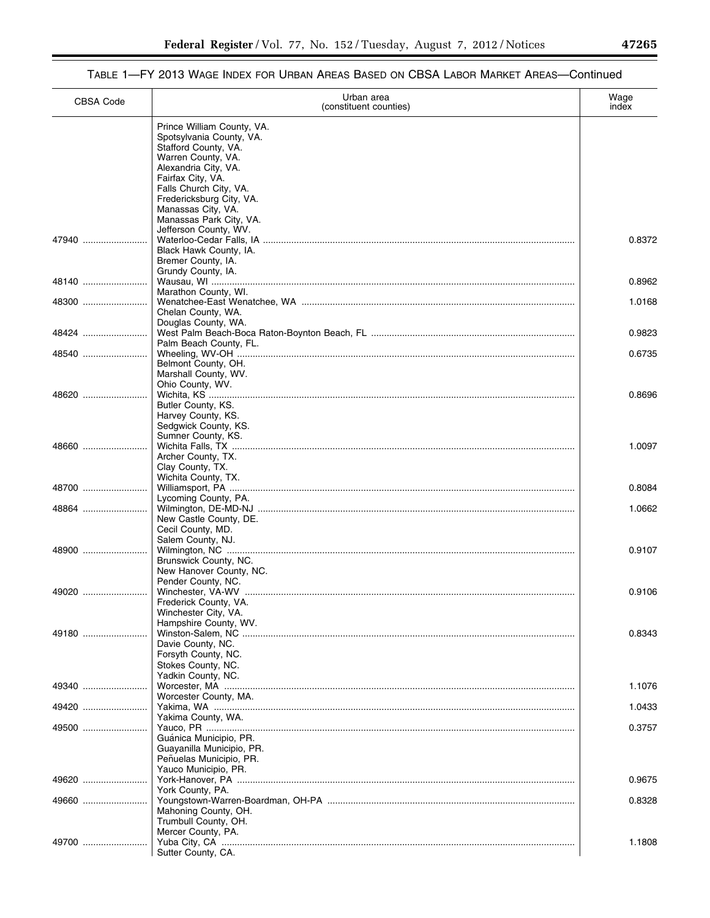TABLE 1—FY 2013 WAGE INDEX FOR URBAN AREAS BASED ON CBSA LABOR MARKET AREAS—Continued

| CBSA Code | Urban area (constituent counties) | Wage index |
|---|---|---|
| | Prince William County, VA. | |
| | Spotsylvania County, VA. | |
| | Stafford County, VA. | |
| | Warren County, VA. | |
| | Alexandria City, VA. | |
| | Fairfax City, VA. | |
| | Falls Church City, VA. | |
| | Fredericksburg City, VA. | |
| | Manassas City, VA. | |
| | Manassas Park City, VA. | |
| | Jefferson County, WV. | |
| 47940 | Waterloo-Cedar Falls, IA | 0.8372 |
| | Black Hawk County, IA. | |
| | Bremer County, IA. | |
| | Grundy County, IA. | |
| 48140 | Wausau, WI | 0.8962 |
| | Marathon County, WI. | |
| 48300 | Wenatchee-East Wenatchee, WA | 1.0168 |
| | Chelan County, WA. | |
| | Douglas County, WA. | |
| 48424 | West Palm Beach-Boca Raton-Boynton Beach, FL | 0.9823 |
| | Palm Beach County, FL. | |
| 48540 | Wheeling, WV-OH | 0.6735 |
| | Belmont County, OH. | |
| | Marshall County, WV. | |
| | Ohio County, WV. | |
| 48620 | Wichita, KS | 0.8696 |
| | Butler County, KS. | |
| | Harvey County, KS. | |
| | Sedgwick County, KS. | |
| | Sumner County, KS. | |
| 48660 | Wichita Falls, TX | 1.0097 |
| | Archer County, TX. | |
| | Clay County, TX. | |
| | Wichita County, TX. | |
| 48700 | Williamsport, PA | 0.8084 |
| | Lycoming County, PA. | |
| 48864 | Wilmington, DE-MD-NJ | 1.0662 |
| | New Castle County, DE. | |
| | Cecil County, MD. | |
| | Salem County, NJ. | |
| 48900 | Wilmington, NC | 0.9107 |
| | Brunswick County, NC. | |
| | New Hanover County, NC. | |
| | Pender County, NC. | |
| 49020 | Winchester, VA-WV | 0.9106 |
| | Frederick County, VA. | |
| | Winchester City, VA. | |
| | Hampshire County, WV. | |
| 49180 | Winston-Salem, NC | 0.8343 |
| | Davie County, NC. | |
| | Forsyth County, NC. | |
| | Stokes County, NC. | |
| | Yadkin County, NC. | |
| 49340 | Worcester, MA | 1.1076 |
| | Worcester County, MA. | |
| 49420 | Yakima, WA | 1.0433 |
| | Yakima County, WA. | |
| 49500 | Yauco, PR | 0.3757 |
| | Guánica Municipio, PR. | |
| | Guayanilla Municipio, PR. | |
| | Peñuelas Municipio, PR. | |
| | Yauco Municipio, PR. | |
| 49620 | York-Hanover, PA | 0.9675 |
| | York County, PA. | |
| 49660 | Youngstown-Warren-Boardman, OH-PA | 0.8328 |
| | Mahoning County, OH. | |
| | Trumbull County, OH. | |
| | Mercer County, PA. | |
| 49700 | Yuba City, CA | 1.1808 |
| | Sutter County, CA. | |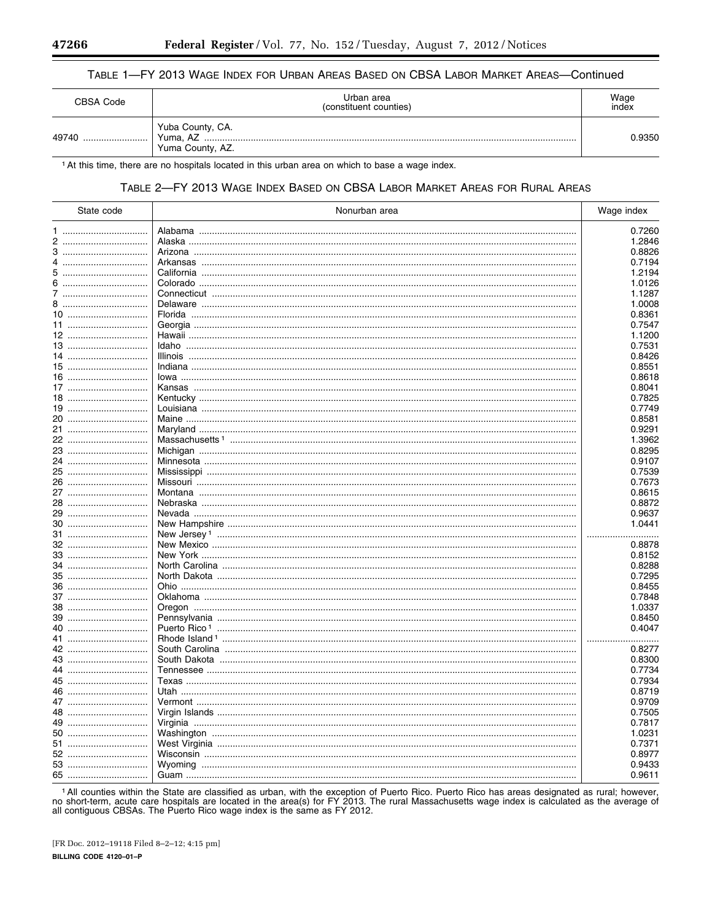### TABLE 1—FY 2013 WAGE INDEX FOR URBAN AREAS BASED ON CBSA LABOR MARKET AREAS—Continued

| CBSA Code | Urban area (constituent counties) | Wage index |
|---|---|---|
| | Yuba County, CA. | |
| 49740 | Yuma, AZ | 0.9350 |
| | Yuma County, AZ. | |

[1] At this time, there are no hospitals located in this urban area on which to base a wage index.

### TABLE 2—FY 2013 WAGE INDEX BASED ON CBSA LABOR MARKET AREAS FOR RURAL AREAS

| State code | Nonurban area | Wage index |
|---|---|---|
| 1 | Alabama | 0.7260 |
| 2 | Alaska | 1.2846 |
| 3 | Arizona | 0.8826 |
| 4 | Arkansas | 0.7194 |
| 5 | California | 1.2194 |
| 6 | Colorado | 1.0126 |
| 7 | Connecticut | 1.1287 |
| 8 | Delaware | 1.0008 |
| 10 | Florida | 0.8361 |
| 11 | Georgia | 0.7547 |
| 12 | Hawaii | 1.1200 |
| 13 | Idaho | 0.7531 |
| 14 | Illinois | 0.8426 |
| 15 | Indiana | 0.8551 |
| 16 | Iowa | 0.8618 |
| 17 | Kansas | 0.8041 |
| 18 | Kentucky | 0.7825 |
| 19 | Louisiana | 0.7749 |
| 20 | Maine | 0.8581 |
| 21 | Maryland | 0.9291 |
| 22 | Massachusetts [1] | 1.3962 |
| 23 | Michigan | 0.8295 |
| 24 | Minnesota | 0.9107 |
| 25 | Mississippi | 0.7539 |
| 26 | Missouri | 0.7673 |
| 27 | Montana | 0.8615 |
| 28 | Nebraska | 0.8872 |
| 29 | Nevada | 0.9637 |
| 30 | New Hampshire | 1.0441 |
| 31 | New Jersey [1] | |
| 32 | New Mexico | 0.8878 |
| 33 | New York | 0.8152 |
| 34 | North Carolina | 0.8288 |
| 35 | North Dakota | 0.7295 |
| 36 | Ohio | 0.8455 |
| 37 | Oklahoma | 0.7848 |
| 38 | Oregon | 1.0337 |
| 39 | Pennsylvania | 0.8450 |
| 40 | Puerto Rico [1] | 0.4047 |
| 41 | Rhode Island [1] | |
| 42 | South Carolina | 0.8277 |
| 43 | South Dakota | 0.8300 |
| 44 | Tennessee | 0.7734 |
| 45 | Texas | 0.7934 |
| 46 | Utah | 0.8719 |
| 47 | Vermont | 0.9709 |
| 48 | Virgin Islands | 0.7505 |
| 49 | Virginia | 0.7817 |
| 50 | Washington | 1.0231 |
| 51 | West Virginia | 0.7371 |
| 52 | Wisconsin | 0.8977 |
| 53 | Wyoming | 0.9433 |
| 65 | Guam | 0.9611 |

[1] All counties within the State are classified as urban, with the exception of Puerto Rico. Puerto Rico has areas designated as rural; however, no short-term, acute care hospitals are located in the area(s) for FY 2013. The rural Massachusetts wage index is calculated as the average of all contiguous CBSAs. The Puerto Rico wage index is the same as FY 2012.

[FR Doc. 2012–19118 Filed 8–2–12; 4:15 pm]

**BILLING CODE 4120–01–P**